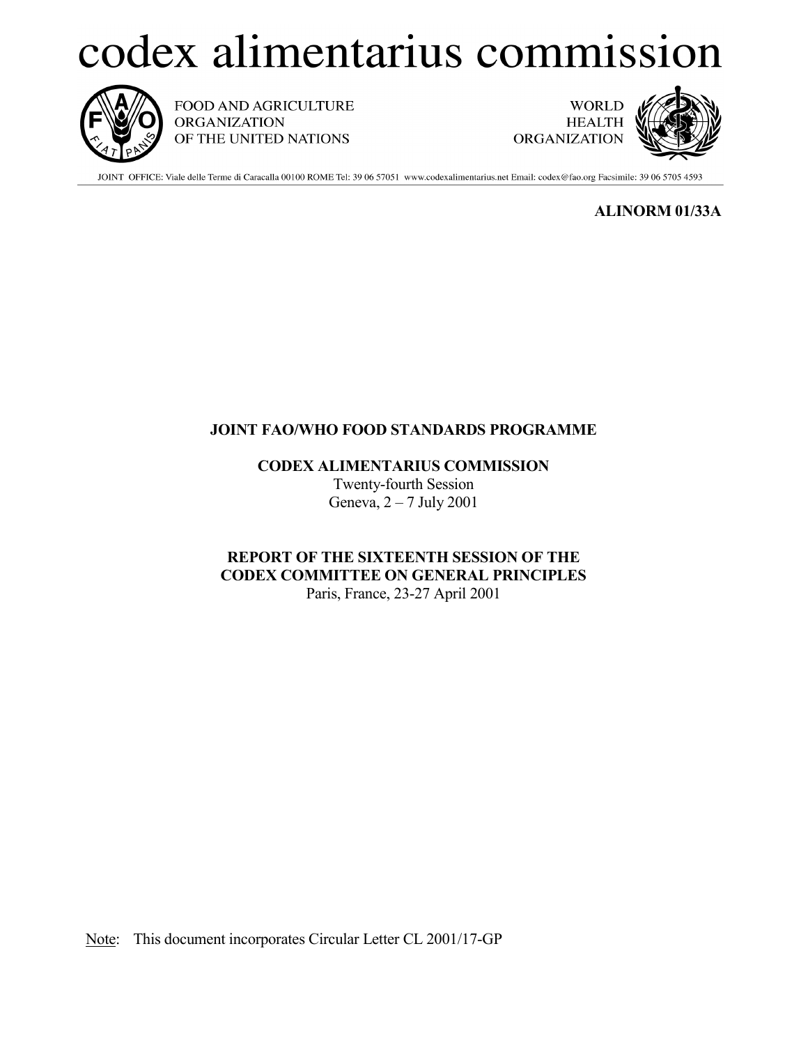# codex alimentarius commission

FOOD AND AGRICULTURE ORGANIZATION OF THE UNITED NATIONS

WORLD HEALTH ORGANIZATION

JOINT OFFICE: Viale delle Terme di Caracalla 00100 ROME Tel: 39 06 57051 www.codexalimentarius.net Email: codex@fao.org Facsimile: 39 06 5705 4593

**ALINORM 01/33A**

**JOINT FAO/WHO FOOD STANDARDS PROGRAMME**

**CODEX ALIMENTARIUS COMMISSION**
Twenty-fourth Session
Geneva, 2 – 7 July 2001

**REPORT OF THE SIXTEENTH SESSION OF THE CODEX COMMITTEE ON GENERAL PRINCIPLES**
Paris, France, 23-27 April 2001

Note: This document incorporates Circular Letter CL 2001/17-GP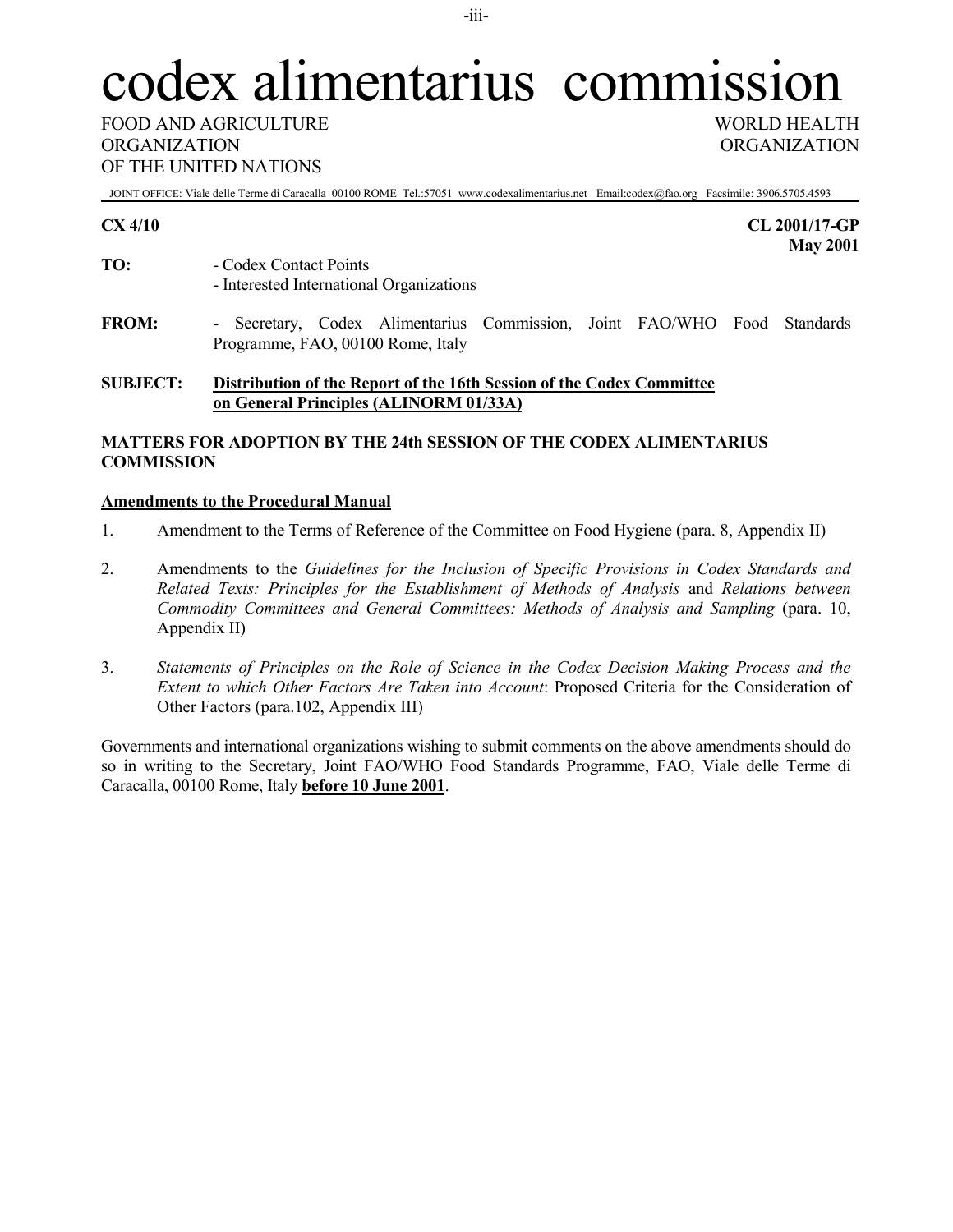# codex alimentarius commission

FOOD AND AGRICULTURE ORGANIZATION OF THE UNITED NATIONS

WORLD HEALTH ORGANIZATION

JOINT OFFICE: Viale delle Terme di Caracalla 00100 ROME Tel.:57051 www.codexalimentarius.net Email:codex@fao.org Facsimile: 3906.5705.4593

**CX 4/10**

**CL 2001/17-GP**
**May 2001**

**TO:** - Codex Contact Points
- Interested International Organizations

**FROM:** - Secretary, Codex Alimentarius Commission, Joint FAO/WHO Food Standards Programme, FAO, 00100 Rome, Italy

**SUBJECT:** **Distribution of the Report of the 16th Session of the Codex Committee on General Principles (ALINORM 01/33A)**

**MATTERS FOR ADOPTION BY THE 24th SESSION OF THE CODEX ALIMENTARIUS COMMISSION**

**Amendments to the Procedural Manual**

1. Amendment to the Terms of Reference of the Committee on Food Hygiene (para. 8, Appendix II)

2. Amendments to the *Guidelines for the Inclusion of Specific Provisions in Codex Standards and Related Texts: Principles for the Establishment of Methods of Analysis* and *Relations between Commodity Committees and General Committees: Methods of Analysis and Sampling* (para. 10, Appendix II)

3. *Statements of Principles on the Role of Science in the Codex Decision Making Process and the Extent to which Other Factors Are Taken into Account*: Proposed Criteria for the Consideration of Other Factors (para.102, Appendix III)

Governments and international organizations wishing to submit comments on the above amendments should do so in writing to the Secretary, Joint FAO/WHO Food Standards Programme, FAO, Viale delle Terme di Caracalla, 00100 Rome, Italy **before 10 June 2001**.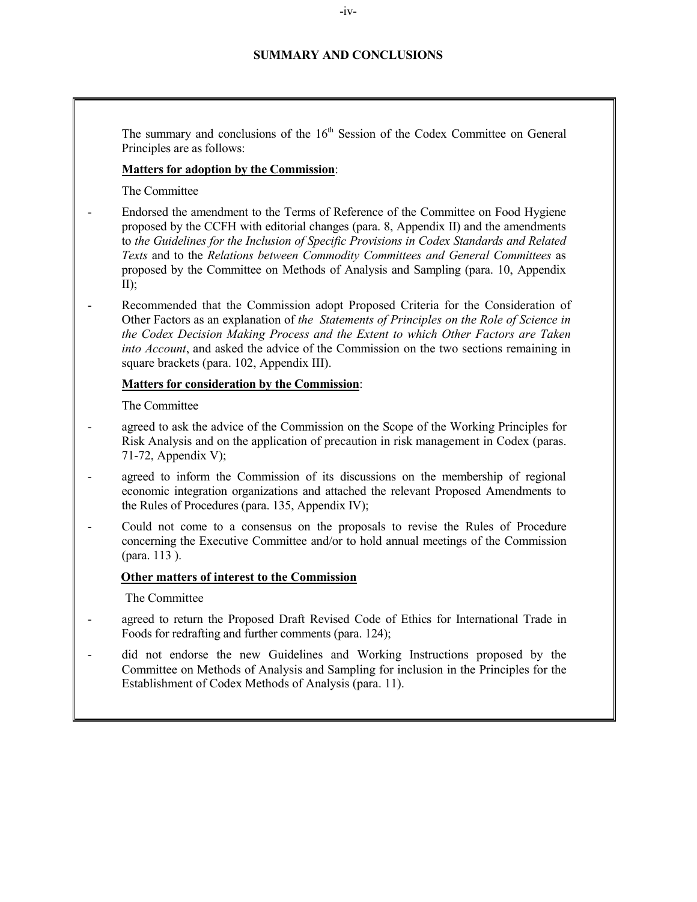## SUMMARY AND CONCLUSIONS

The summary and conclusions of the 16[th] Session of the Codex Committee on General Principles are as follows:

**Matters for adoption by the Commission**:

The Committee

- Endorsed the amendment to the Terms of Reference of the Committee on Food Hygiene proposed by the CCFH with editorial changes (para. 8, Appendix II) and the amendments to *the Guidelines for the Inclusion of Specific Provisions in Codex Standards and Related Texts* and to the *Relations between Commodity Committees and General Committees* as proposed by the Committee on Methods of Analysis and Sampling (para. 10, Appendix II);
- Recommended that the Commission adopt Proposed Criteria for the Consideration of Other Factors as an explanation of *the Statements of Principles on the Role of Science in the Codex Decision Making Process and the Extent to which Other Factors are Taken into Account*, and asked the advice of the Commission on the two sections remaining in square brackets (para. 102, Appendix III).

**Matters for consideration by the Commission**:

The Committee

- agreed to ask the advice of the Commission on the Scope of the Working Principles for Risk Analysis and on the application of precaution in risk management in Codex (paras. 71-72, Appendix V);
- agreed to inform the Commission of its discussions on the membership of regional economic integration organizations and attached the relevant Proposed Amendments to the Rules of Procedures (para. 135, Appendix IV);
- Could not come to a consensus on the proposals to revise the Rules of Procedure concerning the Executive Committee and/or to hold annual meetings of the Commission (para. 113 ).

**Other matters of interest to the Commission**

The Committee

- agreed to return the Proposed Draft Revised Code of Ethics for International Trade in Foods for redrafting and further comments (para. 124);
- did not endorse the new Guidelines and Working Instructions proposed by the Committee on Methods of Analysis and Sampling for inclusion in the Principles for the Establishment of Codex Methods of Analysis (para. 11).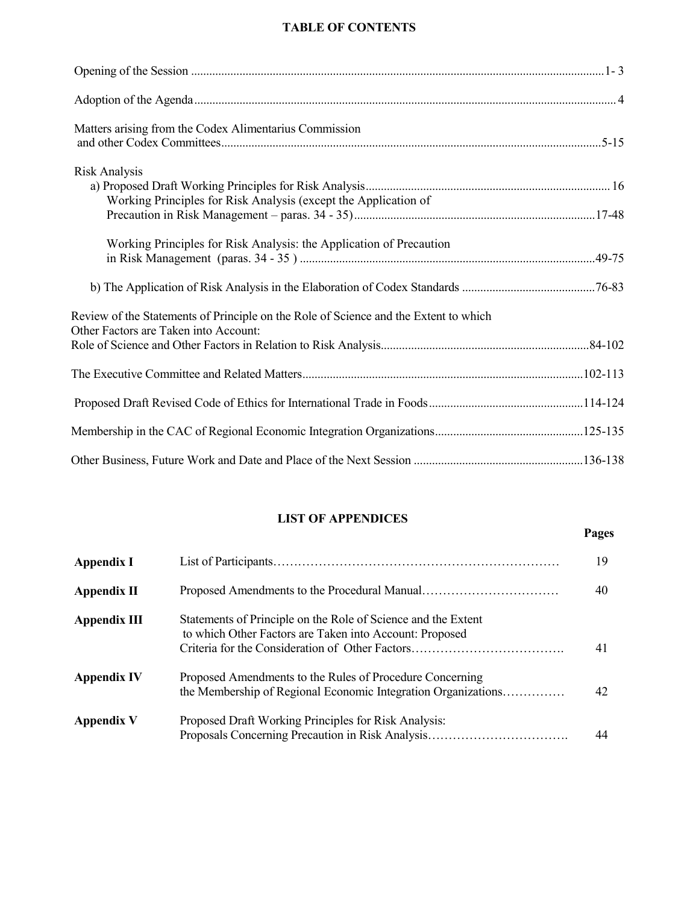## TABLE OF CONTENTS

| | |
|---|---|
| Opening of the Session | 1- 3 |
| Adoption of the Agenda | 4 |
| Matters arising from the Codex Alimentarius Commission and other Codex Committees | 5-15 |
| Risk Analysis | |
| a) Proposed Draft Working Principles for Risk Analysis | 16 |
| Working Principles for Risk Analysis (except the Application of Precaution in Risk Management – paras. 34 - 35) | 17-48 |
| Working Principles for Risk Analysis: the Application of Precaution in Risk Management (paras. 34 - 35 ) | 49-75 |
| b) The Application of Risk Analysis in the Elaboration of Codex Standards | 76-83 |
| Review of the Statements of Principle on the Role of Science and the Extent to which Other Factors are Taken into Account: Role of Science and Other Factors in Relation to Risk Analysis | 84-102 |
| The Executive Committee and Related Matters | 102-113 |
| Proposed Draft Revised Code of Ethics for International Trade in Foods | 114-124 |
| Membership in the CAC of Regional Economic Integration Organizations | 125-135 |
| Other Business, Future Work and Date and Place of the Next Session | 136-138 |

## LIST OF APPENDICES

| | | Pages |
|---|---|---|
| **Appendix I** | List of Participants | 19 |
| **Appendix II** | Proposed Amendments to the Procedural Manual | 40 |
| **Appendix III** | Statements of Principle on the Role of Science and the Extent to which Other Factors are Taken into Account: Proposed Criteria for the Consideration of Other Factors | 41 |
| **Appendix IV** | Proposed Amendments to the Rules of Procedure Concerning the Membership of Regional Economic Integration Organizations | 42 |
| **Appendix V** | Proposed Draft Working Principles for Risk Analysis: Proposals Concerning Precaution in Risk Analysis | 44 |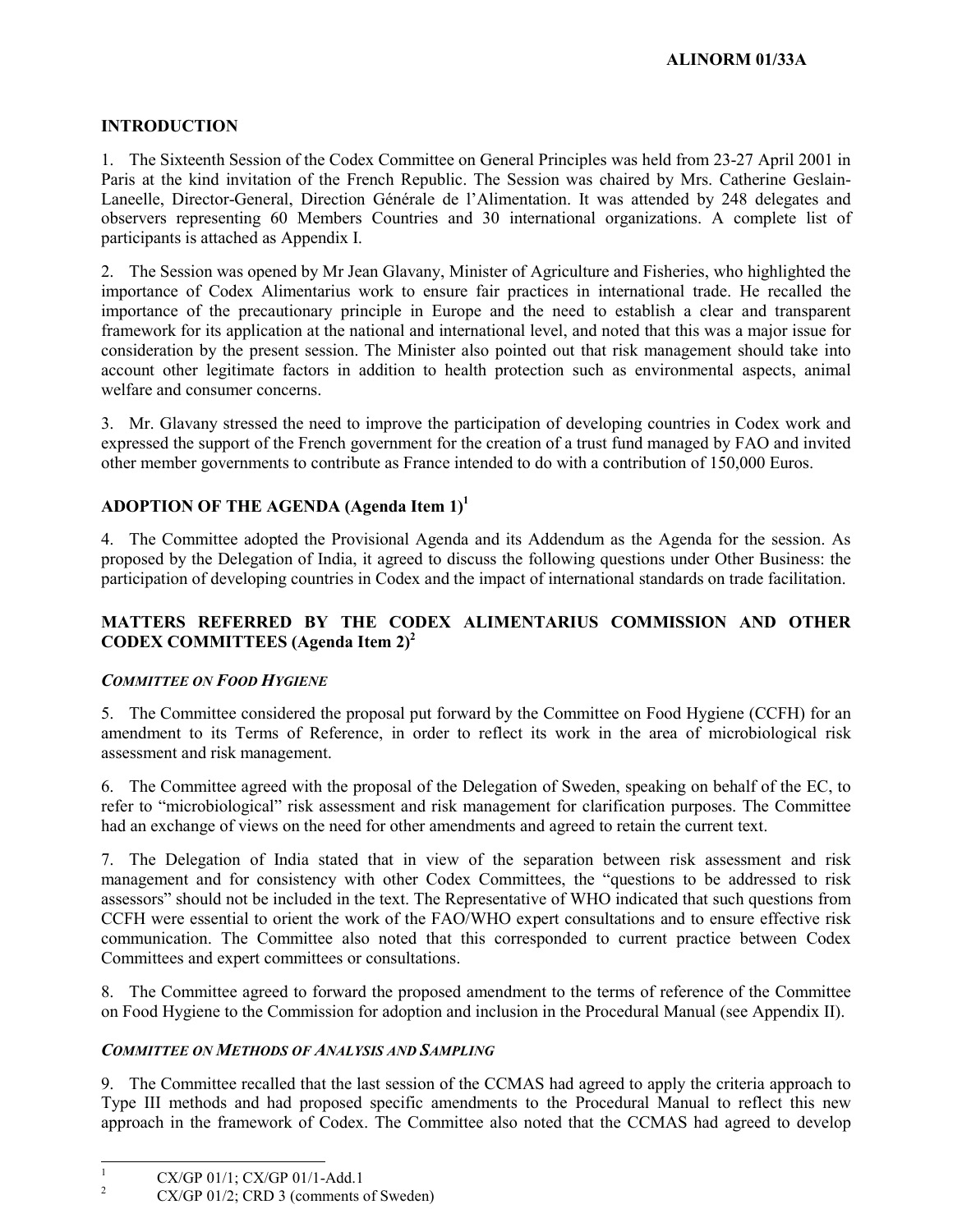## INTRODUCTION

1. The Sixteenth Session of the Codex Committee on General Principles was held from 23-27 April 2001 in Paris at the kind invitation of the French Republic. The Session was chaired by Mrs. Catherine Geslain-Laneelle, Director-General, Direction Générale de l'Alimentation. It was attended by 248 delegates and observers representing 60 Members Countries and 30 international organizations. A complete list of participants is attached as Appendix I.

2. The Session was opened by Mr Jean Glavany, Minister of Agriculture and Fisheries, who highlighted the importance of Codex Alimentarius work to ensure fair practices in international trade. He recalled the importance of the precautionary principle in Europe and the need to establish a clear and transparent framework for its application at the national and international level, and noted that this was a major issue for consideration by the present session. The Minister also pointed out that risk management should take into account other legitimate factors in addition to health protection such as environmental aspects, animal welfare and consumer concerns.

3. Mr. Glavany stressed the need to improve the participation of developing countries in Codex work and expressed the support of the French government for the creation of a trust fund managed by FAO and invited other member governments to contribute as France intended to do with a contribution of 150,000 Euros.

## ADOPTION OF THE AGENDA (Agenda Item 1)[1]

4. The Committee adopted the Provisional Agenda and its Addendum as the Agenda for the session. As proposed by the Delegation of India, it agreed to discuss the following questions under Other Business: the participation of developing countries in Codex and the impact of international standards on trade facilitation.

## MATTERS REFERRED BY THE CODEX ALIMENTARIUS COMMISSION AND OTHER CODEX COMMITTEES (Agenda Item 2)[2]

### *COMMITTEE ON FOOD HYGIENE*

5. The Committee considered the proposal put forward by the Committee on Food Hygiene (CCFH) for an amendment to its Terms of Reference, in order to reflect its work in the area of microbiological risk assessment and risk management.

6. The Committee agreed with the proposal of the Delegation of Sweden, speaking on behalf of the EC, to refer to "microbiological" risk assessment and risk management for clarification purposes. The Committee had an exchange of views on the need for other amendments and agreed to retain the current text.

7. The Delegation of India stated that in view of the separation between risk assessment and risk management and for consistency with other Codex Committees, the "questions to be addressed to risk assessors" should not be included in the text. The Representative of WHO indicated that such questions from CCFH were essential to orient the work of the FAO/WHO expert consultations and to ensure effective risk communication. The Committee also noted that this corresponded to current practice between Codex Committees and expert committees or consultations.

8. The Committee agreed to forward the proposed amendment to the terms of reference of the Committee on Food Hygiene to the Commission for adoption and inclusion in the Procedural Manual (see Appendix II).

### *COMMITTEE ON METHODS OF ANALYSIS AND SAMPLING*

9. The Committee recalled that the last session of the CCMAS had agreed to apply the criteria approach to Type III methods and had proposed specific amendments to the Procedural Manual to reflect this new approach in the framework of Codex. The Committee also noted that the CCMAS had agreed to develop

---

[1] CX/GP 01/1; CX/GP 01/1-Add.1

[2] CX/GP 01/2; CRD 3 (comments of Sweden)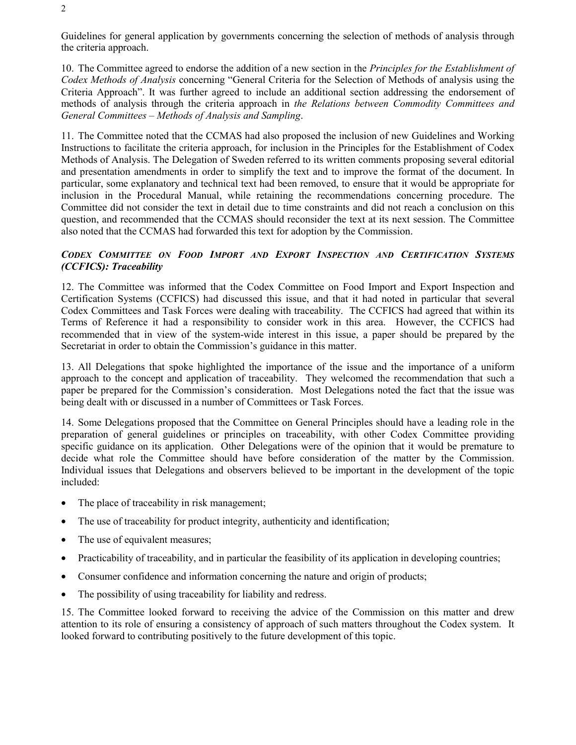Guidelines for general application by governments concerning the selection of methods of analysis through the criteria approach.

10. The Committee agreed to endorse the addition of a new section in the *Principles for the Establishment of Codex Methods of Analysis* concerning "General Criteria for the Selection of Methods of analysis using the Criteria Approach". It was further agreed to include an additional section addressing the endorsement of methods of analysis through the criteria approach in *the Relations between Commodity Committees and General Committees – Methods of Analysis and Sampling*.

11. The Committee noted that the CCMAS had also proposed the inclusion of new Guidelines and Working Instructions to facilitate the criteria approach, for inclusion in the Principles for the Establishment of Codex Methods of Analysis. The Delegation of Sweden referred to its written comments proposing several editorial and presentation amendments in order to simplify the text and to improve the format of the document. In particular, some explanatory and technical text had been removed, to ensure that it would be appropriate for inclusion in the Procedural Manual, while retaining the recommendations concerning procedure. The Committee did not consider the text in detail due to time constraints and did not reach a conclusion on this question, and recommended that the CCMAS should reconsider the text at its next session. The Committee also noted that the CCMAS had forwarded this text for adoption by the Commission.

### *CODEX COMMITTEE ON FOOD IMPORT AND EXPORT INSPECTION AND CERTIFICATION SYSTEMS (CCFICS): Traceability*

12. The Committee was informed that the Codex Committee on Food Import and Export Inspection and Certification Systems (CCFICS) had discussed this issue, and that it had noted in particular that several Codex Committees and Task Forces were dealing with traceability. The CCFICS had agreed that within its Terms of Reference it had a responsibility to consider work in this area. However, the CCFICS had recommended that in view of the system-wide interest in this issue, a paper should be prepared by the Secretariat in order to obtain the Commission's guidance in this matter.

13. All Delegations that spoke highlighted the importance of the issue and the importance of a uniform approach to the concept and application of traceability. They welcomed the recommendation that such a paper be prepared for the Commission's consideration. Most Delegations noted the fact that the issue was being dealt with or discussed in a number of Committees or Task Forces.

14. Some Delegations proposed that the Committee on General Principles should have a leading role in the preparation of general guidelines or principles on traceability, with other Codex Committee providing specific guidance on its application. Other Delegations were of the opinion that it would be premature to decide what role the Committee should have before consideration of the matter by the Commission. Individual issues that Delegations and observers believed to be important in the development of the topic included:

- The place of traceability in risk management;
- The use of traceability for product integrity, authenticity and identification;
- The use of equivalent measures;
- Practicability of traceability, and in particular the feasibility of its application in developing countries;
- Consumer confidence and information concerning the nature and origin of products;
- The possibility of using traceability for liability and redress.

15. The Committee looked forward to receiving the advice of the Commission on this matter and drew attention to its role of ensuring a consistency of approach of such matters throughout the Codex system. It looked forward to contributing positively to the future development of this topic.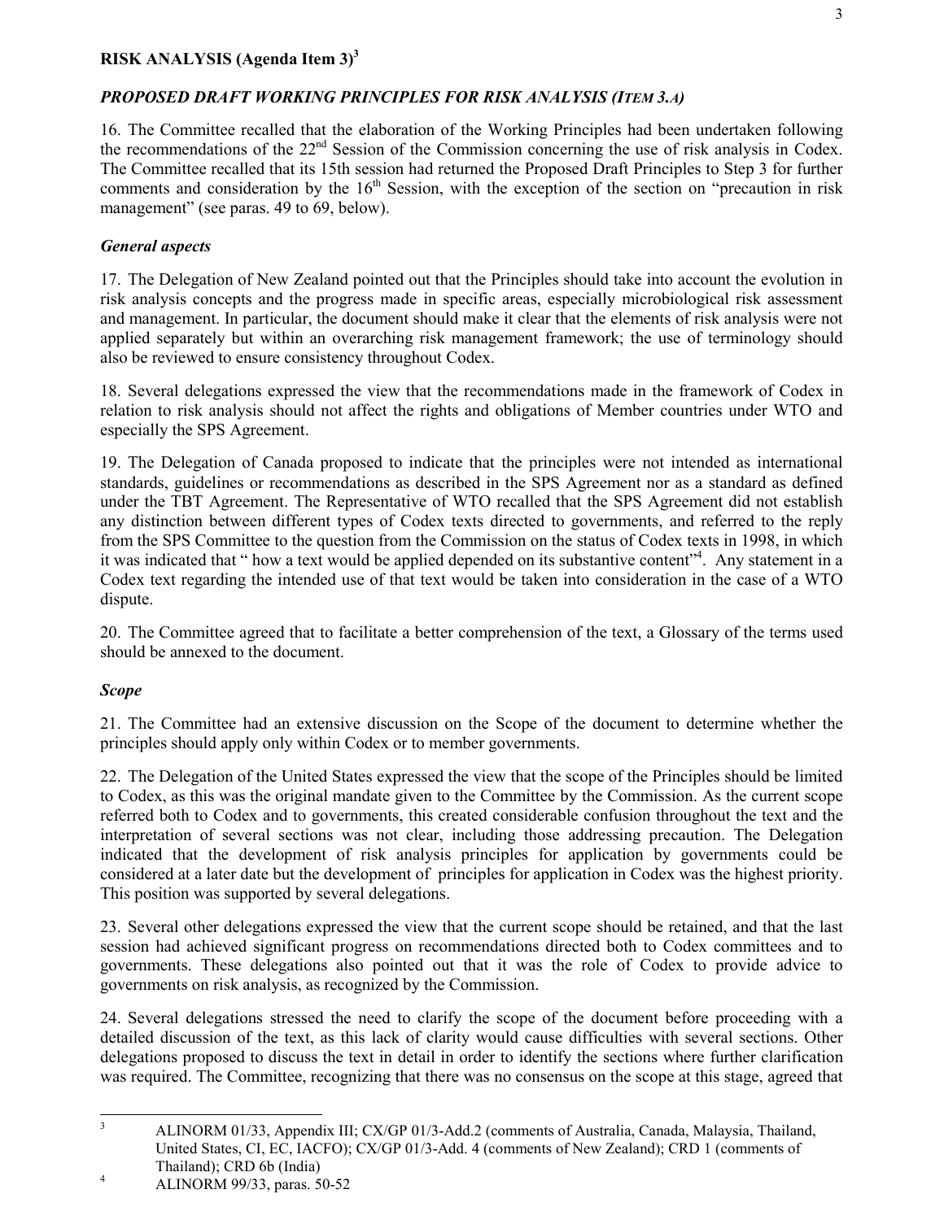## RISK ANALYSIS (Agenda Item 3)[3]

### *PROPOSED DRAFT WORKING PRINCIPLES FOR RISK ANALYSIS (ITEM 3.A)*

16. The Committee recalled that the elaboration of the Working Principles had been undertaken following the recommendations of the 22nd Session of the Commission concerning the use of risk analysis in Codex. The Committee recalled that its 15th session had returned the Proposed Draft Principles to Step 3 for further comments and consideration by the 16th Session, with the exception of the section on "precaution in risk management" (see paras. 49 to 69, below).

#### *General aspects*

17. The Delegation of New Zealand pointed out that the Principles should take into account the evolution in risk analysis concepts and the progress made in specific areas, especially microbiological risk assessment and management. In particular, the document should make it clear that the elements of risk analysis were not applied separately but within an overarching risk management framework; the use of terminology should also be reviewed to ensure consistency throughout Codex.

18. Several delegations expressed the view that the recommendations made in the framework of Codex in relation to risk analysis should not affect the rights and obligations of Member countries under WTO and especially the SPS Agreement.

19. The Delegation of Canada proposed to indicate that the principles were not intended as international standards, guidelines or recommendations as described in the SPS Agreement nor as a standard as defined under the TBT Agreement. The Representative of WTO recalled that the SPS Agreement did not establish any distinction between different types of Codex texts directed to governments, and referred to the reply from the SPS Committee to the question from the Commission on the status of Codex texts in 1998, in which it was indicated that " how a text would be applied depended on its substantive content"[4]. Any statement in a Codex text regarding the intended use of that text would be taken into consideration in the case of a WTO dispute.

20. The Committee agreed that to facilitate a better comprehension of the text, a Glossary of the terms used should be annexed to the document.

#### *Scope*

21. The Committee had an extensive discussion on the Scope of the document to determine whether the principles should apply only within Codex or to member governments.

22. The Delegation of the United States expressed the view that the scope of the Principles should be limited to Codex, as this was the original mandate given to the Committee by the Commission. As the current scope referred both to Codex and to governments, this created considerable confusion throughout the text and the interpretation of several sections was not clear, including those addressing precaution. The Delegation indicated that the development of risk analysis principles for application by governments could be considered at a later date but the development of principles for application in Codex was the highest priority. This position was supported by several delegations.

23. Several other delegations expressed the view that the current scope should be retained, and that the last session had achieved significant progress on recommendations directed both to Codex committees and to governments. These delegations also pointed out that it was the role of Codex to provide advice to governments on risk analysis, as recognized by the Commission.

24. Several delegations stressed the need to clarify the scope of the document before proceeding with a detailed discussion of the text, as this lack of clarity would cause difficulties with several sections. Other delegations proposed to discuss the text in detail in order to identify the sections where further clarification was required. The Committee, recognizing that there was no consensus on the scope at this stage, agreed that

---

[3] ALINORM 01/33, Appendix III; CX/GP 01/3-Add.2 (comments of Australia, Canada, Malaysia, Thailand, United States, CI, EC, IACFO); CX/GP 01/3-Add. 4 (comments of New Zealand); CRD 1 (comments of Thailand); CRD 6b (India)

[4] ALINORM 99/33, paras. 50-52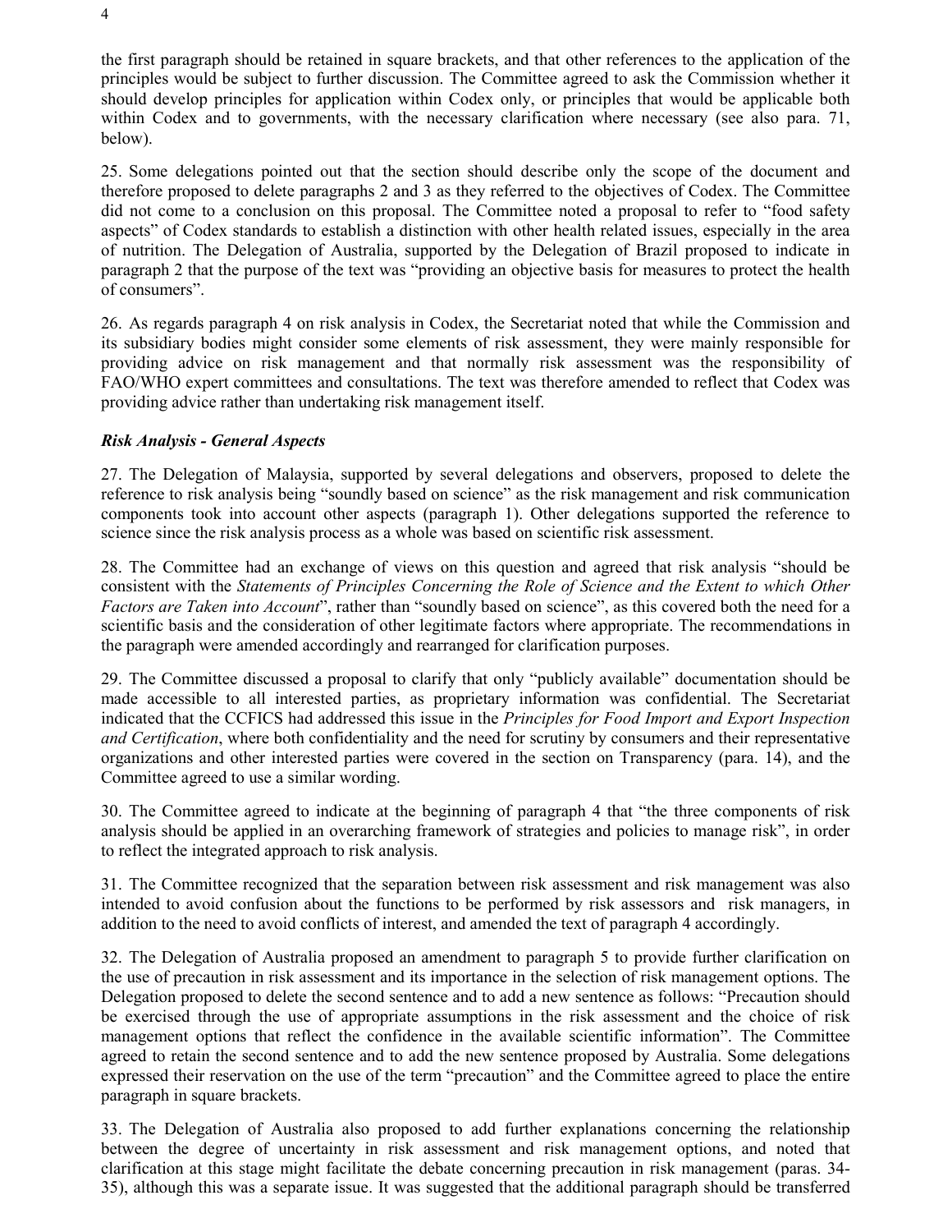the first paragraph should be retained in square brackets, and that other references to the application of the principles would be subject to further discussion. The Committee agreed to ask the Commission whether it should develop principles for application within Codex only, or principles that would be applicable both within Codex and to governments, with the necessary clarification where necessary (see also para. 71, below).

25. Some delegations pointed out that the section should describe only the scope of the document and therefore proposed to delete paragraphs 2 and 3 as they referred to the objectives of Codex. The Committee did not come to a conclusion on this proposal. The Committee noted a proposal to refer to "food safety aspects" of Codex standards to establish a distinction with other health related issues, especially in the area of nutrition. The Delegation of Australia, supported by the Delegation of Brazil proposed to indicate in paragraph 2 that the purpose of the text was "providing an objective basis for measures to protect the health of consumers".

26. As regards paragraph 4 on risk analysis in Codex, the Secretariat noted that while the Commission and its subsidiary bodies might consider some elements of risk assessment, they were mainly responsible for providing advice on risk management and that normally risk assessment was the responsibility of FAO/WHO expert committees and consultations. The text was therefore amended to reflect that Codex was providing advice rather than undertaking risk management itself.

### *Risk Analysis - General Aspects*

27. The Delegation of Malaysia, supported by several delegations and observers, proposed to delete the reference to risk analysis being "soundly based on science" as the risk management and risk communication components took into account other aspects (paragraph 1). Other delegations supported the reference to science since the risk analysis process as a whole was based on scientific risk assessment.

28. The Committee had an exchange of views on this question and agreed that risk analysis "should be consistent with the *Statements of Principles Concerning the Role of Science and the Extent to which Other Factors are Taken into Account*", rather than "soundly based on science", as this covered both the need for a scientific basis and the consideration of other legitimate factors where appropriate. The recommendations in the paragraph were amended accordingly and rearranged for clarification purposes.

29. The Committee discussed a proposal to clarify that only "publicly available" documentation should be made accessible to all interested parties, as proprietary information was confidential. The Secretariat indicated that the CCFICS had addressed this issue in the *Principles for Food Import and Export Inspection and Certification*, where both confidentiality and the need for scrutiny by consumers and their representative organizations and other interested parties were covered in the section on Transparency (para. 14), and the Committee agreed to use a similar wording.

30. The Committee agreed to indicate at the beginning of paragraph 4 that "the three components of risk analysis should be applied in an overarching framework of strategies and policies to manage risk", in order to reflect the integrated approach to risk analysis.

31. The Committee recognized that the separation between risk assessment and risk management was also intended to avoid confusion about the functions to be performed by risk assessors and risk managers, in addition to the need to avoid conflicts of interest, and amended the text of paragraph 4 accordingly.

32. The Delegation of Australia proposed an amendment to paragraph 5 to provide further clarification on the use of precaution in risk assessment and its importance in the selection of risk management options. The Delegation proposed to delete the second sentence and to add a new sentence as follows: "Precaution should be exercised through the use of appropriate assumptions in the risk assessment and the choice of risk management options that reflect the confidence in the available scientific information". The Committee agreed to retain the second sentence and to add the new sentence proposed by Australia. Some delegations expressed their reservation on the use of the term "precaution" and the Committee agreed to place the entire paragraph in square brackets.

33. The Delegation of Australia also proposed to add further explanations concerning the relationship between the degree of uncertainty in risk assessment and risk management options, and noted that clarification at this stage might facilitate the debate concerning precaution in risk management (paras. 34-35), although this was a separate issue. It was suggested that the additional paragraph should be transferred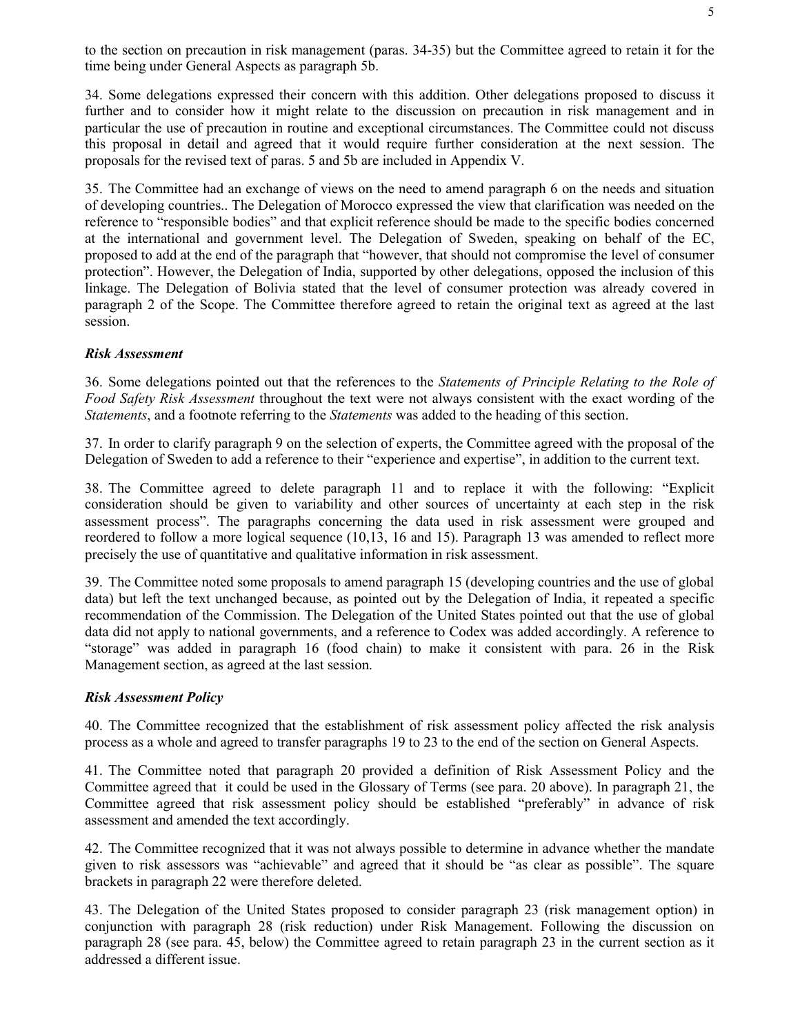to the section on precaution in risk management (paras. 34-35) but the Committee agreed to retain it for the time being under General Aspects as paragraph 5b.

34. Some delegations expressed their concern with this addition. Other delegations proposed to discuss it further and to consider how it might relate to the discussion on precaution in risk management and in particular the use of precaution in routine and exceptional circumstances. The Committee could not discuss this proposal in detail and agreed that it would require further consideration at the next session. The proposals for the revised text of paras. 5 and 5b are included in Appendix V.

35. The Committee had an exchange of views on the need to amend paragraph 6 on the needs and situation of developing countries.. The Delegation of Morocco expressed the view that clarification was needed on the reference to "responsible bodies" and that explicit reference should be made to the specific bodies concerned at the international and government level. The Delegation of Sweden, speaking on behalf of the EC, proposed to add at the end of the paragraph that "however, that should not compromise the level of consumer protection". However, the Delegation of India, supported by other delegations, opposed the inclusion of this linkage. The Delegation of Bolivia stated that the level of consumer protection was already covered in paragraph 2 of the Scope. The Committee therefore agreed to retain the original text as agreed at the last session.

***Risk Assessment***

36. Some delegations pointed out that the references to the *Statements of Principle Relating to the Role of Food Safety Risk Assessment* throughout the text were not always consistent with the exact wording of the *Statements*, and a footnote referring to the *Statements* was added to the heading of this section.

37. In order to clarify paragraph 9 on the selection of experts, the Committee agreed with the proposal of the Delegation of Sweden to add a reference to their "experience and expertise", in addition to the current text.

38. The Committee agreed to delete paragraph 11 and to replace it with the following: "Explicit consideration should be given to variability and other sources of uncertainty at each step in the risk assessment process". The paragraphs concerning the data used in risk assessment were grouped and reordered to follow a more logical sequence (10,13, 16 and 15). Paragraph 13 was amended to reflect more precisely the use of quantitative and qualitative information in risk assessment.

39. The Committee noted some proposals to amend paragraph 15 (developing countries and the use of global data) but left the text unchanged because, as pointed out by the Delegation of India, it repeated a specific recommendation of the Commission. The Delegation of the United States pointed out that the use of global data did not apply to national governments, and a reference to Codex was added accordingly. A reference to "storage" was added in paragraph 16 (food chain) to make it consistent with para. 26 in the Risk Management section, as agreed at the last session.

***Risk Assessment Policy***

40. The Committee recognized that the establishment of risk assessment policy affected the risk analysis process as a whole and agreed to transfer paragraphs 19 to 23 to the end of the section on General Aspects.

41. The Committee noted that paragraph 20 provided a definition of Risk Assessment Policy and the Committee agreed that it could be used in the Glossary of Terms (see para. 20 above). In paragraph 21, the Committee agreed that risk assessment policy should be established "preferably" in advance of risk assessment and amended the text accordingly.

42. The Committee recognized that it was not always possible to determine in advance whether the mandate given to risk assessors was "achievable" and agreed that it should be "as clear as possible". The square brackets in paragraph 22 were therefore deleted.

43. The Delegation of the United States proposed to consider paragraph 23 (risk management option) in conjunction with paragraph 28 (risk reduction) under Risk Management. Following the discussion on paragraph 28 (see para. 45, below) the Committee agreed to retain paragraph 23 in the current section as it addressed a different issue.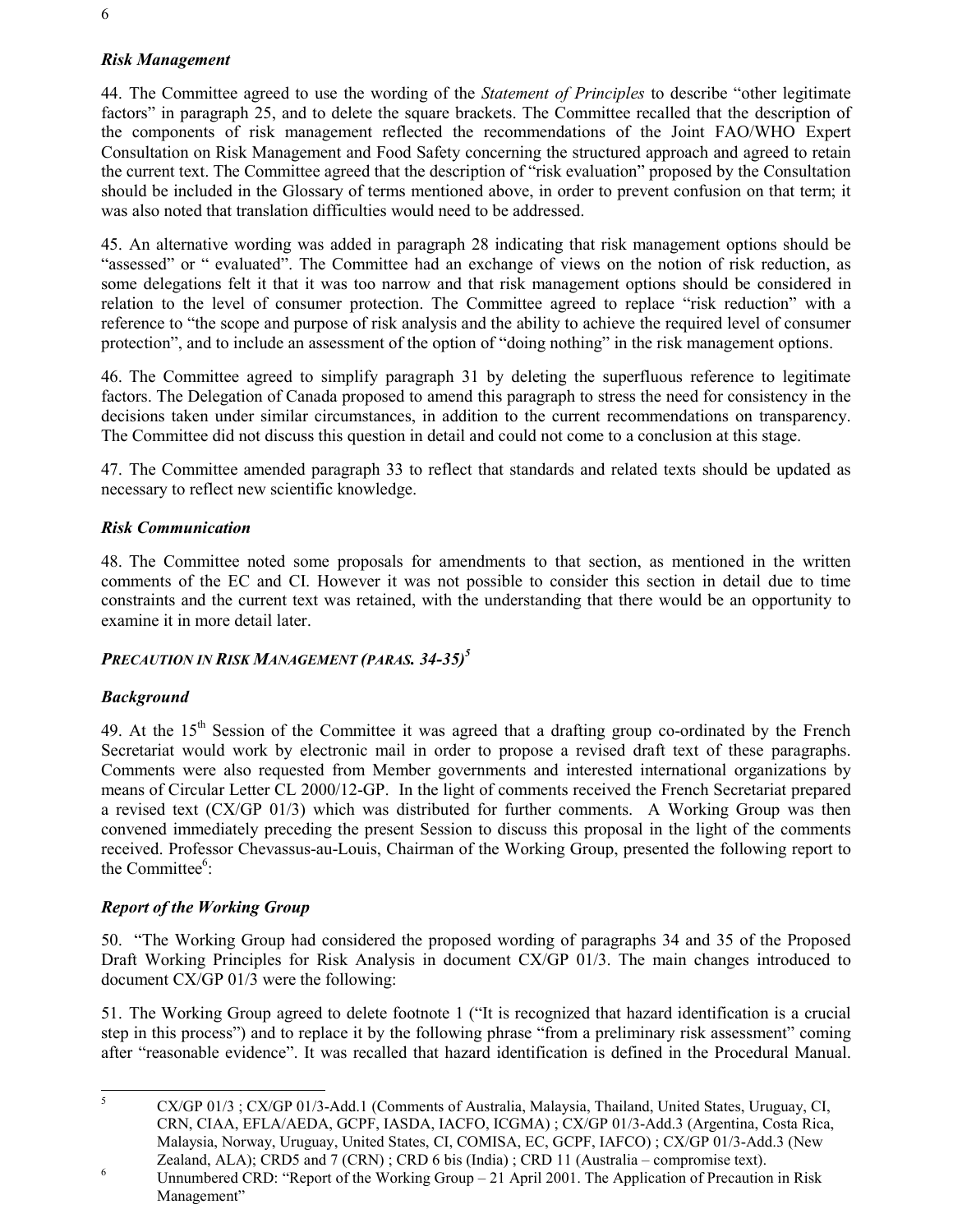### *Risk Management*

44. The Committee agreed to use the wording of the *Statement of Principles* to describe "other legitimate factors" in paragraph 25, and to delete the square brackets. The Committee recalled that the description of the components of risk management reflected the recommendations of the Joint FAO/WHO Expert Consultation on Risk Management and Food Safety concerning the structured approach and agreed to retain the current text. The Committee agreed that the description of "risk evaluation" proposed by the Consultation should be included in the Glossary of terms mentioned above, in order to prevent confusion on that term; it was also noted that translation difficulties would need to be addressed.

45. An alternative wording was added in paragraph 28 indicating that risk management options should be "assessed" or " evaluated". The Committee had an exchange of views on the notion of risk reduction, as some delegations felt it that it was too narrow and that risk management options should be considered in relation to the level of consumer protection. The Committee agreed to replace "risk reduction" with a reference to "the scope and purpose of risk analysis and the ability to achieve the required level of consumer protection", and to include an assessment of the option of "doing nothing" in the risk management options.

46. The Committee agreed to simplify paragraph 31 by deleting the superfluous reference to legitimate factors. The Delegation of Canada proposed to amend this paragraph to stress the need for consistency in the decisions taken under similar circumstances, in addition to the current recommendations on transparency. The Committee did not discuss this question in detail and could not come to a conclusion at this stage.

47. The Committee amended paragraph 33 to reflect that standards and related texts should be updated as necessary to reflect new scientific knowledge.

### *Risk Communication*

48. The Committee noted some proposals for amendments to that section, as mentioned in the written comments of the EC and CI. However it was not possible to consider this section in detail due to time constraints and the current text was retained, with the understanding that there would be an opportunity to examine it in more detail later.

### *PRECAUTION IN RISK MANAGEMENT (PARAS. 34-35)*[5]

### *Background*

49. At the 15th Session of the Committee it was agreed that a drafting group co-ordinated by the French Secretariat would work by electronic mail in order to propose a revised draft text of these paragraphs. Comments were also requested from Member governments and interested international organizations by means of Circular Letter CL 2000/12-GP. In the light of comments received the French Secretariat prepared a revised text (CX/GP 01/3) which was distributed for further comments. A Working Group was then convened immediately preceding the present Session to discuss this proposal in the light of the comments received. Professor Chevassus-au-Louis, Chairman of the Working Group, presented the following report to the Committee[6]:

### *Report of the Working Group*

50. "The Working Group had considered the proposed wording of paragraphs 34 and 35 of the Proposed Draft Working Principles for Risk Analysis in document CX/GP 01/3. The main changes introduced to document CX/GP 01/3 were the following:

51. The Working Group agreed to delete footnote 1 ("It is recognized that hazard identification is a crucial step in this process") and to replace it by the following phrase "from a preliminary risk assessment" coming after "reasonable evidence". It was recalled that hazard identification is defined in the Procedural Manual.

---

[5] CX/GP 01/3 ; CX/GP 01/3-Add.1 (Comments of Australia, Malaysia, Thailand, United States, Uruguay, CI, CRN, CIAA, EFLA/AEDA, GCPF, IASDA, IACFO, ICGMA) ; CX/GP 01/3-Add.3 (Argentina, Costa Rica, Malaysia, Norway, Uruguay, United States, CI, COMISA, EC, GCPF, IAFCO) ; CX/GP 01/3-Add.3 (New Zealand, ALA); CRD5 and 7 (CRN) ; CRD 6 bis (India) ; CRD 11 (Australia – compromise text).

[6] Unnumbered CRD: "Report of the Working Group – 21 April 2001. The Application of Precaution in Risk Management"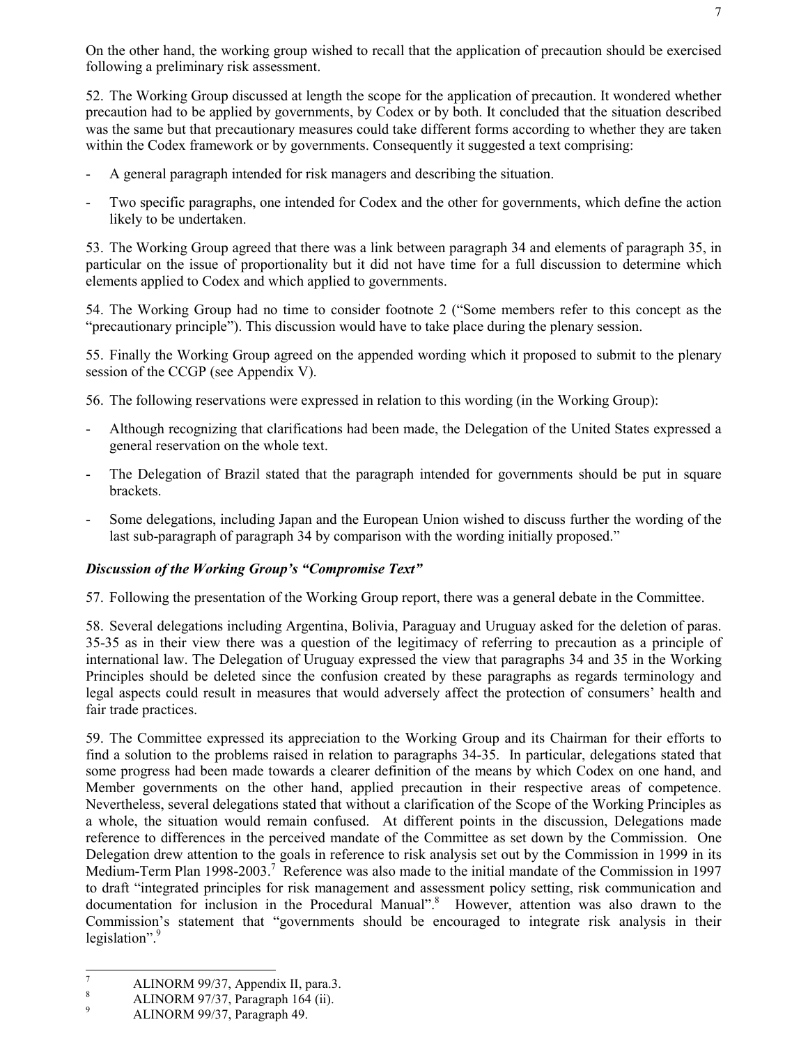On the other hand, the working group wished to recall that the application of precaution should be exercised following a preliminary risk assessment.

52. The Working Group discussed at length the scope for the application of precaution. It wondered whether precaution had to be applied by governments, by Codex or by both. It concluded that the situation described was the same but that precautionary measures could take different forms according to whether they are taken within the Codex framework or by governments. Consequently it suggested a text comprising:

- A general paragraph intended for risk managers and describing the situation.
- Two specific paragraphs, one intended for Codex and the other for governments, which define the action likely to be undertaken.

53. The Working Group agreed that there was a link between paragraph 34 and elements of paragraph 35, in particular on the issue of proportionality but it did not have time for a full discussion to determine which elements applied to Codex and which applied to governments.

54. The Working Group had no time to consider footnote 2 ("Some members refer to this concept as the "precautionary principle"). This discussion would have to take place during the plenary session.

55. Finally the Working Group agreed on the appended wording which it proposed to submit to the plenary session of the CCGP (see Appendix V).

56. The following reservations were expressed in relation to this wording (in the Working Group):

- Although recognizing that clarifications had been made, the Delegation of the United States expressed a general reservation on the whole text.
- The Delegation of Brazil stated that the paragraph intended for governments should be put in square brackets.
- Some delegations, including Japan and the European Union wished to discuss further the wording of the last sub-paragraph of paragraph 34 by comparison with the wording initially proposed."

### *Discussion of the Working Group's "Compromise Text"*

57. Following the presentation of the Working Group report, there was a general debate in the Committee.

58. Several delegations including Argentina, Bolivia, Paraguay and Uruguay asked for the deletion of paras. 35-35 as in their view there was a question of the legitimacy of referring to precaution as a principle of international law. The Delegation of Uruguay expressed the view that paragraphs 34 and 35 in the Working Principles should be deleted since the confusion created by these paragraphs as regards terminology and legal aspects could result in measures that would adversely affect the protection of consumers' health and fair trade practices.

59. The Committee expressed its appreciation to the Working Group and its Chairman for their efforts to find a solution to the problems raised in relation to paragraphs 34-35. In particular, delegations stated that some progress had been made towards a clearer definition of the means by which Codex on one hand, and Member governments on the other hand, applied precaution in their respective areas of competence. Nevertheless, several delegations stated that without a clarification of the Scope of the Working Principles as a whole, the situation would remain confused. At different points in the discussion, Delegations made reference to differences in the perceived mandate of the Committee as set down by the Commission. One Delegation drew attention to the goals in reference to risk analysis set out by the Commission in 1999 in its Medium-Term Plan 1998-2003.[7] Reference was also made to the initial mandate of the Commission in 1997 to draft "integrated principles for risk management and assessment policy setting, risk communication and documentation for inclusion in the Procedural Manual".[8] However, attention was also drawn to the Commission's statement that "governments should be encouraged to integrate risk analysis in their legislation".[9]

---

[7] ALINORM 99/37, Appendix II, para.3.

[8] ALINORM 97/37, Paragraph 164 (ii).

[9] ALINORM 99/37, Paragraph 49.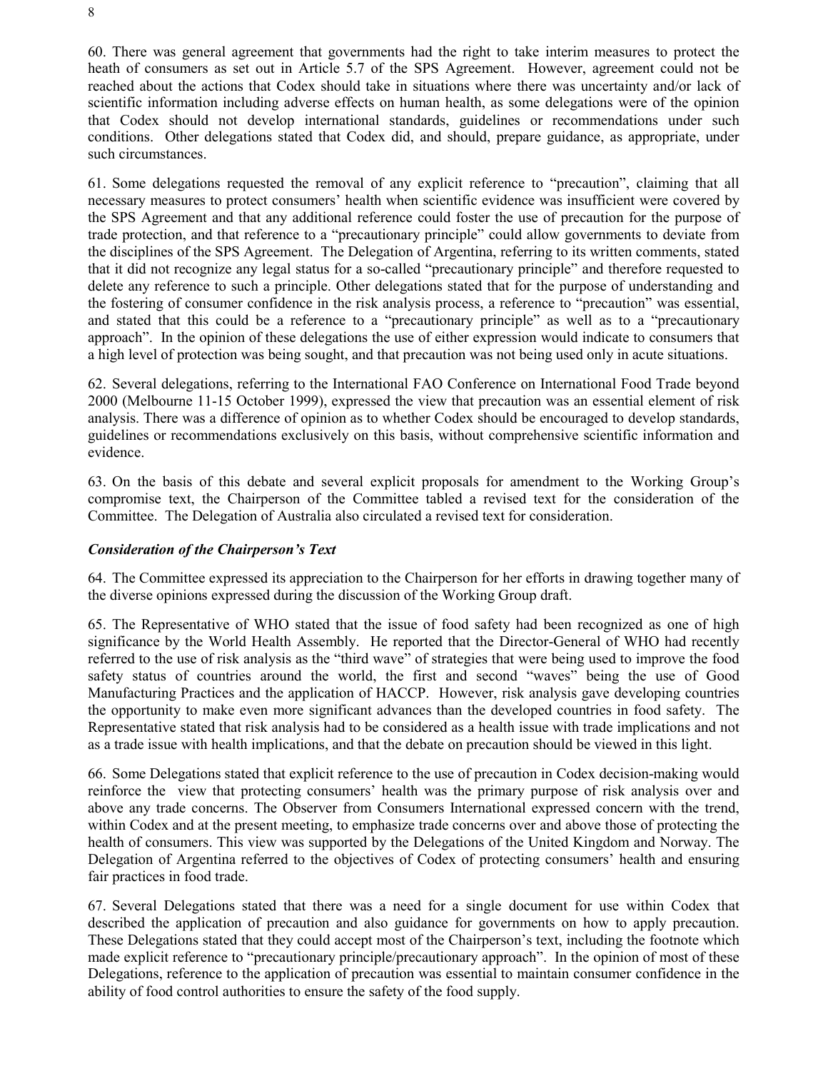60. There was general agreement that governments had the right to take interim measures to protect the heath of consumers as set out in Article 5.7 of the SPS Agreement. However, agreement could not be reached about the actions that Codex should take in situations where there was uncertainty and/or lack of scientific information including adverse effects on human health, as some delegations were of the opinion that Codex should not develop international standards, guidelines or recommendations under such conditions. Other delegations stated that Codex did, and should, prepare guidance, as appropriate, under such circumstances.

61. Some delegations requested the removal of any explicit reference to "precaution", claiming that all necessary measures to protect consumers' health when scientific evidence was insufficient were covered by the SPS Agreement and that any additional reference could foster the use of precaution for the purpose of trade protection, and that reference to a "precautionary principle" could allow governments to deviate from the disciplines of the SPS Agreement. The Delegation of Argentina, referring to its written comments, stated that it did not recognize any legal status for a so-called "precautionary principle" and therefore requested to delete any reference to such a principle. Other delegations stated that for the purpose of understanding and the fostering of consumer confidence in the risk analysis process, a reference to "precaution" was essential, and stated that this could be a reference to a "precautionary principle" as well as to a "precautionary approach". In the opinion of these delegations the use of either expression would indicate to consumers that a high level of protection was being sought, and that precaution was not being used only in acute situations.

62. Several delegations, referring to the International FAO Conference on International Food Trade beyond 2000 (Melbourne 11-15 October 1999), expressed the view that precaution was an essential element of risk analysis. There was a difference of opinion as to whether Codex should be encouraged to develop standards, guidelines or recommendations exclusively on this basis, without comprehensive scientific information and evidence.

63. On the basis of this debate and several explicit proposals for amendment to the Working Group's compromise text, the Chairperson of the Committee tabled a revised text for the consideration of the Committee. The Delegation of Australia also circulated a revised text for consideration.

### *Consideration of the Chairperson's Text*

64. The Committee expressed its appreciation to the Chairperson for her efforts in drawing together many of the diverse opinions expressed during the discussion of the Working Group draft.

65. The Representative of WHO stated that the issue of food safety had been recognized as one of high significance by the World Health Assembly. He reported that the Director-General of WHO had recently referred to the use of risk analysis as the "third wave" of strategies that were being used to improve the food safety status of countries around the world, the first and second "waves" being the use of Good Manufacturing Practices and the application of HACCP. However, risk analysis gave developing countries the opportunity to make even more significant advances than the developed countries in food safety. The Representative stated that risk analysis had to be considered as a health issue with trade implications and not as a trade issue with health implications, and that the debate on precaution should be viewed in this light.

66. Some Delegations stated that explicit reference to the use of precaution in Codex decision-making would reinforce the view that protecting consumers' health was the primary purpose of risk analysis over and above any trade concerns. The Observer from Consumers International expressed concern with the trend, within Codex and at the present meeting, to emphasize trade concerns over and above those of protecting the health of consumers. This view was supported by the Delegations of the United Kingdom and Norway. The Delegation of Argentina referred to the objectives of Codex of protecting consumers' health and ensuring fair practices in food trade.

67. Several Delegations stated that there was a need for a single document for use within Codex that described the application of precaution and also guidance for governments on how to apply precaution. These Delegations stated that they could accept most of the Chairperson's text, including the footnote which made explicit reference to "precautionary principle/precautionary approach". In the opinion of most of these Delegations, reference to the application of precaution was essential to maintain consumer confidence in the ability of food control authorities to ensure the safety of the food supply.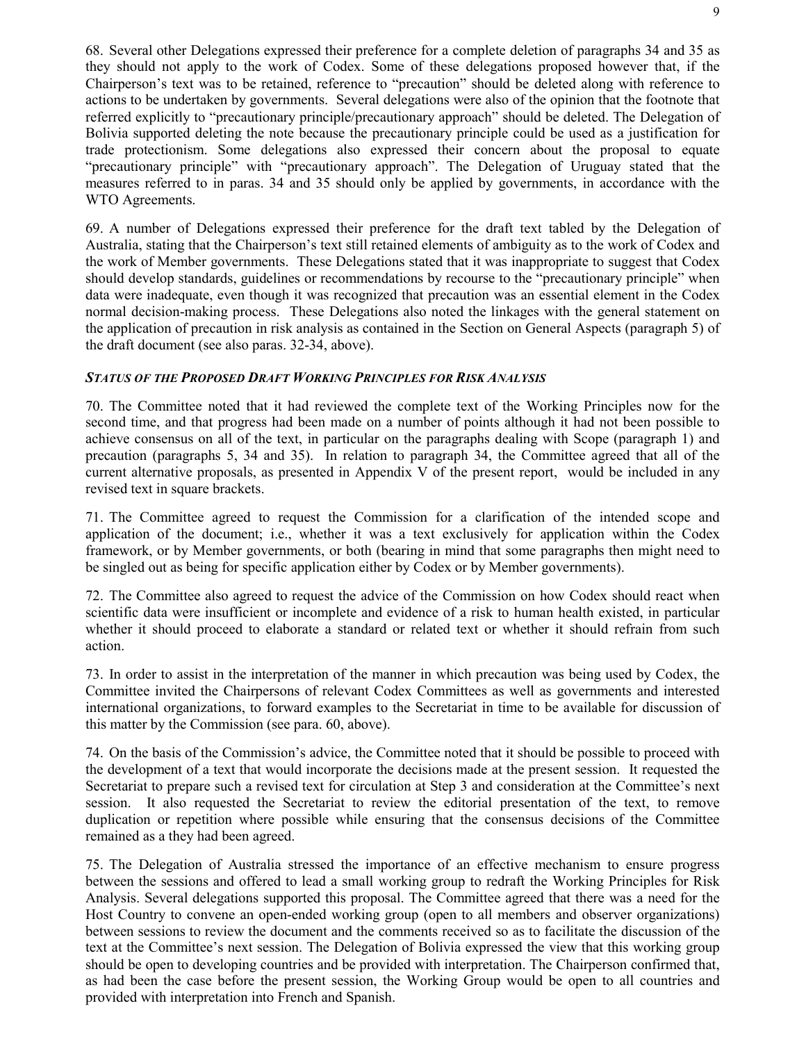68. Several other Delegations expressed their preference for a complete deletion of paragraphs 34 and 35 as they should not apply to the work of Codex. Some of these delegations proposed however that, if the Chairperson's text was to be retained, reference to "precaution" should be deleted along with reference to actions to be undertaken by governments. Several delegations were also of the opinion that the footnote that referred explicitly to "precautionary principle/precautionary approach" should be deleted. The Delegation of Bolivia supported deleting the note because the precautionary principle could be used as a justification for trade protectionism. Some delegations also expressed their concern about the proposal to equate "precautionary principle" with "precautionary approach". The Delegation of Uruguay stated that the measures referred to in paras. 34 and 35 should only be applied by governments, in accordance with the WTO Agreements.

69. A number of Delegations expressed their preference for the draft text tabled by the Delegation of Australia, stating that the Chairperson's text still retained elements of ambiguity as to the work of Codex and the work of Member governments. These Delegations stated that it was inappropriate to suggest that Codex should develop standards, guidelines or recommendations by recourse to the "precautionary principle" when data were inadequate, even though it was recognized that precaution was an essential element in the Codex normal decision-making process. These Delegations also noted the linkages with the general statement on the application of precaution in risk analysis as contained in the Section on General Aspects (paragraph 5) of the draft document (see also paras. 32-34, above).

### *STATUS OF THE PROPOSED DRAFT WORKING PRINCIPLES FOR RISK ANALYSIS*

70. The Committee noted that it had reviewed the complete text of the Working Principles now for the second time, and that progress had been made on a number of points although it had not been possible to achieve consensus on all of the text, in particular on the paragraphs dealing with Scope (paragraph 1) and precaution (paragraphs 5, 34 and 35). In relation to paragraph 34, the Committee agreed that all of the current alternative proposals, as presented in Appendix V of the present report, would be included in any revised text in square brackets.

71. The Committee agreed to request the Commission for a clarification of the intended scope and application of the document; i.e., whether it was a text exclusively for application within the Codex framework, or by Member governments, or both (bearing in mind that some paragraphs then might need to be singled out as being for specific application either by Codex or by Member governments).

72. The Committee also agreed to request the advice of the Commission on how Codex should react when scientific data were insufficient or incomplete and evidence of a risk to human health existed, in particular whether it should proceed to elaborate a standard or related text or whether it should refrain from such action.

73. In order to assist in the interpretation of the manner in which precaution was being used by Codex, the Committee invited the Chairpersons of relevant Codex Committees as well as governments and interested international organizations, to forward examples to the Secretariat in time to be available for discussion of this matter by the Commission (see para. 60, above).

74. On the basis of the Commission's advice, the Committee noted that it should be possible to proceed with the development of a text that would incorporate the decisions made at the present session. It requested the Secretariat to prepare such a revised text for circulation at Step 3 and consideration at the Committee's next session. It also requested the Secretariat to review the editorial presentation of the text, to remove duplication or repetition where possible while ensuring that the consensus decisions of the Committee remained as a they had been agreed.

75. The Delegation of Australia stressed the importance of an effective mechanism to ensure progress between the sessions and offered to lead a small working group to redraft the Working Principles for Risk Analysis. Several delegations supported this proposal. The Committee agreed that there was a need for the Host Country to convene an open-ended working group (open to all members and observer organizations) between sessions to review the document and the comments received so as to facilitate the discussion of the text at the Committee's next session. The Delegation of Bolivia expressed the view that this working group should be open to developing countries and be provided with interpretation. The Chairperson confirmed that, as had been the case before the present session, the Working Group would be open to all countries and provided with interpretation into French and Spanish.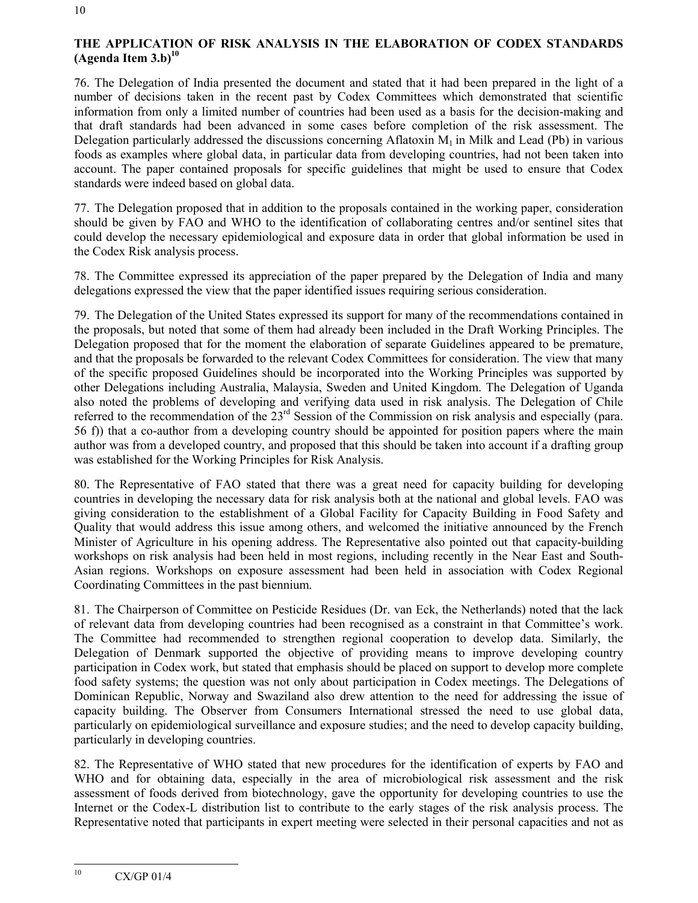## THE APPLICATION OF RISK ANALYSIS IN THE ELABORATION OF CODEX STANDARDS (Agenda Item 3.b)[10]

76. The Delegation of India presented the document and stated that it had been prepared in the light of a number of decisions taken in the recent past by Codex Committees which demonstrated that scientific information from only a limited number of countries had been used as a basis for the decision-making and that draft standards had been advanced in some cases before completion of the risk assessment. The Delegation particularly addressed the discussions concerning Aflatoxin $M_1$ in Milk and Lead (Pb) in various foods as examples where global data, in particular data from developing countries, had not been taken into account. The paper contained proposals for specific guidelines that might be used to ensure that Codex standards were indeed based on global data.

77. The Delegation proposed that in addition to the proposals contained in the working paper, consideration should be given by FAO and WHO to the identification of collaborating centres and/or sentinel sites that could develop the necessary epidemiological and exposure data in order that global information be used in the Codex Risk analysis process.

78. The Committee expressed its appreciation of the paper prepared by the Delegation of India and many delegations expressed the view that the paper identified issues requiring serious consideration.

79. The Delegation of the United States expressed its support for many of the recommendations contained in the proposals, but noted that some of them had already been included in the Draft Working Principles. The Delegation proposed that for the moment the elaboration of separate Guidelines appeared to be premature, and that the proposals be forwarded to the relevant Codex Committees for consideration. The view that many of the specific proposed Guidelines should be incorporated into the Working Principles was supported by other Delegations including Australia, Malaysia, Sweden and United Kingdom. The Delegation of Uganda also noted the problems of developing and verifying data used in risk analysis. The Delegation of Chile referred to the recommendation of the 23rd Session of the Commission on risk analysis and especially (para. 56 f)) that a co-author from a developing country should be appointed for position papers where the main author was from a developed country, and proposed that this should be taken into account if a drafting group was established for the Working Principles for Risk Analysis.

80. The Representative of FAO stated that there was a great need for capacity building for developing countries in developing the necessary data for risk analysis both at the national and global levels. FAO was giving consideration to the establishment of a Global Facility for Capacity Building in Food Safety and Quality that would address this issue among others, and welcomed the initiative announced by the French Minister of Agriculture in his opening address. The Representative also pointed out that capacity-building workshops on risk analysis had been held in most regions, including recently in the Near East and South-Asian regions. Workshops on exposure assessment had been held in association with Codex Regional Coordinating Committees in the past biennium.

81. The Chairperson of Committee on Pesticide Residues (Dr. van Eck, the Netherlands) noted that the lack of relevant data from developing countries had been recognised as a constraint in that Committee's work. The Committee had recommended to strengthen regional cooperation to develop data. Similarly, the Delegation of Denmark supported the objective of providing means to improve developing country participation in Codex work, but stated that emphasis should be placed on support to develop more complete food safety systems; the question was not only about participation in Codex meetings. The Delegations of Dominican Republic, Norway and Swaziland also drew attention to the need for addressing the issue of capacity building. The Observer from Consumers International stressed the need to use global data, particularly on epidemiological surveillance and exposure studies; and the need to develop capacity building, particularly in developing countries.

82. The Representative of WHO stated that new procedures for the identification of experts by FAO and WHO and for obtaining data, especially in the area of microbiological risk assessment and the risk assessment of foods derived from biotechnology, gave the opportunity for developing countries to use the Internet or the Codex-L distribution list to contribute to the early stages of the risk analysis process. The Representative noted that participants in expert meeting were selected in their personal capacities and not as

---

[10] CX/GP 01/4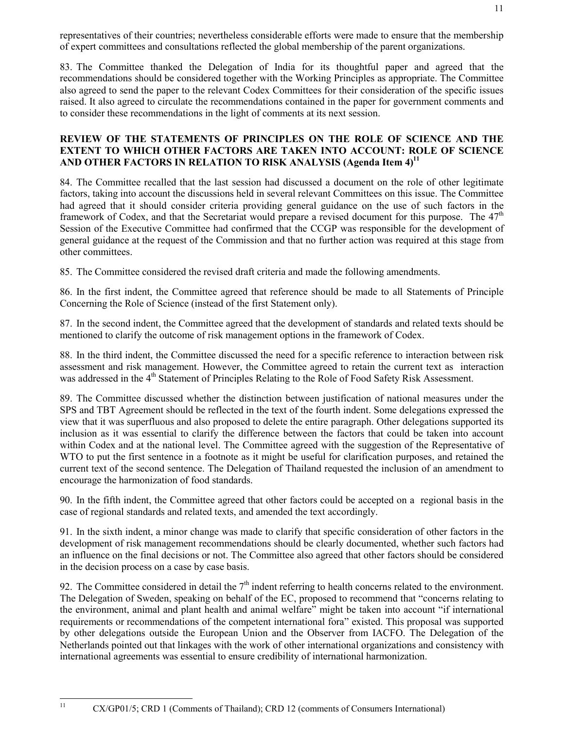representatives of their countries; nevertheless considerable efforts were made to ensure that the membership of expert committees and consultations reflected the global membership of the parent organizations.

83. The Committee thanked the Delegation of India for its thoughtful paper and agreed that the recommendations should be considered together with the Working Principles as appropriate. The Committee also agreed to send the paper to the relevant Codex Committees for their consideration of the specific issues raised. It also agreed to circulate the recommendations contained in the paper for government comments and to consider these recommendations in the light of comments at its next session.

## REVIEW OF THE STATEMENTS OF PRINCIPLES ON THE ROLE OF SCIENCE AND THE EXTENT TO WHICH OTHER FACTORS ARE TAKEN INTO ACCOUNT: ROLE OF SCIENCE AND OTHER FACTORS IN RELATION TO RISK ANALYSIS (Agenda Item 4)[11]

84. The Committee recalled that the last session had discussed a document on the role of other legitimate factors, taking into account the discussions held in several relevant Committees on this issue. The Committee had agreed that it should consider criteria providing general guidance on the use of such factors in the framework of Codex, and that the Secretariat would prepare a revised document for this purpose. The 47th Session of the Executive Committee had confirmed that the CCGP was responsible for the development of general guidance at the request of the Commission and that no further action was required at this stage from other committees.

85. The Committee considered the revised draft criteria and made the following amendments.

86. In the first indent, the Committee agreed that reference should be made to all Statements of Principle Concerning the Role of Science (instead of the first Statement only).

87. In the second indent, the Committee agreed that the development of standards and related texts should be mentioned to clarify the outcome of risk management options in the framework of Codex.

88. In the third indent, the Committee discussed the need for a specific reference to interaction between risk assessment and risk management. However, the Committee agreed to retain the current text as interaction was addressed in the 4th Statement of Principles Relating to the Role of Food Safety Risk Assessment.

89. The Committee discussed whether the distinction between justification of national measures under the SPS and TBT Agreement should be reflected in the text of the fourth indent. Some delegations expressed the view that it was superfluous and also proposed to delete the entire paragraph. Other delegations supported its inclusion as it was essential to clarify the difference between the factors that could be taken into account within Codex and at the national level. The Committee agreed with the suggestion of the Representative of WTO to put the first sentence in a footnote as it might be useful for clarification purposes, and retained the current text of the second sentence. The Delegation of Thailand requested the inclusion of an amendment to encourage the harmonization of food standards.

90. In the fifth indent, the Committee agreed that other factors could be accepted on a regional basis in the case of regional standards and related texts, and amended the text accordingly.

91. In the sixth indent, a minor change was made to clarify that specific consideration of other factors in the development of risk management recommendations should be clearly documented, whether such factors had an influence on the final decisions or not. The Committee also agreed that other factors should be considered in the decision process on a case by case basis.

92. The Committee considered in detail the 7th indent referring to health concerns related to the environment. The Delegation of Sweden, speaking on behalf of the EC, proposed to recommend that "concerns relating to the environment, animal and plant health and animal welfare" might be taken into account "if international requirements or recommendations of the competent international fora" existed. This proposal was supported by other delegations outside the European Union and the Observer from IACFO. The Delegation of the Netherlands pointed out that linkages with the work of other international organizations and consistency with international agreements was essential to ensure credibility of international harmonization.

[11] CX/GP01/5; CRD 1 (Comments of Thailand); CRD 12 (comments of Consumers International)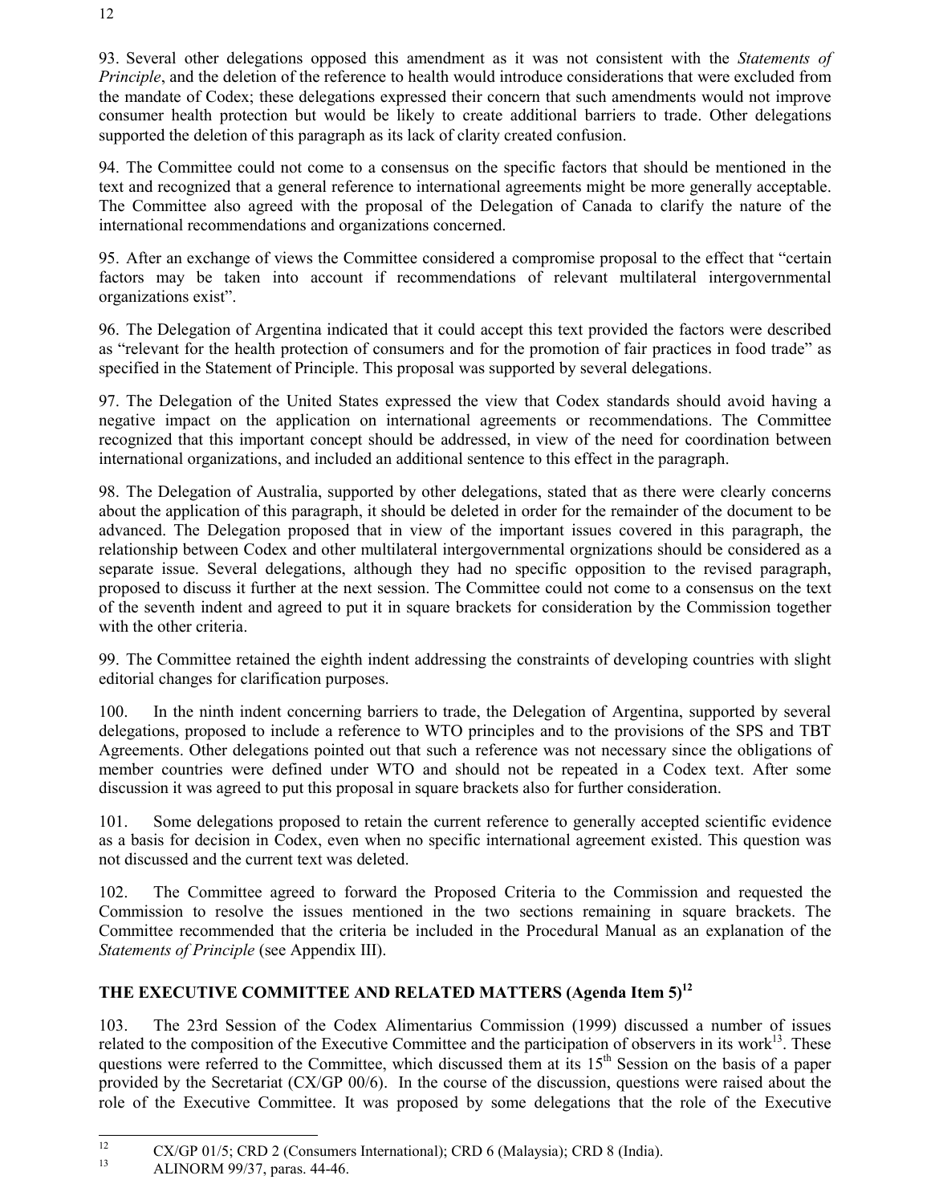93. Several other delegations opposed this amendment as it was not consistent with the *Statements of Principle*, and the deletion of the reference to health would introduce considerations that were excluded from the mandate of Codex; these delegations expressed their concern that such amendments would not improve consumer health protection but would be likely to create additional barriers to trade. Other delegations supported the deletion of this paragraph as its lack of clarity created confusion.

94. The Committee could not come to a consensus on the specific factors that should be mentioned in the text and recognized that a general reference to international agreements might be more generally acceptable. The Committee also agreed with the proposal of the Delegation of Canada to clarify the nature of the international recommendations and organizations concerned.

95. After an exchange of views the Committee considered a compromise proposal to the effect that "certain factors may be taken into account if recommendations of relevant multilateral intergovernmental organizations exist".

96. The Delegation of Argentina indicated that it could accept this text provided the factors were described as "relevant for the health protection of consumers and for the promotion of fair practices in food trade" as specified in the Statement of Principle. This proposal was supported by several delegations.

97. The Delegation of the United States expressed the view that Codex standards should avoid having a negative impact on the application on international agreements or recommendations. The Committee recognized that this important concept should be addressed, in view of the need for coordination between international organizations, and included an additional sentence to this effect in the paragraph.

98. The Delegation of Australia, supported by other delegations, stated that as there were clearly concerns about the application of this paragraph, it should be deleted in order for the remainder of the document to be advanced. The Delegation proposed that in view of the important issues covered in this paragraph, the relationship between Codex and other multilateral intergovernmental orgnizations should be considered as a separate issue. Several delegations, although they had no specific opposition to the revised paragraph, proposed to discuss it further at the next session. The Committee could not come to a consensus on the text of the seventh indent and agreed to put it in square brackets for consideration by the Commission together with the other criteria.

99. The Committee retained the eighth indent addressing the constraints of developing countries with slight editorial changes for clarification purposes.

100. In the ninth indent concerning barriers to trade, the Delegation of Argentina, supported by several delegations, proposed to include a reference to WTO principles and to the provisions of the SPS and TBT Agreements. Other delegations pointed out that such a reference was not necessary since the obligations of member countries were defined under WTO and should not be repeated in a Codex text. After some discussion it was agreed to put this proposal in square brackets also for further consideration.

101. Some delegations proposed to retain the current reference to generally accepted scientific evidence as a basis for decision in Codex, even when no specific international agreement existed. This question was not discussed and the current text was deleted.

102. The Committee agreed to forward the Proposed Criteria to the Commission and requested the Commission to resolve the issues mentioned in the two sections remaining in square brackets. The Committee recommended that the criteria be included in the Procedural Manual as an explanation of the *Statements of Principle* (see Appendix III).

## THE EXECUTIVE COMMITTEE AND RELATED MATTERS (Agenda Item 5)[12]

103. The 23rd Session of the Codex Alimentarius Commission (1999) discussed a number of issues related to the composition of the Executive Committee and the participation of observers in its work[13]. These questions were referred to the Committee, which discussed them at its 15th Session on the basis of a paper provided by the Secretariat (CX/GP 00/6). In the course of the discussion, questions were raised about the role of the Executive Committee. It was proposed by some delegations that the role of the Executive

[12] CX/GP 01/5; CRD 2 (Consumers International); CRD 6 (Malaysia); CRD 8 (India).

[13] ALINORM 99/37, paras. 44-46.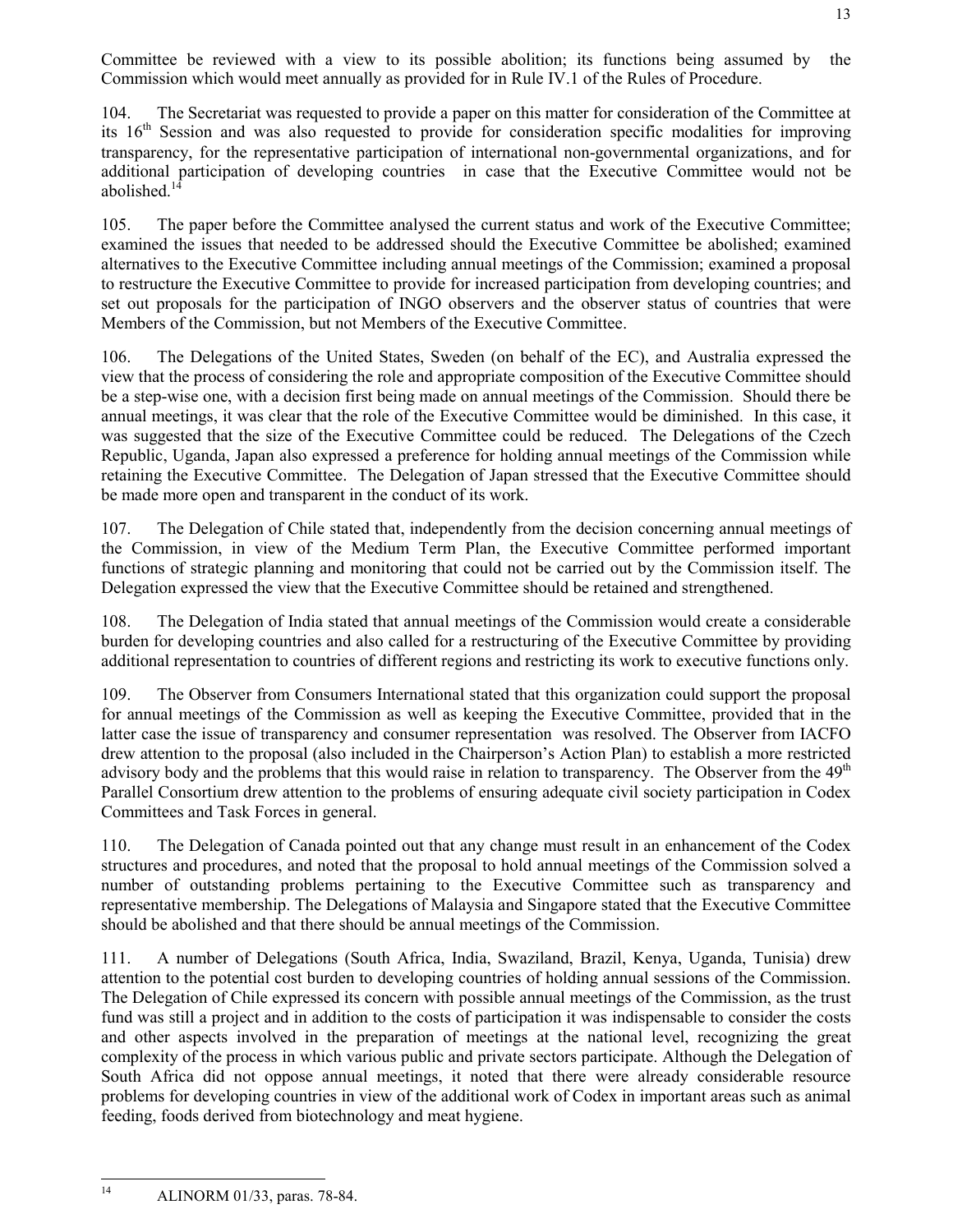Committee be reviewed with a view to its possible abolition; its functions being assumed by the Commission which would meet annually as provided for in Rule IV.1 of the Rules of Procedure.

104. The Secretariat was requested to provide a paper on this matter for consideration of the Committee at its 16th Session and was also requested to provide for consideration specific modalities for improving transparency, for the representative participation of international non-governmental organizations, and for additional participation of developing countries in case that the Executive Committee would not be abolished.[14]

105. The paper before the Committee analysed the current status and work of the Executive Committee; examined the issues that needed to be addressed should the Executive Committee be abolished; examined alternatives to the Executive Committee including annual meetings of the Commission; examined a proposal to restructure the Executive Committee to provide for increased participation from developing countries; and set out proposals for the participation of INGO observers and the observer status of countries that were Members of the Commission, but not Members of the Executive Committee.

106. The Delegations of the United States, Sweden (on behalf of the EC), and Australia expressed the view that the process of considering the role and appropriate composition of the Executive Committee should be a step-wise one, with a decision first being made on annual meetings of the Commission. Should there be annual meetings, it was clear that the role of the Executive Committee would be diminished. In this case, it was suggested that the size of the Executive Committee could be reduced. The Delegations of the Czech Republic, Uganda, Japan also expressed a preference for holding annual meetings of the Commission while retaining the Executive Committee. The Delegation of Japan stressed that the Executive Committee should be made more open and transparent in the conduct of its work.

107. The Delegation of Chile stated that, independently from the decision concerning annual meetings of the Commission, in view of the Medium Term Plan, the Executive Committee performed important functions of strategic planning and monitoring that could not be carried out by the Commission itself. The Delegation expressed the view that the Executive Committee should be retained and strengthened.

108. The Delegation of India stated that annual meetings of the Commission would create a considerable burden for developing countries and also called for a restructuring of the Executive Committee by providing additional representation to countries of different regions and restricting its work to executive functions only.

109. The Observer from Consumers International stated that this organization could support the proposal for annual meetings of the Commission as well as keeping the Executive Committee, provided that in the latter case the issue of transparency and consumer representation was resolved. The Observer from IACFO drew attention to the proposal (also included in the Chairperson's Action Plan) to establish a more restricted advisory body and the problems that this would raise in relation to transparency. The Observer from the 49th Parallel Consortium drew attention to the problems of ensuring adequate civil society participation in Codex Committees and Task Forces in general.

110. The Delegation of Canada pointed out that any change must result in an enhancement of the Codex structures and procedures, and noted that the proposal to hold annual meetings of the Commission solved a number of outstanding problems pertaining to the Executive Committee such as transparency and representative membership. The Delegations of Malaysia and Singapore stated that the Executive Committee should be abolished and that there should be annual meetings of the Commission.

111. A number of Delegations (South Africa, India, Swaziland, Brazil, Kenya, Uganda, Tunisia) drew attention to the potential cost burden to developing countries of holding annual sessions of the Commission. The Delegation of Chile expressed its concern with possible annual meetings of the Commission, as the trust fund was still a project and in addition to the costs of participation it was indispensable to consider the costs and other aspects involved in the preparation of meetings at the national level, recognizing the great complexity of the process in which various public and private sectors participate. Although the Delegation of South Africa did not oppose annual meetings, it noted that there were already considerable resource problems for developing countries in view of the additional work of Codex in important areas such as animal feeding, foods derived from biotechnology and meat hygiene.

[14] ALINORM 01/33, paras. 78-84.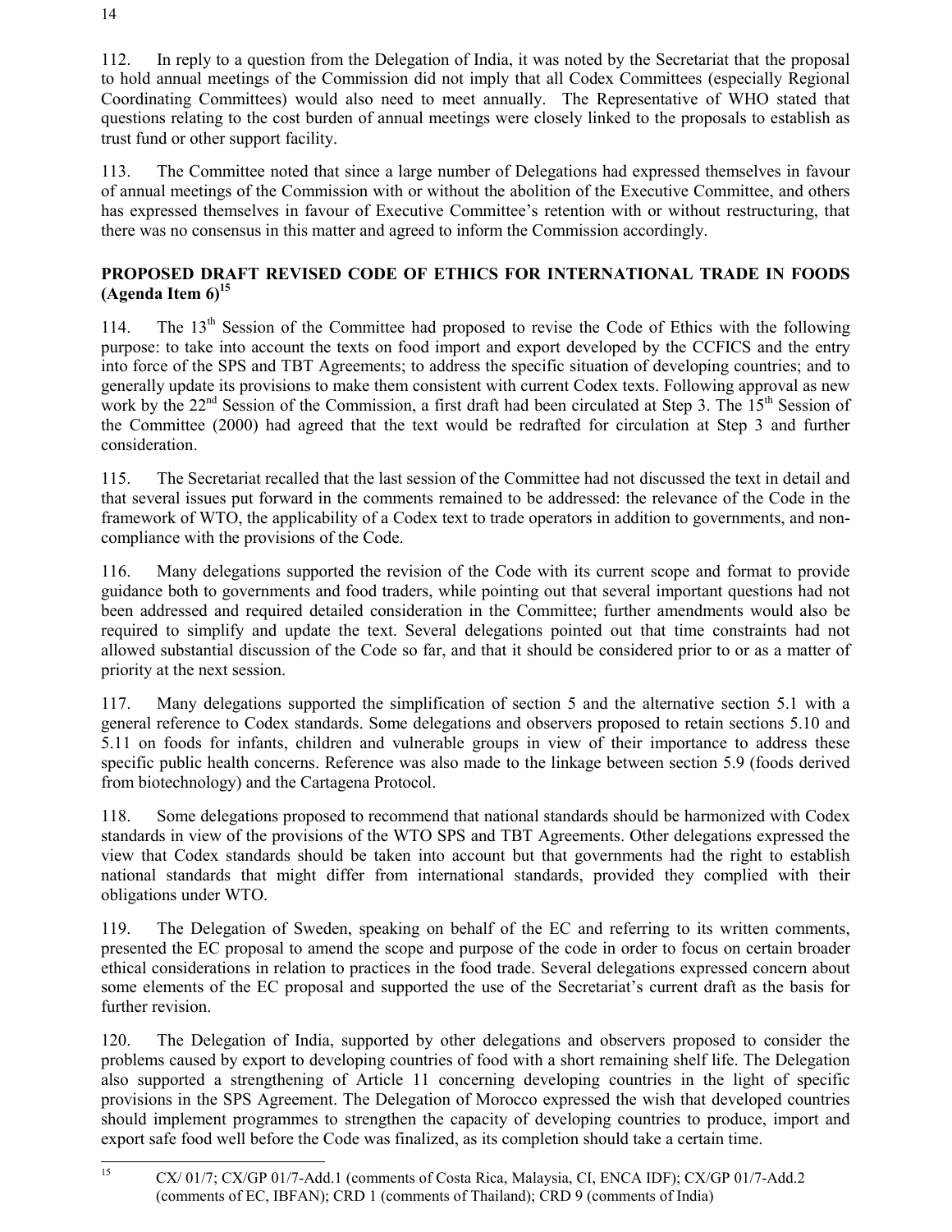112. In reply to a question from the Delegation of India, it was noted by the Secretariat that the proposal to hold annual meetings of the Commission did not imply that all Codex Committees (especially Regional Coordinating Committees) would also need to meet annually. The Representative of WHO stated that questions relating to the cost burden of annual meetings were closely linked to the proposals to establish as trust fund or other support facility.

113. The Committee noted that since a large number of Delegations had expressed themselves in favour of annual meetings of the Commission with or without the abolition of the Executive Committee, and others has expressed themselves in favour of Executive Committee's retention with or without restructuring, that there was no consensus in this matter and agreed to inform the Commission accordingly.

## PROPOSED DRAFT REVISED CODE OF ETHICS FOR INTERNATIONAL TRADE IN FOODS (Agenda Item 6)[15]

114. The 13th Session of the Committee had proposed to revise the Code of Ethics with the following purpose: to take into account the texts on food import and export developed by the CCFICS and the entry into force of the SPS and TBT Agreements; to address the specific situation of developing countries; and to generally update its provisions to make them consistent with current Codex texts. Following approval as new work by the 22nd Session of the Commission, a first draft had been circulated at Step 3. The 15th Session of the Committee (2000) had agreed that the text would be redrafted for circulation at Step 3 and further consideration.

115. The Secretariat recalled that the last session of the Committee had not discussed the text in detail and that several issues put forward in the comments remained to be addressed: the relevance of the Code in the framework of WTO, the applicability of a Codex text to trade operators in addition to governments, and non-compliance with the provisions of the Code.

116. Many delegations supported the revision of the Code with its current scope and format to provide guidance both to governments and food traders, while pointing out that several important questions had not been addressed and required detailed consideration in the Committee; further amendments would also be required to simplify and update the text. Several delegations pointed out that time constraints had not allowed substantial discussion of the Code so far, and that it should be considered prior to or as a matter of priority at the next session.

117. Many delegations supported the simplification of section 5 and the alternative section 5.1 with a general reference to Codex standards. Some delegations and observers proposed to retain sections 5.10 and 5.11 on foods for infants, children and vulnerable groups in view of their importance to address these specific public health concerns. Reference was also made to the linkage between section 5.9 (foods derived from biotechnology) and the Cartagena Protocol.

118. Some delegations proposed to recommend that national standards should be harmonized with Codex standards in view of the provisions of the WTO SPS and TBT Agreements. Other delegations expressed the view that Codex standards should be taken into account but that governments had the right to establish national standards that might differ from international standards, provided they complied with their obligations under WTO.

119. The Delegation of Sweden, speaking on behalf of the EC and referring to its written comments, presented the EC proposal to amend the scope and purpose of the code in order to focus on certain broader ethical considerations in relation to practices in the food trade. Several delegations expressed concern about some elements of the EC proposal and supported the use of the Secretariat's current draft as the basis for further revision.

120. The Delegation of India, supported by other delegations and observers proposed to consider the problems caused by export to developing countries of food with a short remaining shelf life. The Delegation also supported a strengthening of Article 11 concerning developing countries in the light of specific provisions in the SPS Agreement. The Delegation of Morocco expressed the wish that developed countries should implement programmes to strengthen the capacity of developing countries to produce, import and export safe food well before the Code was finalized, as its completion should take a certain time.

---

[15] CX/ 01/7; CX/GP 01/7-Add.1 (comments of Costa Rica, Malaysia, CI, ENCA IDF); CX/GP 01/7-Add.2 (comments of EC, IBFAN); CRD 1 (comments of Thailand); CRD 9 (comments of India)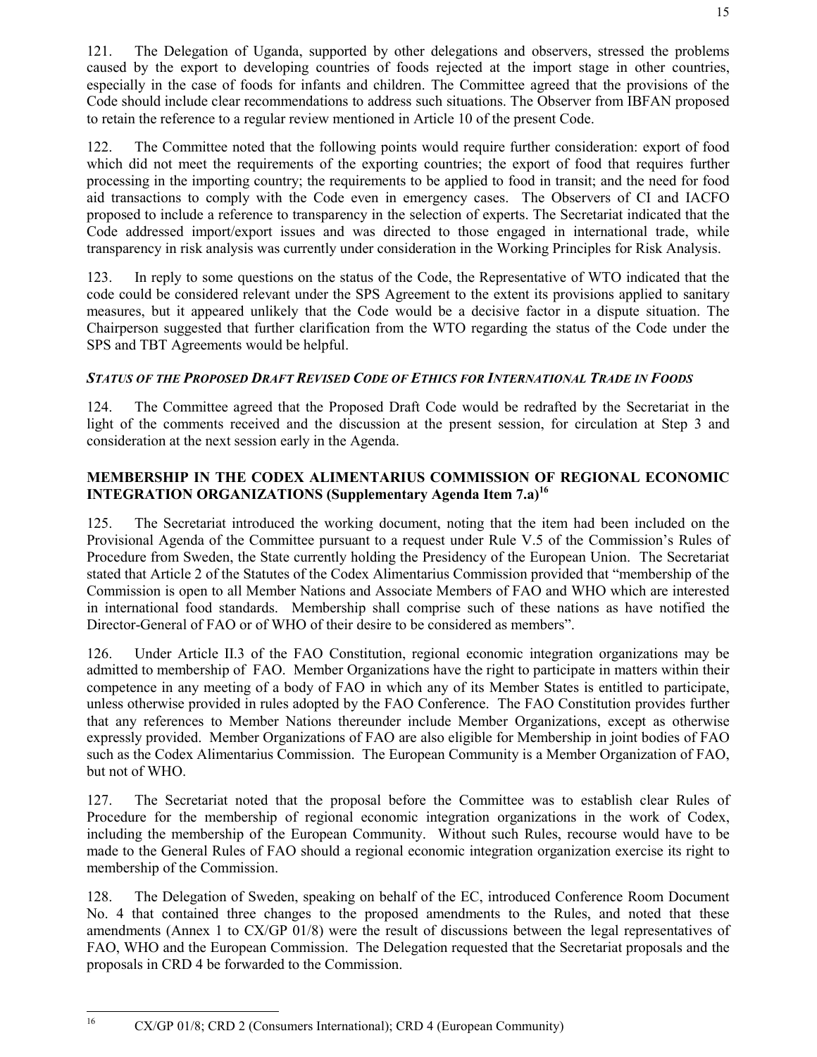121. The Delegation of Uganda, supported by other delegations and observers, stressed the problems caused by the export to developing countries of foods rejected at the import stage in other countries, especially in the case of foods for infants and children. The Committee agreed that the provisions of the Code should include clear recommendations to address such situations. The Observer from IBFAN proposed to retain the reference to a regular review mentioned in Article 10 of the present Code.

122. The Committee noted that the following points would require further consideration: export of food which did not meet the requirements of the exporting countries; the export of food that requires further processing in the importing country; the requirements to be applied to food in transit; and the need for food aid transactions to comply with the Code even in emergency cases. The Observers of CI and IACFO proposed to include a reference to transparency in the selection of experts. The Secretariat indicated that the Code addressed import/export issues and was directed to those engaged in international trade, while transparency in risk analysis was currently under consideration in the Working Principles for Risk Analysis.

123. In reply to some questions on the status of the Code, the Representative of WTO indicated that the code could be considered relevant under the SPS Agreement to the extent its provisions applied to sanitary measures, but it appeared unlikely that the Code would be a decisive factor in a dispute situation. The Chairperson suggested that further clarification from the WTO regarding the status of the Code under the SPS and TBT Agreements would be helpful.

### *STATUS OF THE PROPOSED DRAFT REVISED CODE OF ETHICS FOR INTERNATIONAL TRADE IN FOODS*

124. The Committee agreed that the Proposed Draft Code would be redrafted by the Secretariat in the light of the comments received and the discussion at the present session, for circulation at Step 3 and consideration at the next session early in the Agenda.

## MEMBERSHIP IN THE CODEX ALIMENTARIUS COMMISSION OF REGIONAL ECONOMIC INTEGRATION ORGANIZATIONS (Supplementary Agenda Item 7.a)[16]

125. The Secretariat introduced the working document, noting that the item had been included on the Provisional Agenda of the Committee pursuant to a request under Rule V.5 of the Commission's Rules of Procedure from Sweden, the State currently holding the Presidency of the European Union. The Secretariat stated that Article 2 of the Statutes of the Codex Alimentarius Commission provided that "membership of the Commission is open to all Member Nations and Associate Members of FAO and WHO which are interested in international food standards. Membership shall comprise such of these nations as have notified the Director-General of FAO or of WHO of their desire to be considered as members".

126. Under Article II.3 of the FAO Constitution, regional economic integration organizations may be admitted to membership of FAO. Member Organizations have the right to participate in matters within their competence in any meeting of a body of FAO in which any of its Member States is entitled to participate, unless otherwise provided in rules adopted by the FAO Conference. The FAO Constitution provides further that any references to Member Nations thereunder include Member Organizations, except as otherwise expressly provided. Member Organizations of FAO are also eligible for Membership in joint bodies of FAO such as the Codex Alimentarius Commission. The European Community is a Member Organization of FAO, but not of WHO.

127. The Secretariat noted that the proposal before the Committee was to establish clear Rules of Procedure for the membership of regional economic integration organizations in the work of Codex, including the membership of the European Community. Without such Rules, recourse would have to be made to the General Rules of FAO should a regional economic integration organization exercise its right to membership of the Commission.

128. The Delegation of Sweden, speaking on behalf of the EC, introduced Conference Room Document No. 4 that contained three changes to the proposed amendments to the Rules, and noted that these amendments (Annex 1 to CX/GP 01/8) were the result of discussions between the legal representatives of FAO, WHO and the European Commission. The Delegation requested that the Secretariat proposals and the proposals in CRD 4 be forwarded to the Commission.

---

[16] CX/GP 01/8; CRD 2 (Consumers International); CRD 4 (European Community)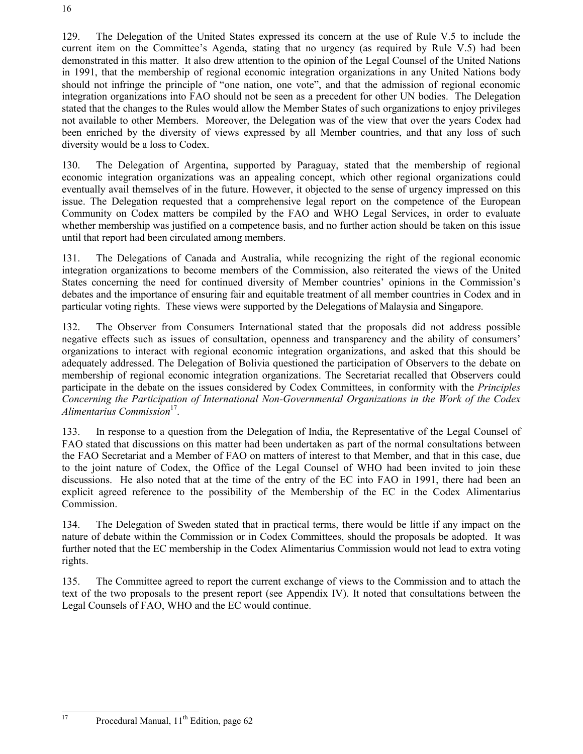129. The Delegation of the United States expressed its concern at the use of Rule V.5 to include the current item on the Committee's Agenda, stating that no urgency (as required by Rule V.5) had been demonstrated in this matter. It also drew attention to the opinion of the Legal Counsel of the United Nations in 1991, that the membership of regional economic integration organizations in any United Nations body should not infringe the principle of "one nation, one vote", and that the admission of regional economic integration organizations into FAO should not be seen as a precedent for other UN bodies. The Delegation stated that the changes to the Rules would allow the Member States of such organizations to enjoy privileges not available to other Members. Moreover, the Delegation was of the view that over the years Codex had been enriched by the diversity of views expressed by all Member countries, and that any loss of such diversity would be a loss to Codex.

130. The Delegation of Argentina, supported by Paraguay, stated that the membership of regional economic integration organizations was an appealing concept, which other regional organizations could eventually avail themselves of in the future. However, it objected to the sense of urgency impressed on this issue. The Delegation requested that a comprehensive legal report on the competence of the European Community on Codex matters be compiled by the FAO and WHO Legal Services, in order to evaluate whether membership was justified on a competence basis, and no further action should be taken on this issue until that report had been circulated among members.

131. The Delegations of Canada and Australia, while recognizing the right of the regional economic integration organizations to become members of the Commission, also reiterated the views of the United States concerning the need for continued diversity of Member countries' opinions in the Commission's debates and the importance of ensuring fair and equitable treatment of all member countries in Codex and in particular voting rights. These views were supported by the Delegations of Malaysia and Singapore.

132. The Observer from Consumers International stated that the proposals did not address possible negative effects such as issues of consultation, openness and transparency and the ability of consumers' organizations to interact with regional economic integration organizations, and asked that this should be adequately addressed. The Delegation of Bolivia questioned the participation of Observers to the debate on membership of regional economic integration organizations. The Secretariat recalled that Observers could participate in the debate on the issues considered by Codex Committees, in conformity with the *Principles Concerning the Participation of International Non-Governmental Organizations in the Work of the Codex Alimentarius Commission*[17].

133. In response to a question from the Delegation of India, the Representative of the Legal Counsel of FAO stated that discussions on this matter had been undertaken as part of the normal consultations between the FAO Secretariat and a Member of FAO on matters of interest to that Member, and that in this case, due to the joint nature of Codex, the Office of the Legal Counsel of WHO had been invited to join these discussions. He also noted that at the time of the entry of the EC into FAO in 1991, there had been an explicit agreed reference to the possibility of the Membership of the EC in the Codex Alimentarius Commission.

134. The Delegation of Sweden stated that in practical terms, there would be little if any impact on the nature of debate within the Commission or in Codex Committees, should the proposals be adopted. It was further noted that the EC membership in the Codex Alimentarius Commission would not lead to extra voting rights.

135. The Committee agreed to report the current exchange of views to the Commission and to attach the text of the two proposals to the present report (see Appendix IV). It noted that consultations between the Legal Counsels of FAO, WHO and the EC would continue.

---

[17] Procedural Manual, 11th Edition, page 62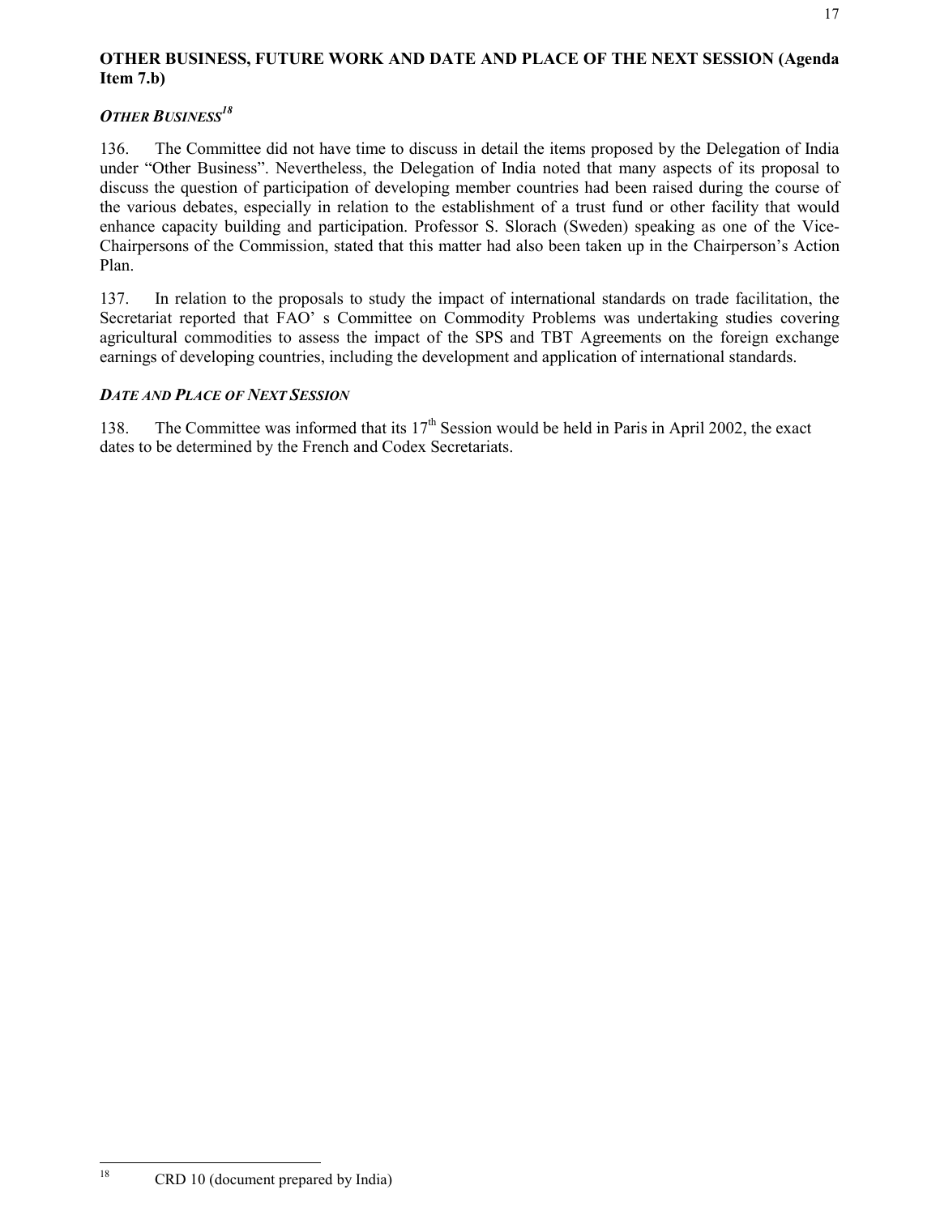**OTHER BUSINESS, FUTURE WORK AND DATE AND PLACE OF THE NEXT SESSION (Agenda Item 7.b)**

***OTHER BUSINESS***[18]

136. The Committee did not have time to discuss in detail the items proposed by the Delegation of India under "Other Business". Nevertheless, the Delegation of India noted that many aspects of its proposal to discuss the question of participation of developing member countries had been raised during the course of the various debates, especially in relation to the establishment of a trust fund or other facility that would enhance capacity building and participation. Professor S. Slorach (Sweden) speaking as one of the Vice-Chairpersons of the Commission, stated that this matter had also been taken up in the Chairperson's Action Plan.

137. In relation to the proposals to study the impact of international standards on trade facilitation, the Secretariat reported that FAO' s Committee on Commodity Problems was undertaking studies covering agricultural commodities to assess the impact of the SPS and TBT Agreements on the foreign exchange earnings of developing countries, including the development and application of international standards.

***DATE AND PLACE OF NEXT SESSION***

138. The Committee was informed that its 17th Session would be held in Paris in April 2002, the exact dates to be determined by the French and Codex Secretariats.

[18] CRD 10 (document prepared by India)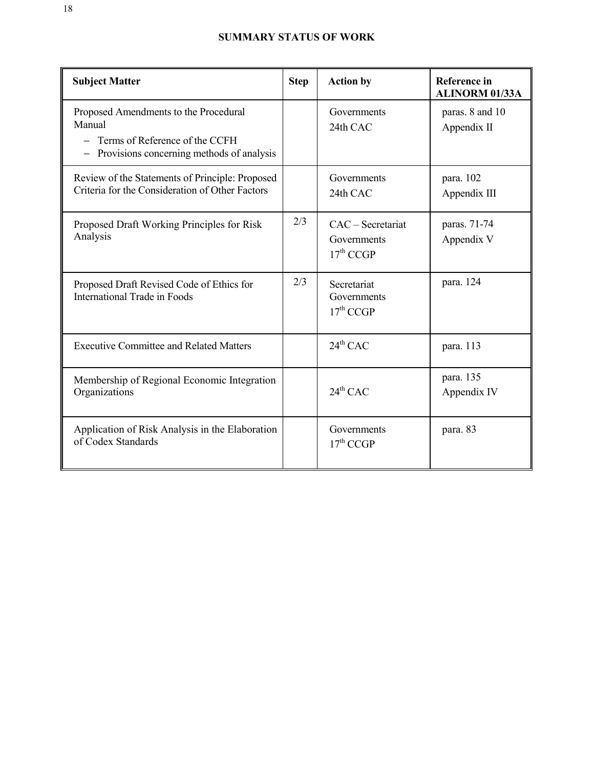## SUMMARY STATUS OF WORK

| Subject Matter | Step | Action by | Reference in ALINORM 01/33A |
|---|---|---|---|
| Proposed Amendments to the Procedural Manual<br>– Terms of Reference of the CCFH<br>– Provisions concerning methods of analysis | | Governments<br>24th CAC | paras. 8 and 10<br>Appendix II |
| Review of the Statements of Principle: Proposed Criteria for the Consideration of Other Factors | | Governments<br>24th CAC | para. 102<br>Appendix III |
| Proposed Draft Working Principles for Risk Analysis | 2/3 | CAC – Secretariat<br>Governments<br>17th CCGP | paras. 71-74<br>Appendix V |
| Proposed Draft Revised Code of Ethics for International Trade in Foods | 2/3 | Secretariat<br>Governments<br>17th CCGP | para. 124 |
| Executive Committee and Related Matters | | 24th CAC | para. 113 |
| Membership of Regional Economic Integration Organizations | | 24th CAC | para. 135<br>Appendix IV |
| Application of Risk Analysis in the Elaboration of Codex Standards | | Governments<br>17th CCGP | para. 83 |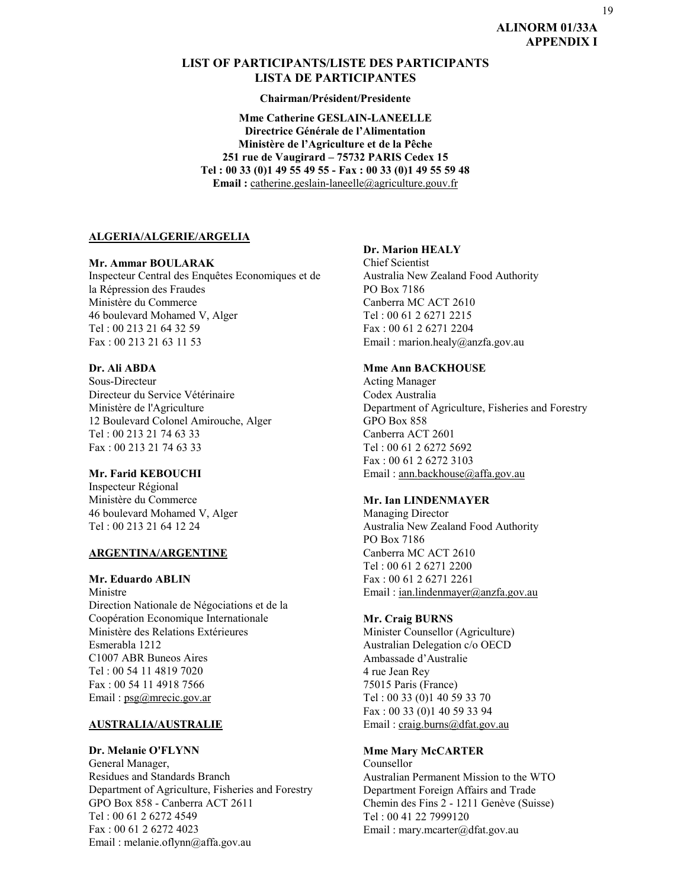ALINORM 01/33A
APPENDIX I

## LIST OF PARTICIPANTS/LISTE DES PARTICIPANTS
## LISTA DE PARTICIPANTES

**Chairman/Président/Presidente**

**Mme Catherine GESLAIN-LANEELLE**
**Directrice Générale de l'Alimentation**
**Ministère de l'Agriculture et de la Pêche**
**251 rue de Vaugirard – 75732 PARIS Cedex 15**
**Tel : 00 33 (0)1 49 55 49 55 - Fax : 00 33 (0)1 49 55 59 48**
**Email :** catherine.geslain-laneelle@agriculture.gouv.fr

**ALGERIA/ALGERIE/ARGELIA**

**Mr. Ammar BOULARAK**
Inspecteur Central des Enquêtes Economiques et de la Répression des Fraudes
Ministère du Commerce
46 boulevard Mohamed V, Alger
Tel : 00 213 21 64 32 59
Fax : 00 213 21 63 11 53

**Dr. Ali ABDA**
Sous-Directeur
Directeur du Service Vétérinaire
Ministère de l'Agriculture
12 Boulevard Colonel Amirouche, Alger
Tel : 00 213 21 74 63 33
Fax : 00 213 21 74 63 33

**Mr. Farid KEBOUCHI**
Inspecteur Régional
Ministère du Commerce
46 boulevard Mohamed V, Alger
Tel : 00 213 21 64 12 24

**ARGENTINA/ARGENTINE**

**Mr. Eduardo ABLIN**
Ministre
Direction Nationale de Négociations et de la Coopération Economique Internationale
Ministère des Relations Extérieures
Esmerabla 1212
C1007 ABR Buneos Aires
Tel : 00 54 11 4819 7020
Fax : 00 54 11 4918 7566
Email : psg@mrecic.gov.ar

**AUSTRALIA/AUSTRALIE**

**Dr. Melanie O'FLYNN**
General Manager,
Residues and Standards Branch
Department of Agriculture, Fisheries and Forestry
GPO Box 858 - Canberra ACT 2611
Tel : 00 61 2 6272 4549
Fax : 00 61 2 6272 4023
Email : melanie.oflynn@affa.gov.au

**Dr. Marion HEALY**
Chief Scientist
Australia New Zealand Food Authority
PO Box 7186
Canberra MC ACT 2610
Tel : 00 61 2 6271 2215
Fax : 00 61 2 6271 2204
Email : marion.healy@anzfa.gov.au

**Mme Ann BACKHOUSE**
Acting Manager
Codex Australia
Department of Agriculture, Fisheries and Forestry
GPO Box 858
Canberra ACT 2601
Tel : 00 61 2 6272 5692
Fax : 00 61 2 6272 3103
Email : ann.backhouse@affa.gov.au

**Mr. Ian LINDENMAYER**
Managing Director
Australia New Zealand Food Authority
PO Box 7186
Canberra MC ACT 2610
Tel : 00 61 2 6271 2200
Fax : 00 61 2 6271 2261
Email : ian.lindenmayer@anzfa.gov.au

**Mr. Craig BURNS**
Minister Counsellor (Agriculture)
Australian Delegation c/o OECD
Ambassade d'Australie
4 rue Jean Rey
75015 Paris (France)
Tel : 00 33 (0)1 40 59 33 70
Fax : 00 33 (0)1 40 59 33 94
Email : craig.burns@dfat.gov.au

**Mme Mary McCARTER**
Counsellor
Australian Permanent Mission to the WTO
Department Foreign Affairs and Trade
Chemin des Fins 2 - 1211 Genève (Suisse)
Tel : 00 41 22 7999120
Email : mary.mcarter@dfat.gov.au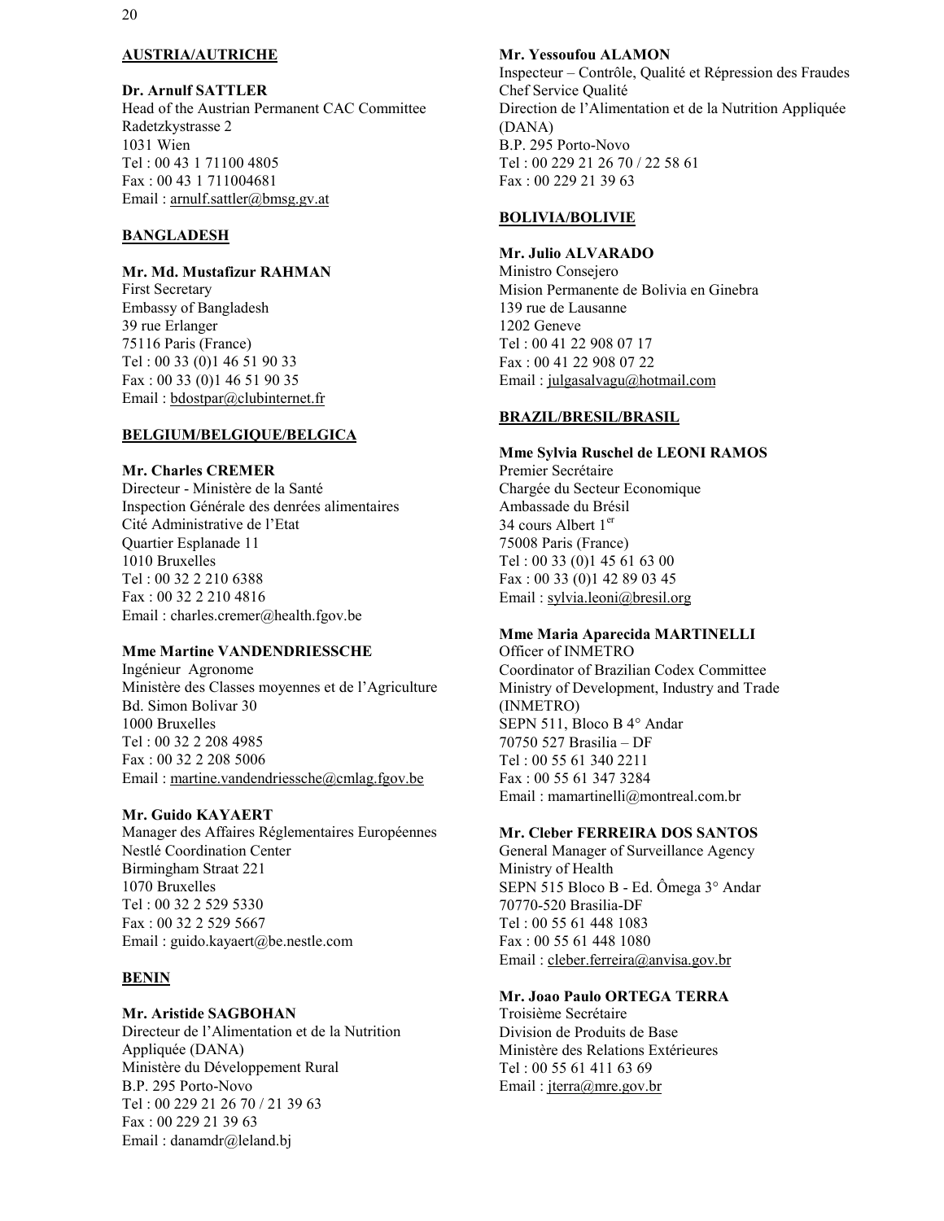**AUSTRIA/AUTRICHE**

**Dr. Arnulf SATTLER**
Head of the Austrian Permanent CAC Committee
Radetzkystrasse 2
1031 Wien
Tel : 00 43 1 71100 4805
Fax : 00 43 1 711004681
Email : arnulf.sattler@bmsg.gv.at

**BANGLADESH**

**Mr. Md. Mustafizur RAHMAN**
First Secretary
Embassy of Bangladesh
39 rue Erlanger
75116 Paris (France)
Tel : 00 33 (0)1 46 51 90 33
Fax : 00 33 (0)1 46 51 90 35
Email : bdostpar@clubinternet.fr

**BELGIUM/BELGIQUE/BELGICA**

**Mr. Charles CREMER**
Directeur - Ministère de la Santé
Inspection Générale des denrées alimentaires
Cité Administrative de l'Etat
Quartier Esplanade 11
1010 Bruxelles
Tel : 00 32 2 210 6388
Fax : 00 32 2 210 4816
Email : charles.cremer@health.fgov.be

**Mme Martine VANDENDRIESSCHE**
Ingénieur Agronome
Ministère des Classes moyennes et de l'Agriculture
Bd. Simon Bolivar 30
1000 Bruxelles
Tel : 00 32 2 208 4985
Fax : 00 32 2 208 5006
Email : martine.vandendriessche@cmlag.fgov.be

**Mr. Guido KAYAERT**
Manager des Affaires Réglementaires Européennes
Nestlé Coordination Center
Birmingham Straat 221
1070 Bruxelles
Tel : 00 32 2 529 5330
Fax : 00 32 2 529 5667
Email : guido.kayaert@be.nestle.com

**BENIN**

**Mr. Aristide SAGBOHAN**
Directeur de l'Alimentation et de la Nutrition Appliquée (DANA)
Ministère du Développement Rural
B.P. 295 Porto-Novo
Tel : 00 229 21 26 70 / 21 39 63
Fax : 00 229 21 39 63
Email : danamdr@leland.bj

**Mr. Yessoufou ALAMON**
Inspecteur – Contrôle, Qualité et Répression des Fraudes
Chef Service Qualité
Direction de l'Alimentation et de la Nutrition Appliquée (DANA)
B.P. 295 Porto-Novo
Tel : 00 229 21 26 70 / 22 58 61
Fax : 00 229 21 39 63

**BOLIVIA/BOLIVIE**

**Mr. Julio ALVARADO**
Ministro Consejero
Mision Permanente de Bolivia en Ginebra
139 rue de Lausanne
1202 Geneve
Tel : 00 41 22 908 07 17
Fax : 00 41 22 908 07 22
Email : julgasalvagu@hotmail.com

**BRAZIL/BRESIL/BRASIL**

**Mme Sylvia Ruschel de LEONI RAMOS**
Premier Secrétaire
Chargée du Secteur Economique
Ambassade du Brésil
34 cours Albert 1er
75008 Paris (France)
Tel : 00 33 (0)1 45 61 63 00
Fax : 00 33 (0)1 42 89 03 45
Email : sylvia.leoni@bresil.org

**Mme Maria Aparecida MARTINELLI**
Officer of INMETRO
Coordinator of Brazilian Codex Committee
Ministry of Development, Industry and Trade (INMETRO)
SEPN 511, Bloco B 4° Andar
70750 527 Brasilia – DF
Tel : 00 55 61 340 2211
Fax : 00 55 61 347 3284
Email : mamartinelli@montreal.com.br

**Mr. Cleber FERREIRA DOS SANTOS**
General Manager of Surveillance Agency
Ministry of Health
SEPN 515 Bloco B - Ed. Ômega 3° Andar
70770-520 Brasilia-DF
Tel : 00 55 61 448 1083
Fax : 00 55 61 448 1080
Email : cleber.ferreira@anvisa.gov.br

**Mr. Joao Paulo ORTEGA TERRA**
Troisième Secrétaire
Division de Produits de Base
Ministère des Relations Extérieures
Tel : 00 55 61 411 63 69
Email : jterra@mre.gov.br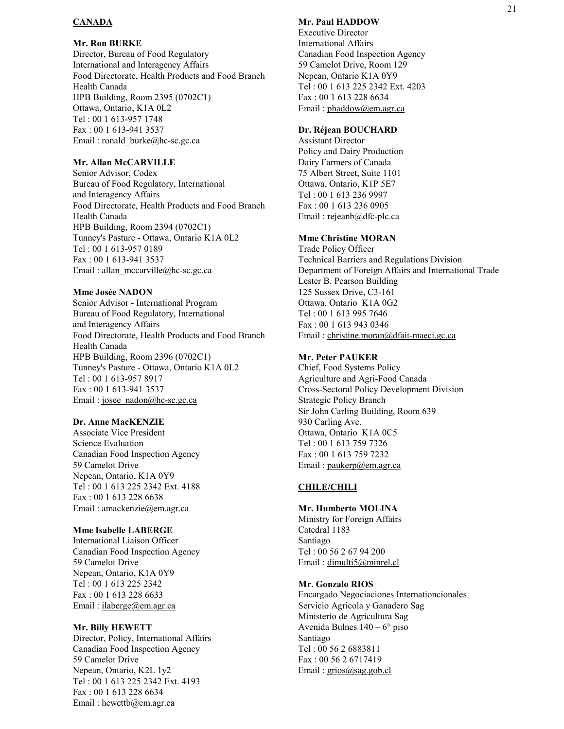**CANADA**

**Mr. Ron BURKE**
Director, Bureau of Food Regulatory
International and Interagency Affairs
Food Directorate, Health Products and Food Branch
Health Canada
HPB Building, Room 2395 (0702C1)
Ottawa, Ontario, K1A 0L2
Tel : 00 1 613-957 1748
Fax : 00 1 613-941 3537
Email : ronald_burke@hc-sc.gc.ca

**Mr. Allan McCARVILLE**
Senior Advisor, Codex
Bureau of Food Regulatory, International
and Interagency Affairs
Food Directorate, Health Products and Food Branch
Health Canada
HPB Building, Room 2394 (0702C1)
Tunney's Pasture - Ottawa, Ontario K1A 0L2
Tel : 00 1 613-957 0189
Fax : 00 1 613-941 3537
Email : allan_mccarville@hc-sc.gc.ca

**Mme Josée NADON**
Senior Advisor - International Program
Bureau of Food Regulatory, International
and Interagency Affairs
Food Directorate, Health Products and Food Branch
Health Canada
HPB Building, Room 2396 (0702C1)
Tunney's Pasture - Ottawa, Ontario K1A 0L2
Tel : 00 1 613-957 8917
Fax : 00 1 613-941 3537
Email : josee_nadon@hc-sc.gc.ca

**Dr. Anne MacKENZIE**
Associate Vice President
Science Evaluation
Canadian Food Inspection Agency
59 Camelot Drive
Nepean, Ontario, K1A 0Y9
Tel : 00 1 613 225 2342 Ext. 4188
Fax : 00 1 613 228 6638
Email : amackenzie@em.agr.ca

**Mme Isabelle LABERGE**
International Liaison Officer
Canadian Food Inspection Agency
59 Camelot Drive
Nepean, Ontario, K1A 0Y9
Tel : 00 1 613 225 2342
Fax : 00 1 613 228 6633
Email : ilaberge@em.agr.ca

**Mr. Billy HEWETT**
Director, Policy, International Affairs
Canadian Food Inspection Agency
59 Camelot Drive
Nepean, Ontario, K2L 1y2
Tel : 00 1 613 225 2342 Ext. 4193
Fax : 00 1 613 228 6634
Email : hewettb@em.agr.ca

**Mr. Paul HADDOW**
Executive Director
International Affairs
Canadian Food Inspection Agency
59 Camelot Drive, Room 129
Nepean, Ontario K1A 0Y9
Tel : 00 1 613 225 2342 Ext. 4203
Fax : 00 1 613 228 6634
Email : phaddow@em.agr.ca

**Dr. Réjean BOUCHARD**
Assistant Director
Policy and Dairy Production
Dairy Farmers of Canada
75 Albert Street, Suite 1101
Ottawa, Ontario, K1P 5E7
Tel : 00 1 613 236 9997
Fax : 00 1 613 236 0905
Email : rejeanb@dfc-plc.ca

**Mme Christine MORAN**
Trade Policy Officer
Technical Barriers and Regulations Division
Department of Foreign Affairs and International Trade
Lester B. Pearson Building
125 Sussex Drive, C3-161
Ottawa, Ontario K1A 0G2
Tel : 00 1 613 995 7646
Fax : 00 1 613 943 0346
Email : christine.moran@dfait-maeci.gc.ca

**Mr. Peter PAUKER**
Chief, Food Systems Policy
Agriculture and Agri-Food Canada
Cross-Sectoral Policy Development Division
Strategic Policy Branch
Sir John Carling Building, Room 639
930 Carling Ave.
Ottawa, Ontario K1A 0C5
Tel : 00 1 613 759 7326
Fax : 00 1 613 759 7232
Email : paukerp@em.agr.ca

**CHILE/CHILI**

**Mr. Humberto MOLINA**
Ministry for Foreign Affairs
Catedral 1183
Santiago
Tel : 00 56 2 67 94 200
Email : dimulti5@minrel.cl

**Mr. Gonzalo RIOS**
Encargado Negociaciones Internationcionales
Servicio Agricola y Ganadero Sag
Ministerio de Agricultura Sag
Avenida Bulnes 140 – 6° piso
Santiago
Tel : 00 56 2 6883811
Fax : 00 56 2 6717419
Email : grios@sag.gob.cl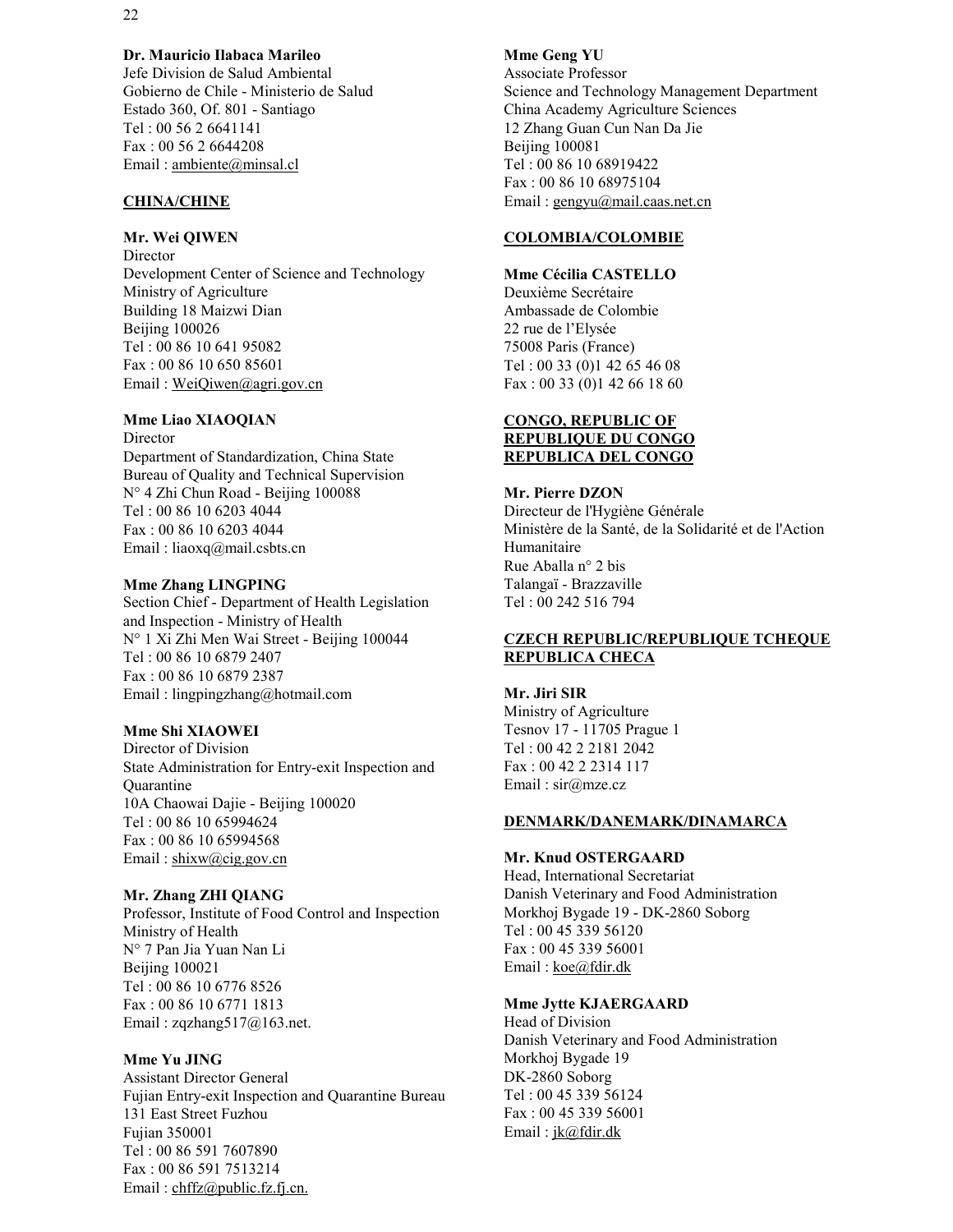**Dr. Mauricio Ilabaca Marileo**
Jefe Division de Salud Ambiental
Gobierno de Chile - Ministerio de Salud
Estado 360, Of. 801 - Santiago
Tel : 00 56 2 6641141
Fax : 00 56 2 6644208
Email : ambiente@minsal.cl

**CHINA/CHINE**

**Mr. Wei QIWEN**
Director
Development Center of Science and Technology
Ministry of Agriculture
Building 18 Maizwi Dian
Beijing 100026
Tel : 00 86 10 641 95082
Fax : 00 86 10 650 85601
Email : WeiQiwen@agri.gov.cn

**Mme Liao XIAOQIAN**
Director
Department of Standardization, China State Bureau of Quality and Technical Supervision
N° 4 Zhi Chun Road - Beijing 100088
Tel : 00 86 10 6203 4044
Fax : 00 86 10 6203 4044
Email : liaoxq@mail.csbts.cn

**Mme Zhang LINGPING**
Section Chief - Department of Health Legislation and Inspection - Ministry of Health
N° 1 Xi Zhi Men Wai Street - Beijing 100044
Tel : 00 86 10 6879 2407
Fax : 00 86 10 6879 2387
Email : lingpingzhang@hotmail.com

**Mme Shi XIAOWEI**
Director of Division
State Administration for Entry-exit Inspection and Quarantine
10A Chaowai Dajie - Beijing 100020
Tel : 00 86 10 65994624
Fax : 00 86 10 65994568
Email : shixw@cig.gov.cn

**Mr. Zhang ZHI QIANG**
Professor, Institute of Food Control and Inspection
Ministry of Health
N° 7 Pan Jia Yuan Nan Li
Beijing 100021
Tel : 00 86 10 6776 8526
Fax : 00 86 10 6771 1813
Email : zqzhang517@163.net.

**Mme Yu JING**
Assistant Director General
Fujian Entry-exit Inspection and Quarantine Bureau
131 East Street Fuzhou
Fujian 350001
Tel : 00 86 591 7607890
Fax : 00 86 591 7513214
Email : chffz@public.fz.fj.cn.

**Mme Geng YU**
Associate Professor
Science and Technology Management Department
China Academy Agriculture Sciences
12 Zhang Guan Cun Nan Da Jie
Beijing 100081
Tel : 00 86 10 68919422
Fax : 00 86 10 68975104
Email : gengyu@mail.caas.net.cn

**COLOMBIA/COLOMBIE**

**Mme Cécilia CASTELLO**
Deuxième Secrétaire
Ambassade de Colombie
22 rue de l'Elysée
75008 Paris (France)
Tel : 00 33 (0)1 42 65 46 08
Fax : 00 33 (0)1 42 66 18 60

**CONGO, REPUBLIC OF**
**REPUBLIQUE DU CONGO**
**REPUBLICA DEL CONGO**

**Mr. Pierre DZON**
Directeur de l'Hygiène Générale
Ministère de la Santé, de la Solidarité et de l'Action Humanitaire
Rue Aballa n° 2 bis
Talangaï - Brazzaville
Tel : 00 242 516 794

**CZECH REPUBLIC/REPUBLIQUE TCHEQUE**
**REPUBLICA CHECA**

**Mr. Jiri SIR**
Ministry of Agriculture
Tesnov 17 - 11705 Prague 1
Tel : 00 42 2 2181 2042
Fax : 00 42 2 2314 117
Email : sir@mze.cz

**DENMARK/DANEMARK/DINAMARCA**

**Mr. Knud OSTERGAARD**
Head, International Secretariat
Danish Veterinary and Food Administration
Morkhoj Bygade 19 - DK-2860 Soborg
Tel : 00 45 339 56120
Fax : 00 45 339 56001
Email : koe@fdir.dk

**Mme Jytte KJAERGAARD**
Head of Division
Danish Veterinary and Food Administration
Morkhoj Bygade 19
DK-2860 Soborg
Tel : 00 45 339 56124
Fax : 00 45 339 56001
Email : jk@fdir.dk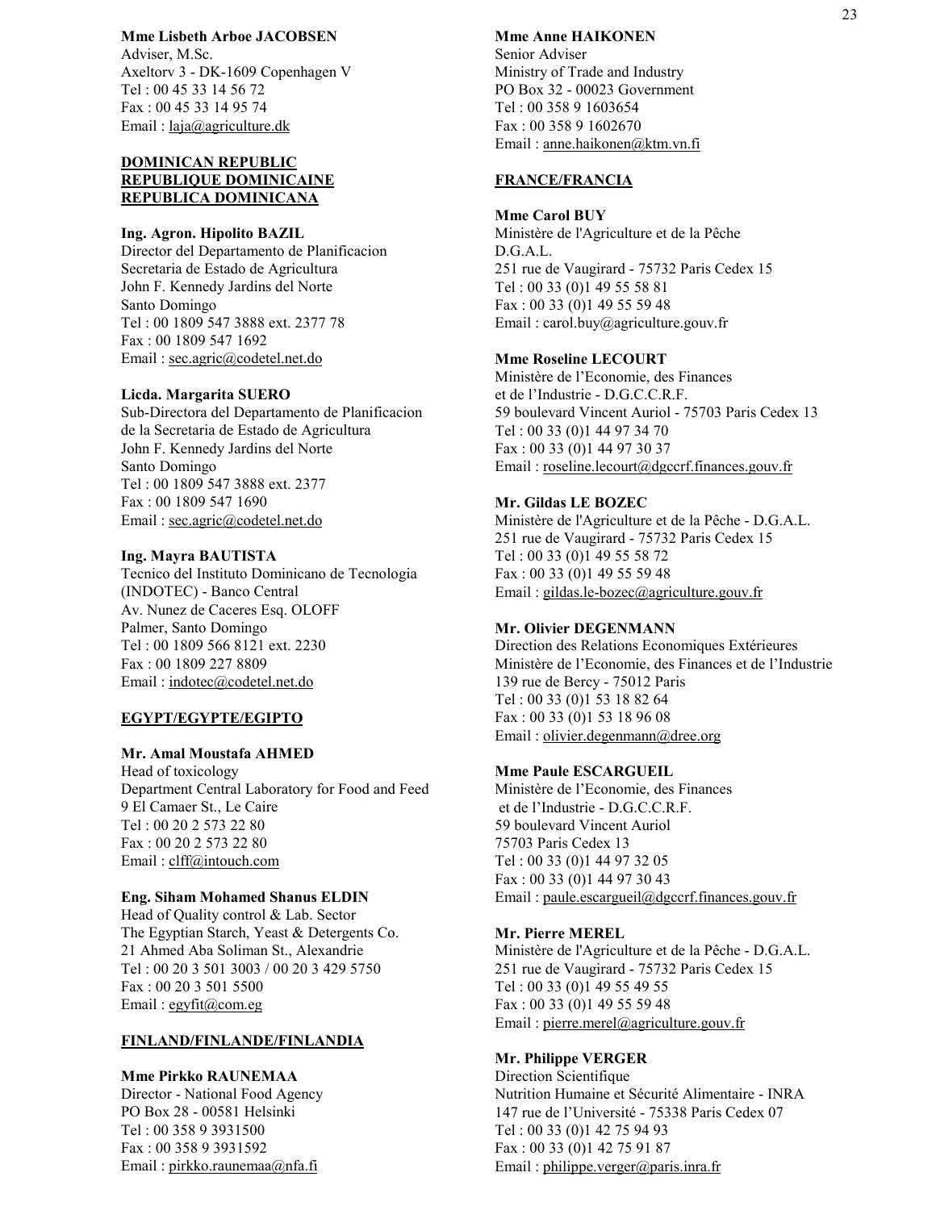**Mme Lisbeth Arboe JACOBSEN**
Adviser, M.Sc.
Axeltorv 3 - DK-1609 Copenhagen V
Tel : 00 45 33 14 56 72
Fax : 00 45 33 14 95 74
Email : laja@agriculture.dk

**DOMINICAN REPUBLIC**
**REPUBLIQUE DOMINICAINE**
**REPUBLICA DOMINICANA**

**Ing. Agron. Hipolito BAZIL**
Director del Departamento de Planificacion
Secretaria de Estado de Agricultura
John F. Kennedy Jardins del Norte
Santo Domingo
Tel : 00 1809 547 3888 ext. 2377 78
Fax : 00 1809 547 1692
Email : sec.agric@codetel.net.do

**Licda. Margarita SUERO**
Sub-Directora del Departamento de Planificacion
de la Secretaria de Estado de Agricultura
John F. Kennedy Jardins del Norte
Santo Domingo
Tel : 00 1809 547 3888 ext. 2377
Fax : 00 1809 547 1690
Email : sec.agric@codetel.net.do

**Ing. Mayra BAUTISTA**
Tecnico del Instituto Dominicano de Tecnologia
(INDOTEC) - Banco Central
Av. Nunez de Caceres Esq. OLOFF
Palmer, Santo Domingo
Tel : 00 1809 566 8121 ext. 2230
Fax : 00 1809 227 8809
Email : indotec@codetel.net.do

**EGYPT/EGYPTE/EGIPTO**

**Mr. Amal Moustafa AHMED**
Head of toxicology
Department Central Laboratory for Food and Feed
9 El Camaer St., Le Caire
Tel : 00 20 2 573 22 80
Fax : 00 20 2 573 22 80
Email : clff@intouch.com

**Eng. Siham Mohamed Shanus ELDIN**
Head of Quality control & Lab. Sector
The Egyptian Starch, Yeast & Detergents Co.
21 Ahmed Aba Soliman St., Alexandrie
Tel : 00 20 3 501 3003 / 00 20 3 429 5750
Fax : 00 20 3 501 5500
Email : egyfit@com.eg

**FINLAND/FINLANDE/FINLANDIA**

**Mme Pirkko RAUNEMAA**
Director - National Food Agency
PO Box 28 - 00581 Helsinki
Tel : 00 358 9 3931500
Fax : 00 358 9 3931592
Email : pirkko.raunemaa@nfa.fi

**Mme Anne HAIKONEN**
Senior Adviser
Ministry of Trade and Industry
PO Box 32 - 00023 Government
Tel : 00 358 9 1603654
Fax : 00 358 9 1602670
Email : anne.haikonen@ktm.vn.fi

**FRANCE/FRANCIA**

**Mme Carol BUY**
Ministère de l'Agriculture et de la Pêche
D.G.A.L.
251 rue de Vaugirard - 75732 Paris Cedex 15
Tel : 00 33 (0)1 49 55 58 81
Fax : 00 33 (0)1 49 55 59 48
Email : carol.buy@agriculture.gouv.fr

**Mme Roseline LECOURT**
Ministère de l'Economie, des Finances
et de l'Industrie - D.G.C.C.R.F.
59 boulevard Vincent Auriol - 75703 Paris Cedex 13
Tel : 00 33 (0)1 44 97 34 70
Fax : 00 33 (0)1 44 97 30 37
Email : roseline.lecourt@dgccrf.finances.gouv.fr

**Mr. Gildas LE BOZEC**
Ministère de l'Agriculture et de la Pêche - D.G.A.L.
251 rue de Vaugirard - 75732 Paris Cedex 15
Tel : 00 33 (0)1 49 55 58 72
Fax : 00 33 (0)1 49 55 59 48
Email : gildas.le-bozec@agriculture.gouv.fr

**Mr. Olivier DEGENMANN**
Direction des Relations Economiques Extérieures
Ministère de l'Economie, des Finances et de l'Industrie
139 rue de Bercy - 75012 Paris
Tel : 00 33 (0)1 53 18 82 64
Fax : 00 33 (0)1 53 18 96 08
Email : olivier.degenmann@dree.org

**Mme Paule ESCARGUEIL**
Ministère de l'Economie, des Finances
et de l'Industrie - D.G.C.C.R.F.
59 boulevard Vincent Auriol
75703 Paris Cedex 13
Tel : 00 33 (0)1 44 97 32 05
Fax : 00 33 (0)1 44 97 30 43
Email : paule.escargueil@dgccrf.finances.gouv.fr

**Mr. Pierre MEREL**
Ministère de l'Agriculture et de la Pêche - D.G.A.L.
251 rue de Vaugirard - 75732 Paris Cedex 15
Tel : 00 33 (0)1 49 55 49 55
Fax : 00 33 (0)1 49 55 59 48
Email : pierre.merel@agriculture.gouv.fr

**Mr. Philippe VERGER**
Direction Scientifique
Nutrition Humaine et Sécurité Alimentaire - INRA
147 rue de l'Université - 75338 Paris Cedex 07
Tel : 00 33 (0)1 42 75 94 93
Fax : 00 33 (0)1 42 75 91 87
Email : philippe.verger@paris.inra.fr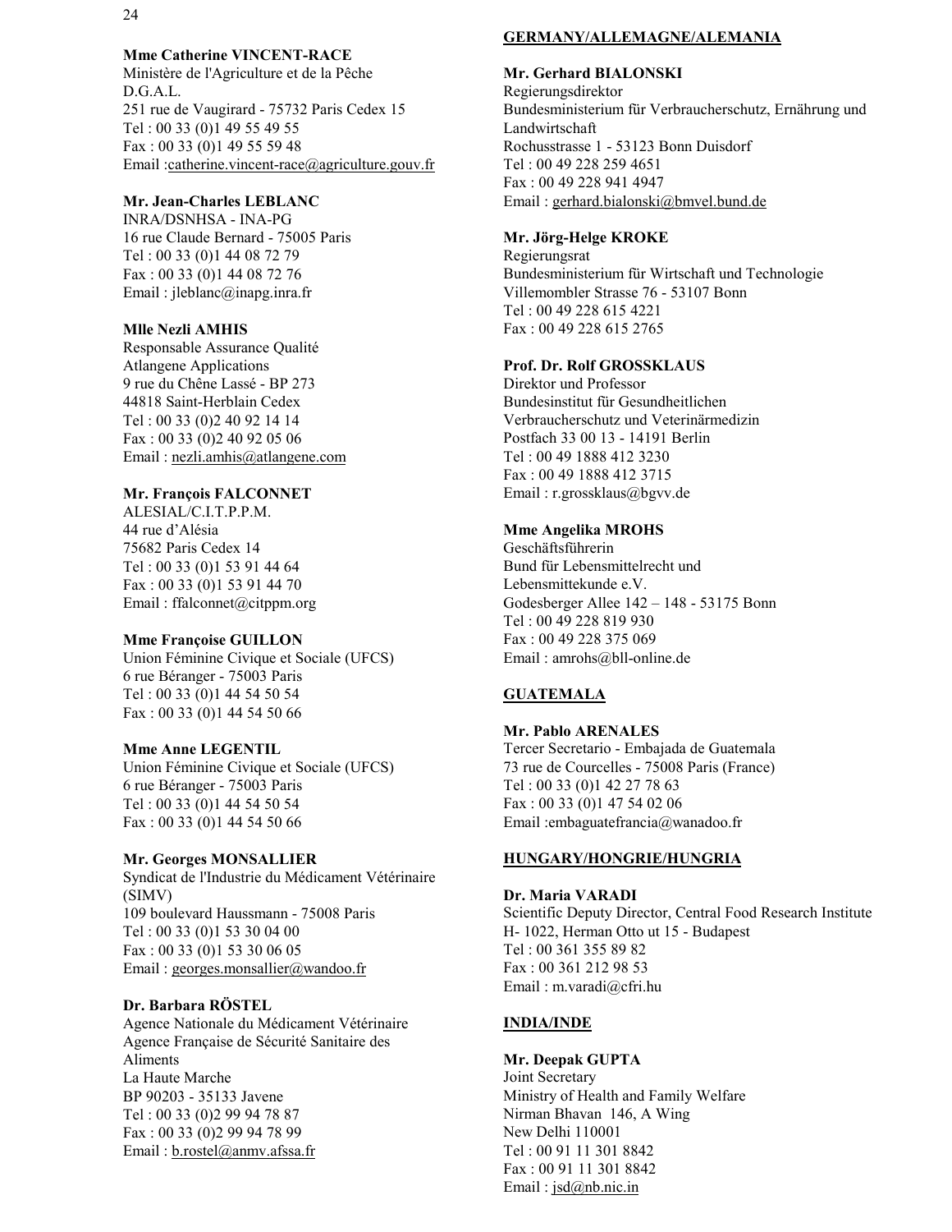**Mme Catherine VINCENT-RACE**
Ministère de l'Agriculture et de la Pêche
D.G.A.L.
251 rue de Vaugirard - 75732 Paris Cedex 15
Tel : 00 33 (0)1 49 55 49 55
Fax : 00 33 (0)1 49 55 59 48
Email :catherine.vincent-race@agriculture.gouv.fr

**Mr. Jean-Charles LEBLANC**
INRA/DSNHSA - INA-PG
16 rue Claude Bernard - 75005 Paris
Tel : 00 33 (0)1 44 08 72 79
Fax : 00 33 (0)1 44 08 72 76
Email : jleblanc@inapg.inra.fr

**Mlle Nezli AMHIS**
Responsable Assurance Qualité
Atlangene Applications
9 rue du Chêne Lassé - BP 273
44818 Saint-Herblain Cedex
Tel : 00 33 (0)2 40 92 14 14
Fax : 00 33 (0)2 40 92 05 06
Email : nezli.amhis@atlangene.com

**Mr. François FALCONNET**
ALESIAL/C.I.T.P.P.M.
44 rue d'Alésia
75682 Paris Cedex 14
Tel : 00 33 (0)1 53 91 44 64
Fax : 00 33 (0)1 53 91 44 70
Email : ffalconnet@citppm.org

**Mme Françoise GUILLON**
Union Féminine Civique et Sociale (UFCS)
6 rue Béranger - 75003 Paris
Tel : 00 33 (0)1 44 54 50 54
Fax : 00 33 (0)1 44 54 50 66

**Mme Anne LEGENTIL**
Union Féminine Civique et Sociale (UFCS)
6 rue Béranger - 75003 Paris
Tel : 00 33 (0)1 44 54 50 54
Fax : 00 33 (0)1 44 54 50 66

**Mr. Georges MONSALLIER**
Syndicat de l'Industrie du Médicament Vétérinaire (SIMV)
109 boulevard Haussmann - 75008 Paris
Tel : 00 33 (0)1 53 30 04 00
Fax : 00 33 (0)1 53 30 06 05
Email : georges.monsallier@wandoo.fr

**Dr. Barbara RÖSTEL**
Agence Nationale du Médicament Vétérinaire
Agence Française de Sécurité Sanitaire des Aliments
La Haute Marche
BP 90203 - 35133 Javene
Tel : 00 33 (0)2 99 94 78 87
Fax : 00 33 (0)2 99 94 78 99
Email : b.rostel@anmv.afssa.fr

## GERMANY/ALLEMAGNE/ALEMANIA

**Mr. Gerhard BIALONSKI**
Regierungsdirektor
Bundesministerium für Verbraucherschutz, Ernährung und Landwirtschaft
Rochusstrasse 1 - 53123 Bonn Duisdorf
Tel : 00 49 228 259 4651
Fax : 00 49 228 941 4947
Email : gerhard.bialonski@bmvel.bund.de

**Mr. Jörg-Helge KROKE**
Regierungsrat
Bundesministerium für Wirtschaft und Technologie
Villemombler Strasse 76 - 53107 Bonn
Tel : 00 49 228 615 4221
Fax : 00 49 228 615 2765

**Prof. Dr. Rolf GROSSKLAUS**
Direktor und Professor
Bundesinstitut für Gesundheitlichen Verbraucherschutz und Veterinärmedizin
Postfach 33 00 13 - 14191 Berlin
Tel : 00 49 1888 412 3230
Fax : 00 49 1888 412 3715
Email : r.grossklaus@bgvv.de

**Mme Angelika MROHS**
Geschäftsführerin
Bund für Lebensmittelrecht und Lebensmittekunde e.V.
Godesberger Allee 142 – 148 - 53175 Bonn
Tel : 00 49 228 819 930
Fax : 00 49 228 375 069
Email : amrohs@bll-online.de

## GUATEMALA

**Mr. Pablo ARENALES**
Tercer Secretario - Embajada de Guatemala
73 rue de Courcelles - 75008 Paris (France)
Tel : 00 33 (0)1 42 27 78 63
Fax : 00 33 (0)1 47 54 02 06
Email :embaguatefrancia@wanadoo.fr

## HUNGARY/HONGRIE/HUNGRIA

**Dr. Maria VARADI**
Scientific Deputy Director, Central Food Research Institute
H- 1022, Herman Otto ut 15 - Budapest
Tel : 00 361 355 89 82
Fax : 00 361 212 98 53
Email : m.varadi@cfri.hu

## INDIA/INDE

**Mr. Deepak GUPTA**
Joint Secretary
Ministry of Health and Family Welfare
Nirman Bhavan 146, A Wing
New Delhi 110001
Tel : 00 91 11 301 8842
Fax : 00 91 11 301 8842
Email : jsd@nb.nic.in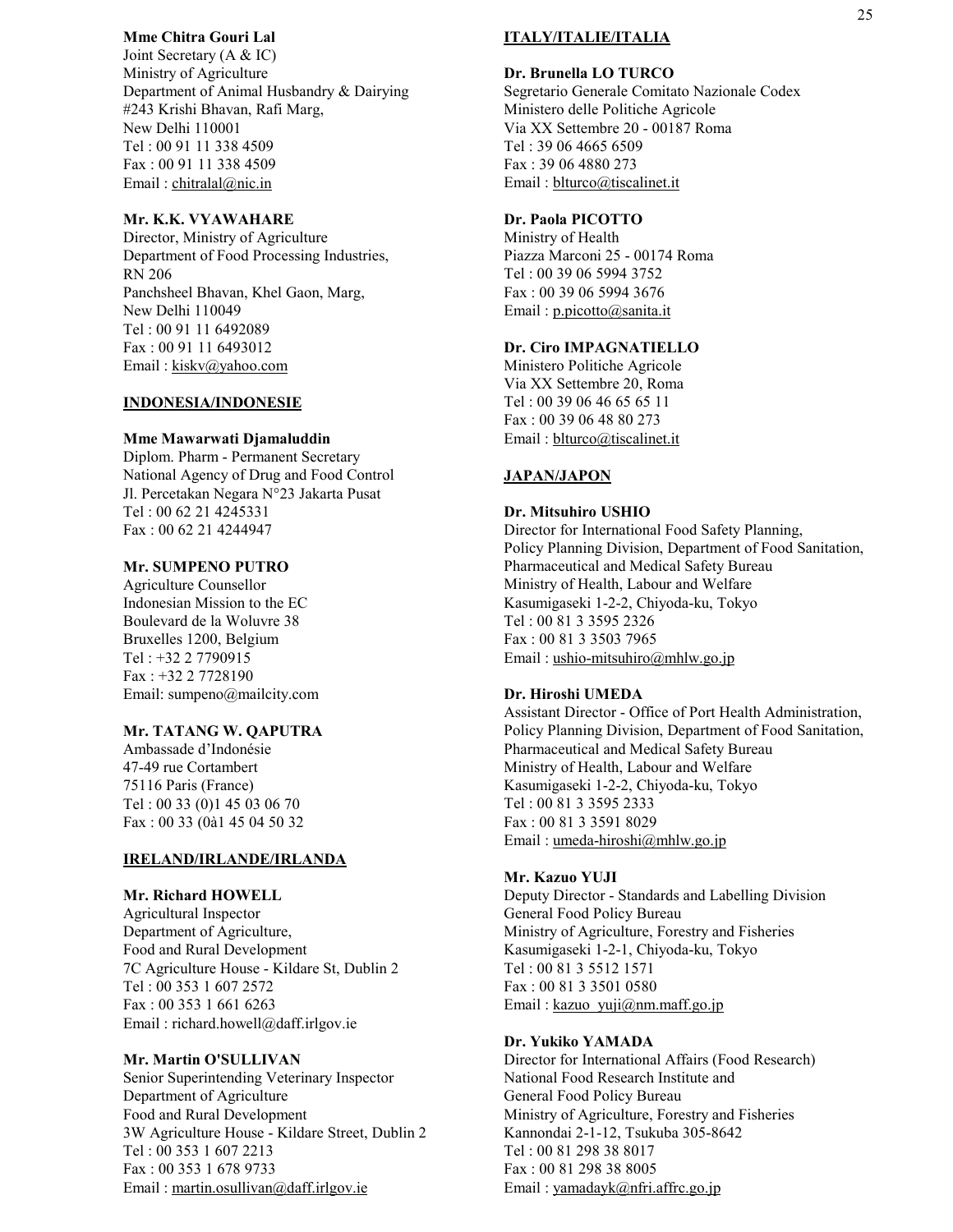**Mme Chitra Gouri Lal**
Joint Secretary (A & IC)
Ministry of Agriculture
Department of Animal Husbandry & Dairying
#243 Krishi Bhavan, Rafi Marg,
New Delhi 110001
Tel : 00 91 11 338 4509
Fax : 00 91 11 338 4509
Email : chitralal@nic.in

**Mr. K.K. VYAWAHARE**
Director, Ministry of Agriculture
Department of Food Processing Industries,
RN 206
Panchsheel Bhavan, Khel Gaon, Marg,
New Delhi 110049
Tel : 00 91 11 6492089
Fax : 00 91 11 6493012
Email : kiskv@yahoo.com

**INDONESIA/INDONESIE**

**Mme Mawarwati Djamaluddin**
Diplom. Pharm - Permanent Secretary
National Agency of Drug and Food Control
Jl. Percetakan Negara N°23 Jakarta Pusat
Tel : 00 62 21 4245331
Fax : 00 62 21 4244947

**Mr. SUMPENO PUTRO**
Agriculture Counsellor
Indonesian Mission to the EC
Boulevard de la Woluvre 38
Bruxelles 1200, Belgium
Tel : +32 2 7790915
Fax : +32 2 7728190
Email: sumpeno@mailcity.com

**Mr. TATANG W. QAPUTRA**
Ambassade d'Indonésie
47-49 rue Cortambert
75116 Paris (France)
Tel : 00 33 (0)1 45 03 06 70
Fax : 00 33 (0à1 45 04 50 32

**IRELAND/IRLANDE/IRLANDA**

**Mr. Richard HOWELL**
Agricultural Inspector
Department of Agriculture,
Food and Rural Development
7C Agriculture House - Kildare St, Dublin 2
Tel : 00 353 1 607 2572
Fax : 00 353 1 661 6263
Email : richard.howell@daff.irlgov.ie

**Mr. Martin O'SULLIVAN**
Senior Superintending Veterinary Inspector
Department of Agriculture
Food and Rural Development
3W Agriculture House - Kildare Street, Dublin 2
Tel : 00 353 1 607 2213
Fax : 00 353 1 678 9733
Email : martin.osullivan@daff.irlgov.ie

**ITALY/ITALIE/ITALIA**

**Dr. Brunella LO TURCO**
Segretario Generale Comitato Nazionale Codex
Ministero delle Politiche Agricole
Via XX Settembre 20 - 00187 Roma
Tel : 39 06 4665 6509
Fax : 39 06 4880 273
Email : blturco@tiscalinet.it

**Dr. Paola PICOTTO**
Ministry of Health
Piazza Marconi 25 - 00174 Roma
Tel : 00 39 06 5994 3752
Fax : 00 39 06 5994 3676
Email : p.picotto@sanita.it

**Dr. Ciro IMPAGNATIELLO**
Ministero Politiche Agricole
Via XX Settembre 20, Roma
Tel : 00 39 06 46 65 65 11
Fax : 00 39 06 48 80 273
Email : blturco@tiscalinet.it

**JAPAN/JAPON**

**Dr. Mitsuhiro USHIO**
Director for International Food Safety Planning,
Policy Planning Division, Department of Food Sanitation,
Pharmaceutical and Medical Safety Bureau
Ministry of Health, Labour and Welfare
Kasumigaseki 1-2-2, Chiyoda-ku, Tokyo
Tel : 00 81 3 3595 2326
Fax : 00 81 3 3503 7965
Email : ushio-mitsuhiro@mhlw.go.jp

**Dr. Hiroshi UMEDA**
Assistant Director - Office of Port Health Administration,
Policy Planning Division, Department of Food Sanitation,
Pharmaceutical and Medical Safety Bureau
Ministry of Health, Labour and Welfare
Kasumigaseki 1-2-2, Chiyoda-ku, Tokyo
Tel : 00 81 3 3595 2333
Fax : 00 81 3 3591 8029
Email : umeda-hiroshi@mhlw.go.jp

**Mr. Kazuo YUJI**
Deputy Director - Standards and Labelling Division
General Food Policy Bureau
Ministry of Agriculture, Forestry and Fisheries
Kasumigaseki 1-2-1, Chiyoda-ku, Tokyo
Tel : 00 81 3 5512 1571
Fax : 00 81 3 3501 0580
Email : kazuo_yuji@nm.maff.go.jp

**Dr. Yukiko YAMADA**
Director for International Affairs (Food Research)
National Food Research Institute and
General Food Policy Bureau
Ministry of Agriculture, Forestry and Fisheries
Kannondai 2-1-12, Tsukuba 305-8642
Tel : 00 81 298 38 8017
Fax : 00 81 298 38 8005
Email : yamadayk@nfri.affrc.go.jp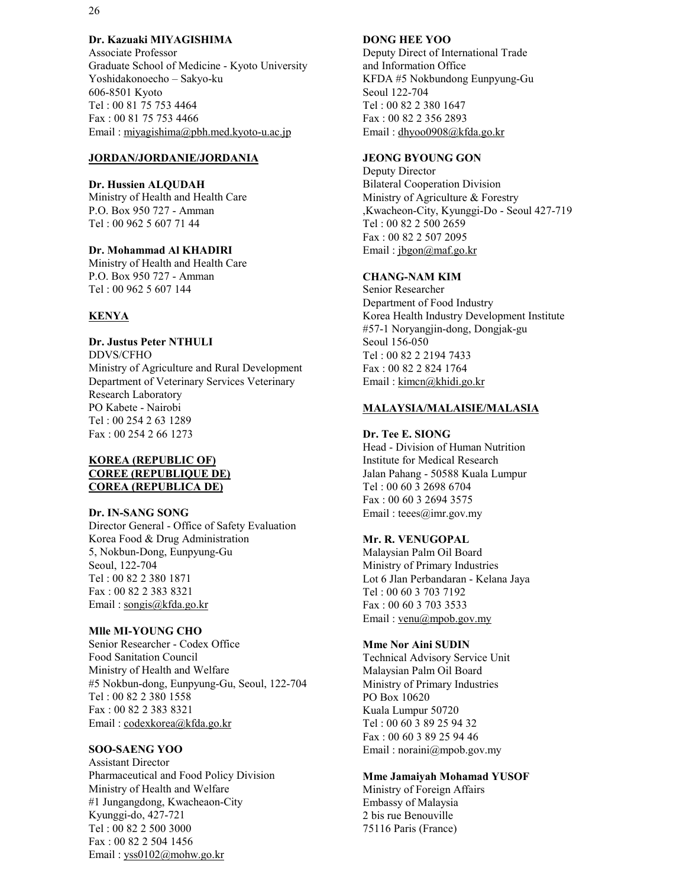**Dr. Kazuaki MIYAGISHIMA**
Associate Professor
Graduate School of Medicine - Kyoto University
Yoshidakonoecho – Sakyo-ku
606-8501 Kyoto
Tel : 00 81 75 753 4464
Fax : 00 81 75 753 4466
Email : miyagishima@pbh.med.kyoto-u.ac.jp

**JORDAN/JORDANIE/JORDANIA**

**Dr. Hussien ALQUDAH**
Ministry of Health and Health Care
P.O. Box 950 727 - Amman
Tel : 00 962 5 607 71 44

**Dr. Mohammad Al KHADIRI**
Ministry of Health and Health Care
P.O. Box 950 727 - Amman
Tel : 00 962 5 607 144

**KENYA**

**Dr. Justus Peter NTHULI**
DDVS/CFHO
Ministry of Agriculture and Rural Development
Department of Veterinary Services Veterinary Research Laboratory
PO Kabete - Nairobi
Tel : 00 254 2 63 1289
Fax : 00 254 2 66 1273

**KOREA (REPUBLIC OF)**
**COREE (REPUBLIQUE DE)**
**COREA (REPUBLICA DE)**

**Dr. IN-SANG SONG**
Director General - Office of Safety Evaluation
Korea Food & Drug Administration
5, Nokbun-Dong, Eunpyung-Gu
Seoul, 122-704
Tel : 00 82 2 380 1871
Fax : 00 82 2 383 8321
Email : songis@kfda.go.kr

**Mlle MI-YOUNG CHO**
Senior Researcher - Codex Office
Food Sanitation Council
Ministry of Health and Welfare
#5 Nokbun-dong, Eunpyung-Gu, Seoul, 122-704
Tel : 00 82 2 380 1558
Fax : 00 82 2 383 8321
Email : codexkorea@kfda.go.kr

**SOO-SAENG YOO**
Assistant Director
Pharmaceutical and Food Policy Division
Ministry of Health and Welfare
#1 Jungangdong, Kwacheaon-City
Kyunggi-do, 427-721
Tel : 00 82 2 500 3000
Fax : 00 82 2 504 1456
Email : yss0102@mohw.go.kr

**DONG HEE YOO**
Deputy Direct of International Trade and Information Office
KFDA #5 Nokbundong Eunpyung-Gu
Seoul 122-704
Tel : 00 82 2 380 1647
Fax : 00 82 2 356 2893
Email : dhyoo0908@kfda.go.kr

**JEONG BYOUNG GON**
Deputy Director
Bilateral Cooperation Division
Ministry of Agriculture & Forestry
,Kwacheon-City, Kyunggi-Do - Seoul 427-719
Tel : 00 82 2 500 2659
Fax : 00 82 2 507 2095
Email : jbgon@maf.go.kr

**CHANG-NAM KIM**
Senior Researcher
Department of Food Industry
Korea Health Industry Development Institute
#57-1 Noryangjin-dong, Dongjak-gu
Seoul 156-050
Tel : 00 82 2 2194 7433
Fax : 00 82 2 824 1764
Email : kimcn@khidi.go.kr

**MALAYSIA/MALAISIE/MALASIA**

**Dr. Tee E. SIONG**
Head - Division of Human Nutrition
Institute for Medical Research
Jalan Pahang - 50588 Kuala Lumpur
Tel : 00 60 3 2698 6704
Fax : 00 60 3 2694 3575
Email : teees@imr.gov.my

**Mr. R. VENUGOPAL**
Malaysian Palm Oil Board
Ministry of Primary Industries
Lot 6 Jlan Perbandaran - Kelana Jaya
Tel : 00 60 3 703 7192
Fax : 00 60 3 703 3533
Email : venu@mpob.gov.my

**Mme Nor Aini SUDIN**
Technical Advisory Service Unit
Malaysian Palm Oil Board
Ministry of Primary Industries
PO Box 10620
Kuala Lumpur 50720
Tel : 00 60 3 89 25 94 32
Fax : 00 60 3 89 25 94 46
Email : noraini@mpob.gov.my

**Mme Jamaiyah Mohamad YUSOF**
Ministry of Foreign Affairs
Embassy of Malaysia
2 bis rue Benouville
75116 Paris (France)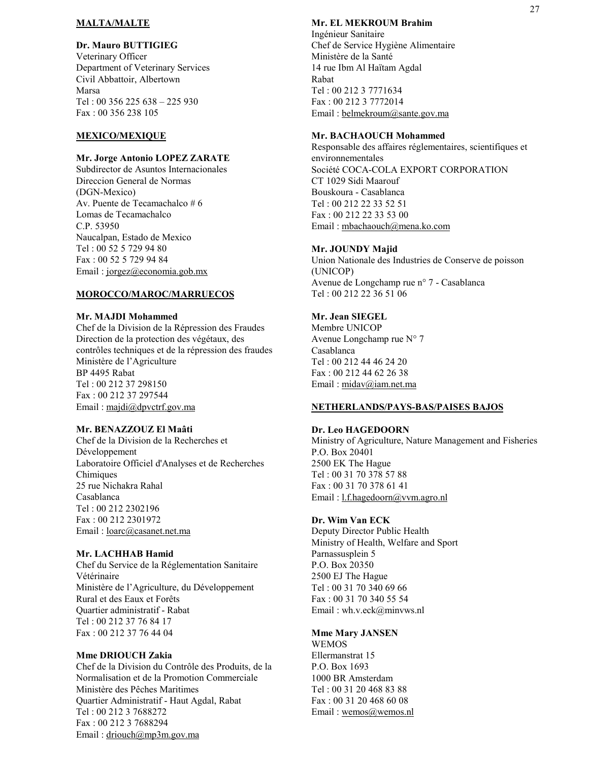**MALTA/MALTE**

**Dr. Mauro BUTTIGIEG**
Veterinary Officer
Department of Veterinary Services
Civil Abbattoir, Albertown
Marsa
Tel : 00 356 225 638 – 225 930
Fax : 00 356 238 105

**MEXICO/MEXIQUE**

**Mr. Jorge Antonio LOPEZ ZARATE**
Subdirector de Asuntos Internacionales
Direccion General de Normas
(DGN-Mexico)
Av. Puente de Tecamachalco # 6
Lomas de Tecamachalco
C.P. 53950
Naucalpan, Estado de Mexico
Tel : 00 52 5 729 94 80
Fax : 00 52 5 729 94 84
Email : jorgez@economia.gob.mx

**MOROCCO/MAROC/MARRUECOS**

**Mr. MAJDI Mohammed**
Chef de la Division de la Répression des Fraudes
Direction de la protection des végétaux, des contrôles techniques et de la répression des fraudes
Ministère de l'Agriculture
BP 4495 Rabat
Tel : 00 212 37 298150
Fax : 00 212 37 297544
Email : majdi@dpvctrf.gov.ma

**Mr. BENAZZOUZ El Maâti**
Chef de la Division de la Recherches et Développement
Laboratoire Officiel d'Analyses et de Recherches Chimiques
25 rue Nichakra Rahal
Casablanca
Tel : 00 212 2302196
Fax : 00 212 2301972
Email : loarc@casanet.net.ma

**Mr. LACHHAB Hamid**
Chef du Service de la Réglementation Sanitaire Vétérinaire
Ministère de l'Agriculture, du Développement Rural et des Eaux et Forêts
Quartier administratif - Rabat
Tel : 00 212 37 76 84 17
Fax : 00 212 37 76 44 04

**Mme DRIOUCH Zakia**
Chef de la Division du Contrôle des Produits, de la Normalisation et de la Promotion Commerciale
Ministère des Pêches Maritimes
Quartier Administratif - Haut Agdal, Rabat
Tel : 00 212 3 7688272
Fax : 00 212 3 7688294
Email : driouch@mp3m.gov.ma

**Mr. EL MEKROUM Brahim**
Ingénieur Sanitaire
Chef de Service Hygiène Alimentaire
Ministère de la Santé
14 rue Ibm Al Haïtam Agdal
Rabat
Tel : 00 212 3 7771634
Fax : 00 212 3 7772014
Email : belmekroum@sante.gov.ma

**Mr. BACHAOUCH Mohammed**
Responsable des affaires réglementaires, scientifiques et environnementales
Société COCA-COLA EXPORT CORPORATION
CT 1029 Sidi Maarouf
Bouskoura - Casablanca
Tel : 00 212 22 33 52 51
Fax : 00 212 22 33 53 00
Email : mbachaouch@mena.ko.com

**Mr. JOUNDY Majid**
Union Nationale des Industries de Conserve de poisson (UNICOP)
Avenue de Longchamp rue n° 7 - Casablanca
Tel : 00 212 22 36 51 06

**Mr. Jean SIEGEL**
Membre UNICOP
Avenue Longchamp rue N° 7
Casablanca
Tel : 00 212 44 46 24 20
Fax : 00 212 44 62 26 38
Email : midav@iam.net.ma

**NETHERLANDS/PAYS-BAS/PAISES BAJOS**

**Dr. Leo HAGEDOORN**
Ministry of Agriculture, Nature Management and Fisheries
P.O. Box 20401
2500 EK The Hague
Tel : 00 31 70 378 57 88
Fax : 00 31 70 378 61 41
Email : l.f.hagedoorn@vvm.agro.nl

**Dr. Wim Van ECK**
Deputy Director Public Health
Ministry of Health, Welfare and Sport
Parnassusplein 5
P.O. Box 20350
2500 EJ The Hague
Tel : 00 31 70 340 69 66
Fax : 00 31 70 340 55 54
Email : wh.v.eck@minvws.nl

**Mme Mary JANSEN**
WEMOS
Ellermanstrat 15
P.O. Box 1693
1000 BR Amsterdam
Tel : 00 31 20 468 83 88
Fax : 00 31 20 468 60 08
Email : wemos@wemos.nl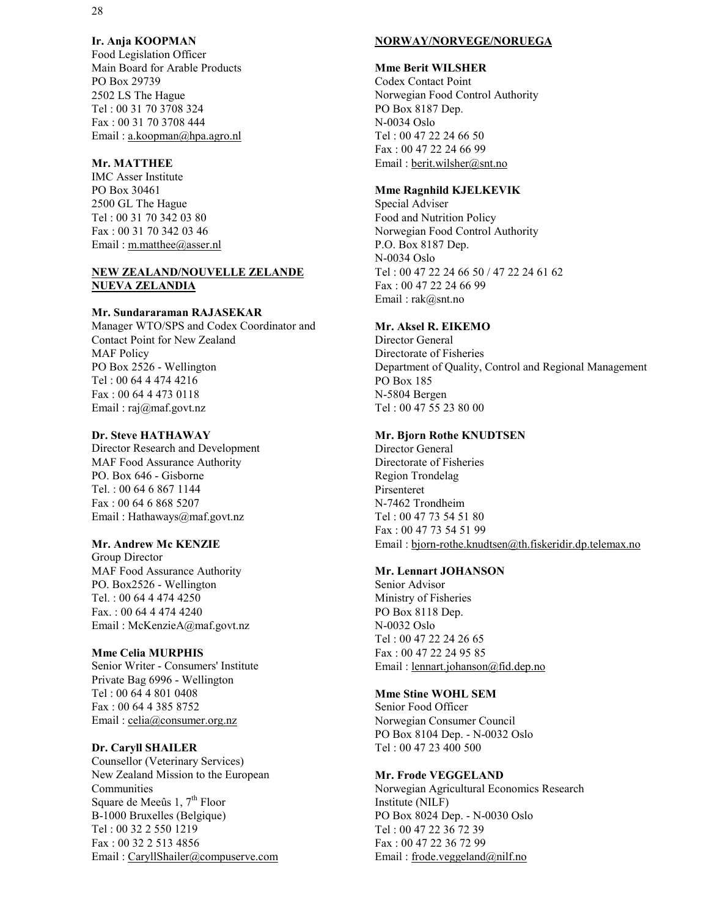**Ir. Anja KOOPMAN**
Food Legislation Officer
Main Board for Arable Products
PO Box 29739
2502 LS The Hague
Tel : 00 31 70 3708 324
Fax : 00 31 70 3708 444
Email : a.koopman@hpa.agro.nl

**Mr. MATTHEE**
IMC Asser Institute
PO Box 30461
2500 GL The Hague
Tel : 00 31 70 342 03 80
Fax : 00 31 70 342 03 46
Email : m.matthee@asser.nl

**NEW ZEALAND/NOUVELLE ZELANDE NUEVA ZELANDIA**

**Mr. Sundararaman RAJASEKAR**
Manager WTO/SPS and Codex Coordinator and Contact Point for New Zealand
MAF Policy
PO Box 2526 - Wellington
Tel : 00 64 4 474 4216
Fax : 00 64 4 473 0118
Email : raj@maf.govt.nz

**Dr. Steve HATHAWAY**
Director Research and Development
MAF Food Assurance Authority
PO. Box 646 - Gisborne
Tel. : 00 64 6 867 1144
Fax : 00 64 6 868 5207
Email : Hathaways@maf.govt.nz

**Mr. Andrew Mc KENZIE**
Group Director
MAF Food Assurance Authority
PO. Box2526 - Wellington
Tel. : 00 64 4 474 4250
Fax. : 00 64 4 474 4240
Email : McKenzieA@maf.govt.nz

**Mme Celia MURPHIS**
Senior Writer - Consumers' Institute
Private Bag 6996 - Wellington
Tel : 00 64 4 801 0408
Fax : 00 64 4 385 8752
Email : celia@consumer.org.nz

**Dr. Caryll SHAILER**
Counsellor (Veterinary Services)
New Zealand Mission to the European Communities
Square de Meeûs 1, 7th Floor
B-1000 Bruxelles (Belgique)
Tel : 00 32 2 550 1219
Fax : 00 32 2 513 4856
Email : CaryllShailer@compuserve.com

**NORWAY/NORVEGE/NORUEGA**

**Mme Berit WILSHER**
Codex Contact Point
Norwegian Food Control Authority
PO Box 8187 Dep.
N-0034 Oslo
Tel : 00 47 22 24 66 50
Fax : 00 47 22 24 66 99
Email : berit.wilsher@snt.no

**Mme Ragnhild KJELKEVIK**
Special Adviser
Food and Nutrition Policy
Norwegian Food Control Authority
P.O. Box 8187 Dep.
N-0034 Oslo
Tel : 00 47 22 24 66 50 / 47 22 24 61 62
Fax : 00 47 22 24 66 99
Email : rak@snt.no

**Mr. Aksel R. EIKEMO**
Director General
Directorate of Fisheries
Department of Quality, Control and Regional Management
PO Box 185
N-5804 Bergen
Tel : 00 47 55 23 80 00

**Mr. Bjorn Rothe KNUDTSEN**
Director General
Directorate of Fisheries
Region Trondelag
Pirsenteret
N-7462 Trondheim
Tel : 00 47 73 54 51 80
Fax : 00 47 73 54 51 99
Email : bjorn-rothe.knudtsen@th.fiskeridir.dp.telemax.no

**Mr. Lennart JOHANSON**
Senior Advisor
Ministry of Fisheries
PO Box 8118 Dep.
N-0032 Oslo
Tel : 00 47 22 24 26 65
Fax : 00 47 22 24 95 85
Email : lennart.johanson@fid.dep.no

**Mme Stine WOHL SEM**
Senior Food Officer
Norwegian Consumer Council
PO Box 8104 Dep. - N-0032 Oslo
Tel : 00 47 23 400 500

**Mr. Frode VEGGELAND**
Norwegian Agricultural Economics Research Institute (NILF)
PO Box 8024 Dep. - N-0030 Oslo
Tel : 00 47 22 36 72 39
Fax : 00 47 22 36 72 99
Email : frode.veggeland@nilf.no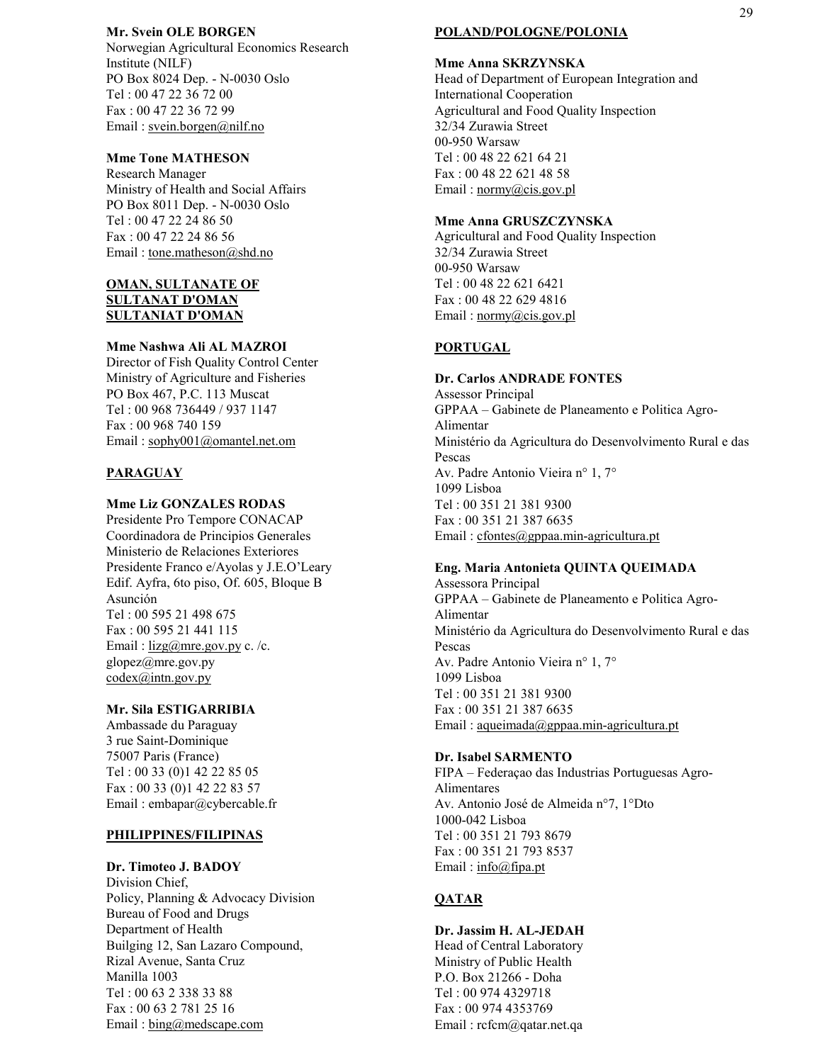**Mr. Svein OLE BORGEN**
Norwegian Agricultural Economics Research Institute (NILF)
PO Box 8024 Dep. - N-0030 Oslo
Tel : 00 47 22 36 72 00
Fax : 00 47 22 36 72 99
Email : svein.borgen@nilf.no

**Mme Tone MATHESON**
Research Manager
Ministry of Health and Social Affairs
PO Box 8011 Dep. - N-0030 Oslo
Tel : 00 47 22 24 86 50
Fax : 00 47 22 24 86 56
Email : tone.matheson@shd.no

**OMAN, SULTANATE OF**
**SULTANAT D'OMAN**
**SULTANIAT D'OMAN**

**Mme Nashwa Ali AL MAZROI**
Director of Fish Quality Control Center
Ministry of Agriculture and Fisheries
PO Box 467, P.C. 113 Muscat
Tel : 00 968 736449 / 937 1147
Fax : 00 968 740 159
Email : sophy001@omantel.net.om

**PARAGUAY**

**Mme Liz GONZALES RODAS**
Presidente Pro Tempore CONACAP
Coordinadora de Principios Generales
Ministerio de Relaciones Exteriores
Presidente Franco e/Ayolas y J.E.O'Leary
Edif. Ayfra, 6to piso, Of. 605, Bloque B
Asunción
Tel : 00 595 21 498 675
Fax : 00 595 21 441 115
Email : lizg@mre.gov.py c. /c.
glopez@mre.gov.py
codex@intn.gov.py

**Mr. Sila ESTIGARRIBIA**
Ambassade du Paraguay
3 rue Saint-Dominique
75007 Paris (France)
Tel : 00 33 (0)1 42 22 85 05
Fax : 00 33 (0)1 42 22 83 57
Email : embapar@cybercable.fr

**PHILIPPINES/FILIPINAS**

**Dr. Timoteo J. BADOY**
Division Chief,
Policy, Planning & Advocacy Division
Bureau of Food and Drugs
Department of Health
Builging 12, San Lazaro Compound,
Rizal Avenue, Santa Cruz
Manilla 1003
Tel : 00 63 2 338 33 88
Fax : 00 63 2 781 25 16
Email : bing@medscape.com

**POLAND/POLOGNE/POLONIA**

**Mme Anna SKRZYNSKA**
Head of Department of European Integration and International Cooperation
Agricultural and Food Quality Inspection
32/34 Zurawia Street
00-950 Warsaw
Tel : 00 48 22 621 64 21
Fax : 00 48 22 621 48 58
Email : normy@cis.gov.pl

**Mme Anna GRUSZCZYNSKA**
Agricultural and Food Quality Inspection
32/34 Zurawia Street
00-950 Warsaw
Tel : 00 48 22 621 6421
Fax : 00 48 22 629 4816
Email : normy@cis.gov.pl

**PORTUGAL**

**Dr. Carlos ANDRADE FONTES**
Assessor Principal
GPPAA – Gabinete de Planeamento e Politica Agro-Alimentar
Ministério da Agricultura do Desenvolvimento Rural e das Pescas
Av. Padre Antonio Vieira n° 1, 7°
1099 Lisboa
Tel : 00 351 21 381 9300
Fax : 00 351 21 387 6635
Email : cfontes@gppaa.min-agricultura.pt

**Eng. Maria Antonieta QUINTA QUEIMADA**
Assessora Principal
GPPAA – Gabinete de Planeamento e Politica Agro-Alimentar
Ministério da Agricultura do Desenvolvimento Rural e das Pescas
Av. Padre Antonio Vieira n° 1, 7°
1099 Lisboa
Tel : 00 351 21 381 9300
Fax : 00 351 21 387 6635
Email : aqueimada@gppaa.min-agricultura.pt

**Dr. Isabel SARMENTO**
FIPA – Federaçao das Industrias Portuguesas Agro-Alimentares
Av. Antonio José de Almeida n°7, 1°Dto
1000-042 Lisboa
Tel : 00 351 21 793 8679
Fax : 00 351 21 793 8537
Email : info@fipa.pt

**QATAR**

**Dr. Jassim H. AL-JEDAH**
Head of Central Laboratory
Ministry of Public Health
P.O. Box 21266 - Doha
Tel : 00 974 4329718
Fax : 00 974 4353769
Email : rcfcm@qatar.net.qa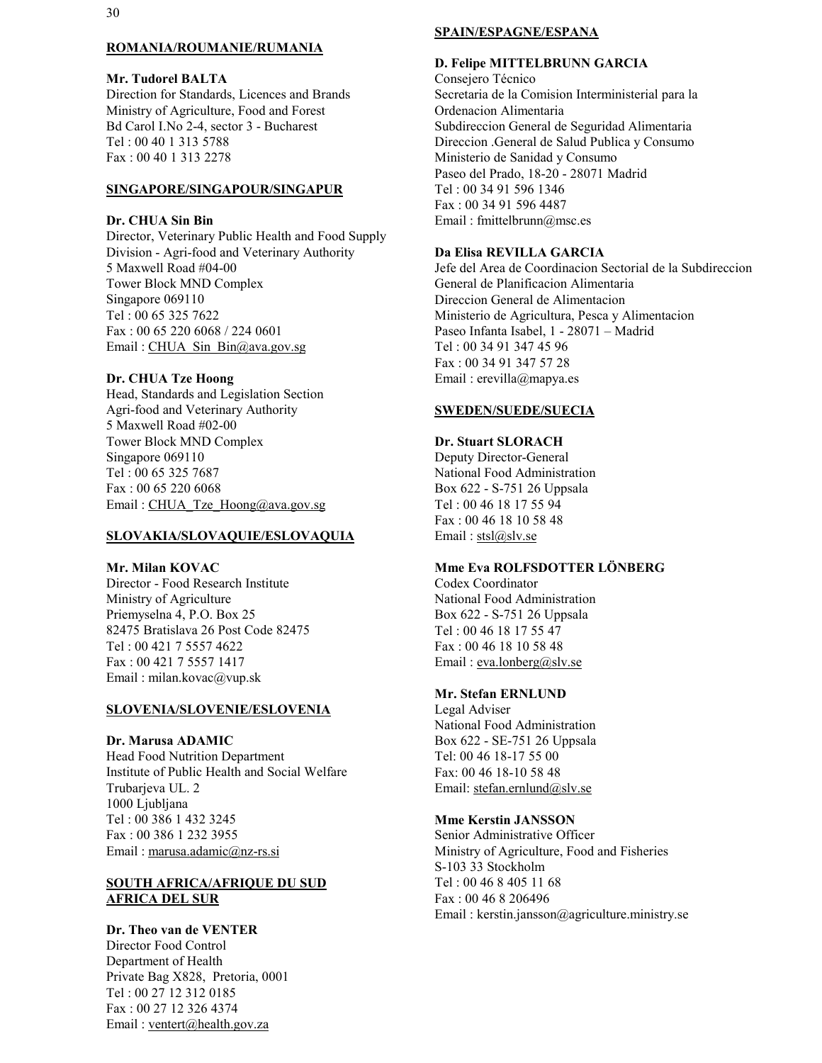**ROMANIA/ROUMANIE/RUMANIA**

**Mr. Tudorel BALTA**
Direction for Standards, Licences and Brands
Ministry of Agriculture, Food and Forest
Bd Carol I.No 2-4, sector 3 - Bucharest
Tel : 00 40 1 313 5788
Fax : 00 40 1 313 2278

**SINGAPORE/SINGAPOUR/SINGAPUR**

**Dr. CHUA Sin Bin**
Director, Veterinary Public Health and Food Supply Division - Agri-food and Veterinary Authority
5 Maxwell Road #04-00
Tower Block MND Complex
Singapore 069110
Tel : 00 65 325 7622
Fax : 00 65 220 6068 / 224 0601
Email : CHUA_Sin_Bin@ava.gov.sg

**Dr. CHUA Tze Hoong**
Head, Standards and Legislation Section
Agri-food and Veterinary Authority
5 Maxwell Road #02-00
Tower Block MND Complex
Singapore 069110
Tel : 00 65 325 7687
Fax : 00 65 220 6068
Email : CHUA_Tze_Hoong@ava.gov.sg

**SLOVAKIA/SLOVAQUIE/ESLOVAQUIA**

**Mr. Milan KOVAC**
Director - Food Research Institute
Ministry of Agriculture
Priemyselna 4, P.O. Box 25
82475 Bratislava 26 Post Code 82475
Tel : 00 421 7 5557 4622
Fax : 00 421 7 5557 1417
Email : milan.kovac@vup.sk

**SLOVENIA/SLOVENIE/ESLOVENIA**

**Dr. Marusa ADAMIC**
Head Food Nutrition Department
Institute of Public Health and Social Welfare
Trubarjeva UL. 2
1000 Ljubljana
Tel : 00 386 1 432 3245
Fax : 00 386 1 232 3955
Email : marusa.adamic@nz-rs.si

**SOUTH AFRICA/AFRIQUE DU SUD AFRICA DEL SUR**

**Dr. Theo van de VENTER**
Director Food Control
Department of Health
Private Bag X828, Pretoria, 0001
Tel : 00 27 12 312 0185
Fax : 00 27 12 326 4374
Email : ventert@health.gov.za

**SPAIN/ESPAGNE/ESPANA**

**D. Felipe MITTELBRUNN GARCIA**
Consejero Técnico
Secretaria de la Comision Interministerial para la Ordenacion Alimentaria
Subdireccion General de Seguridad Alimentaria
Direccion .General de Salud Publica y Consumo
Ministerio de Sanidad y Consumo
Paseo del Prado, 18-20 - 28071 Madrid
Tel : 00 34 91 596 1346
Fax : 00 34 91 596 4487
Email : fmittelbrunn@msc.es

**Da Elisa REVILLA GARCIA**
Jefe del Area de Coordinacion Sectorial de la Subdireccion General de Planificacion Alimentaria
Direccion General de Alimentacion
Ministerio de Agricultura, Pesca y Alimentacion
Paseo Infanta Isabel, 1 - 28071 – Madrid
Tel : 00 34 91 347 45 96
Fax : 00 34 91 347 57 28
Email : erevilla@mapya.es

**SWEDEN/SUEDE/SUECIA**

**Dr. Stuart SLORACH**
Deputy Director-General
National Food Administration
Box 622 - S-751 26 Uppsala
Tel : 00 46 18 17 55 94
Fax : 00 46 18 10 58 48
Email : stsl@slv.se

**Mme Eva ROLFSDOTTER LÖNBERG**
Codex Coordinator
National Food Administration
Box 622 - S-751 26 Uppsala
Tel : 00 46 18 17 55 47
Fax : 00 46 18 10 58 48
Email : eva.lonberg@slv.se

**Mr. Stefan ERNLUND**
Legal Adviser
National Food Administration
Box 622 - SE-751 26 Uppsala
Tel: 00 46 18-17 55 00
Fax: 00 46 18-10 58 48
Email: stefan.ernlund@slv.se

**Mme Kerstin JANSSON**
Senior Administrative Officer
Ministry of Agriculture, Food and Fisheries
S-103 33 Stockholm
Tel : 00 46 8 405 11 68
Fax : 00 46 8 206496
Email : kerstin.jansson@agriculture.ministry.se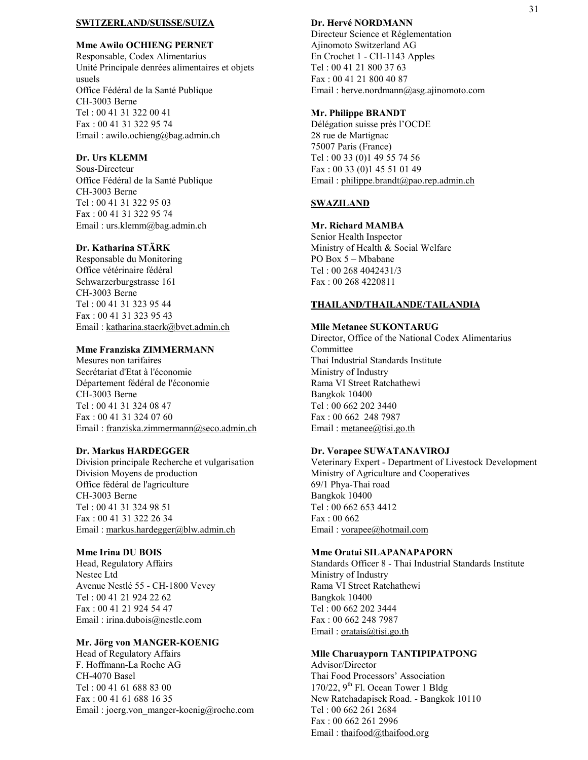**SWITZERLAND/SUISSE/SUIZA**

**Mme Awilo OCHIENG PERNET**
Responsable, Codex Alimentarius
Unité Principale denrées alimentaires et objets usuels
Office Fédéral de la Santé Publique
CH-3003 Berne
Tel : 00 41 31 322 00 41
Fax : 00 41 31 322 95 74
Email : awilo.ochieng@bag.admin.ch

**Dr. Urs KLEMM**
Sous-Directeur
Office Fédéral de la Santé Publique
CH-3003 Berne
Tel : 00 41 31 322 95 03
Fax : 00 41 31 322 95 74
Email : urs.klemm@bag.admin.ch

**Dr. Katharina STÄRK**
Responsable du Monitoring
Office vétérinaire fédéral
Schwarzerburgstrasse 161
CH-3003 Berne
Tel : 00 41 31 323 95 44
Fax : 00 41 31 323 95 43
Email : katharina.staerk@bvet.admin.ch

**Mme Franziska ZIMMERMANN**
Mesures non tarifaires
Secrétariat d'Etat à l'économie
Département fédéral de l'économie
CH-3003 Berne
Tel : 00 41 31 324 08 47
Fax : 00 41 31 324 07 60
Email : franziska.zimmermann@seco.admin.ch

**Dr. Markus HARDEGGER**
Division principale Recherche et vulgarisation
Division Moyens de production
Office fédéral de l'agriculture
CH-3003 Berne
Tel : 00 41 31 324 98 51
Fax : 00 41 31 322 26 34
Email : markus.hardegger@blw.admin.ch

**Mme Irina DU BOIS**
Head, Regulatory Affairs
Nestec Ltd
Avenue Nestlé 55 - CH-1800 Vevey
Tel : 00 41 21 924 22 62
Fax : 00 41 21 924 54 47
Email : irina.dubois@nestle.com

**Mr. Jörg von MANGER-KOENIG**
Head of Regulatory Affairs
F. Hoffmann-La Roche AG
CH-4070 Basel
Tel : 00 41 61 688 83 00
Fax : 00 41 61 688 16 35
Email : joerg.von_manger-koenig@roche.com

**Dr. Hervé NORDMANN**
Directeur Science et Réglementation
Ajinomoto Switzerland AG
En Crochet 1 - CH-1143 Apples
Tel : 00 41 21 800 37 63
Fax : 00 41 21 800 40 87
Email : herve.nordmann@asg.ajinomoto.com

**Mr. Philippe BRANDT**
Délégation suisse près l'OCDE
28 rue de Martignac
75007 Paris (France)
Tel : 00 33 (0)1 49 55 74 56
Fax : 00 33 (0)1 45 51 01 49
Email : philippe.brandt@pao.rep.admin.ch

**SWAZILAND**

**Mr. Richard MAMBA**
Senior Health Inspector
Ministry of Health & Social Welfare
PO Box 5 – Mbabane
Tel : 00 268 4042431/3
Fax : 00 268 4220811

**THAILAND/THAILANDE/TAILANDIA**

**Mlle Metanee SUKONTARUG**
Director, Office of the National Codex Alimentarius Committee
Thai Industrial Standards Institute
Ministry of Industry
Rama VI Street Ratchathewi
Bangkok 10400
Tel : 00 662 202 3440
Fax : 00 662 248 7987
Email : metanee@tisi.go.th

**Dr. Vorapee SUWATANAVIROJ**
Veterinary Expert - Department of Livestock Development
Ministry of Agriculture and Cooperatives
69/1 Phya-Thai road
Bangkok 10400
Tel : 00 662 653 4412
Fax : 00 662
Email : vorapee@hotmail.com

**Mme Oratai SILAPANAPAPORN**
Standards Officer 8 - Thai Industrial Standards Institute
Ministry of Industry
Rama VI Street Ratchathewi
Bangkok 10400
Tel : 00 662 202 3444
Fax : 00 662 248 7987
Email : oratais@tisi.go.th

**Mlle Charuayporn TANTIPIPATPONG**
Advisor/Director
Thai Food Processors' Association
170/22, 9th Fl. Ocean Tower 1 Bldg
New Ratchadapisek Road. - Bangkok 10110
Tel : 00 662 261 2684
Fax : 00 662 261 2996
Email : thaifood@thaifood.org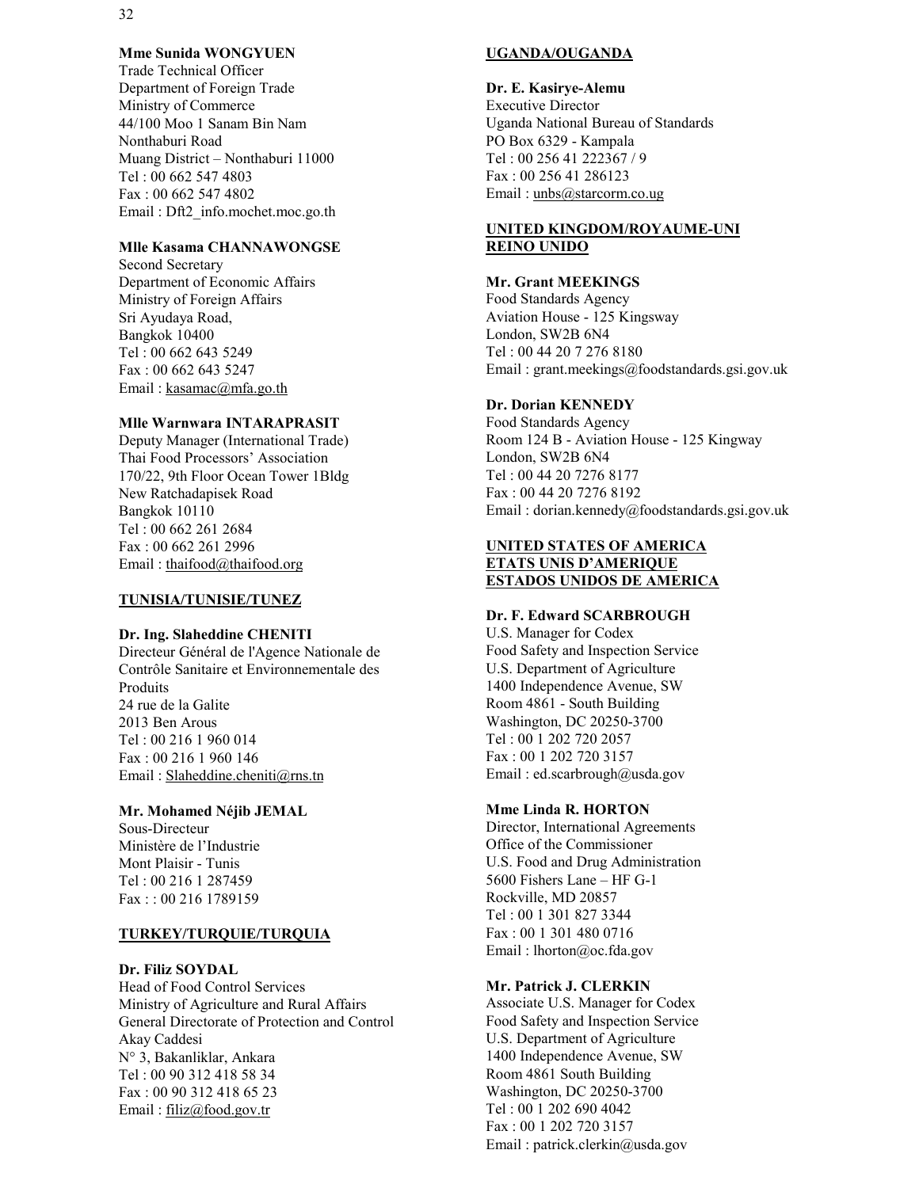**Mme Sunida WONGYUEN**
Trade Technical Officer
Department of Foreign Trade
Ministry of Commerce
44/100 Moo 1 Sanam Bin Nam
Nonthaburi Road
Muang District – Nonthaburi 11000
Tel : 00 662 547 4803
Fax : 00 662 547 4802
Email : Dft2_info.mochet.moc.go.th

**Mlle Kasama CHANNAWONGSE**
Second Secretary
Department of Economic Affairs
Ministry of Foreign Affairs
Sri Ayudaya Road,
Bangkok 10400
Tel : 00 662 643 5249
Fax : 00 662 643 5247
Email : kasamac@mfa.go.th

**Mlle Warnwara INTARAPRASIT**
Deputy Manager (International Trade)
Thai Food Processors' Association
170/22, 9th Floor Ocean Tower 1Bldg
New Ratchadapisek Road
Bangkok 10110
Tel : 00 662 261 2684
Fax : 00 662 261 2996
Email : thaifood@thaifood.org

**TUNISIA/TUNISIE/TUNEZ**

**Dr. Ing. Slaheddine CHENITI**
Directeur Général de l'Agence Nationale de Contrôle Sanitaire et Environnementale des Produits
24 rue de la Galite
2013 Ben Arous
Tel : 00 216 1 960 014
Fax : 00 216 1 960 146
Email : Slaheddine.cheniti@rns.tn

**Mr. Mohamed Néjib JEMAL**
Sous-Directeur
Ministère de l'Industrie
Mont Plaisir - Tunis
Tel : 00 216 1 287459
Fax : : 00 216 1789159

**TURKEY/TURQUIE/TURQUIA**

**Dr. Filiz SOYDAL**
Head of Food Control Services
Ministry of Agriculture and Rural Affairs
General Directorate of Protection and Control
Akay Caddesi
N° 3, Bakanliklar, Ankara
Tel : 00 90 312 418 58 34
Fax : 00 90 312 418 65 23
Email : filiz@food.gov.tr

**UGANDA/OUGANDA**

**Dr. E. Kasirye-Alemu**
Executive Director
Uganda National Bureau of Standards
PO Box 6329 - Kampala
Tel : 00 256 41 222367 / 9
Fax : 00 256 41 286123
Email : unbs@starcorm.co.ug

**UNITED KINGDOM/ROYAUME-UNI REINO UNIDO**

**Mr. Grant MEEKINGS**
Food Standards Agency
Aviation House - 125 Kingsway
London, SW2B 6N4
Tel : 00 44 20 7 276 8180
Email : grant.meekings@foodstandards.gsi.gov.uk

**Dr. Dorian KENNEDY**
Food Standards Agency
Room 124 B - Aviation House - 125 Kingway
London, SW2B 6N4
Tel : 00 44 20 7276 8177
Fax : 00 44 20 7276 8192
Email : dorian.kennedy@foodstandards.gsi.gov.uk

**UNITED STATES OF AMERICA ETATS UNIS D'AMERIQUE ESTADOS UNIDOS DE AMERICA**

**Dr. F. Edward SCARBROUGH**
U.S. Manager for Codex
Food Safety and Inspection Service
U.S. Department of Agriculture
1400 Independence Avenue, SW
Room 4861 - South Building
Washington, DC 20250-3700
Tel : 00 1 202 720 2057
Fax : 00 1 202 720 3157
Email : ed.scarbrough@usda.gov

**Mme Linda R. HORTON**
Director, International Agreements
Office of the Commissioner
U.S. Food and Drug Administration
5600 Fishers Lane – HF G-1
Rockville, MD 20857
Tel : 00 1 301 827 3344
Fax : 00 1 301 480 0716
Email : lhorton@oc.fda.gov

**Mr. Patrick J. CLERKIN**
Associate U.S. Manager for Codex
Food Safety and Inspection Service
U.S. Department of Agriculture
1400 Independence Avenue, SW
Room 4861 South Building
Washington, DC 20250-3700
Tel : 00 1 202 690 4042
Fax : 00 1 202 720 3157
Email : patrick.clerkin@usda.gov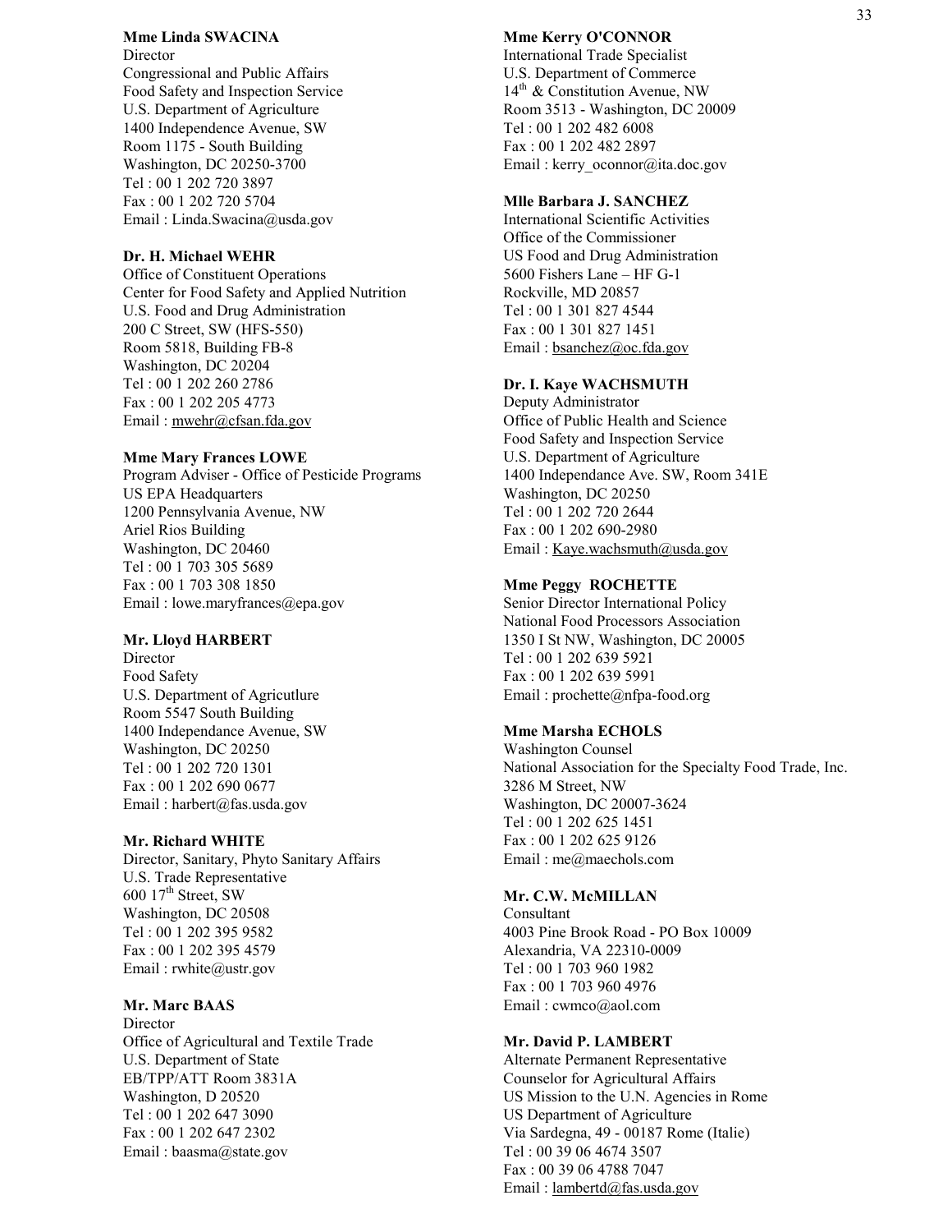**Mme Linda SWACINA**
Director
Congressional and Public Affairs
Food Safety and Inspection Service
U.S. Department of Agriculture
1400 Independence Avenue, SW
Room 1175 - South Building
Washington, DC 20250-3700
Tel : 00 1 202 720 3897
Fax : 00 1 202 720 5704
Email : Linda.Swacina@usda.gov

**Dr. H. Michael WEHR**
Office of Constituent Operations
Center for Food Safety and Applied Nutrition
U.S. Food and Drug Administration
200 C Street, SW (HFS-550)
Room 5818, Building FB-8
Washington, DC 20204
Tel : 00 1 202 260 2786
Fax : 00 1 202 205 4773
Email : mwehr@cfsan.fda.gov

**Mme Mary Frances LOWE**
Program Adviser - Office of Pesticide Programs
US EPA Headquarters
1200 Pennsylvania Avenue, NW
Ariel Rios Building
Washington, DC 20460
Tel : 00 1 703 305 5689
Fax : 00 1 703 308 1850
Email : lowe.maryfrances@epa.gov

**Mr. Lloyd HARBERT**
Director
Food Safety
U.S. Department of Agricutlure
Room 5547 South Building
1400 Independance Avenue, SW
Washington, DC 20250
Tel : 00 1 202 720 1301
Fax : 00 1 202 690 0677
Email : harbert@fas.usda.gov

**Mr. Richard WHITE**
Director, Sanitary, Phyto Sanitary Affairs
U.S. Trade Representative
600 17th Street, SW
Washington, DC 20508
Tel : 00 1 202 395 9582
Fax : 00 1 202 395 4579
Email : rwhite@ustr.gov

**Mr. Marc BAAS**
Director
Office of Agricultural and Textile Trade
U.S. Department of State
EB/TPP/ATT Room 3831A
Washington, D 20520
Tel : 00 1 202 647 3090
Fax : 00 1 202 647 2302
Email : baasma@state.gov

**Mme Kerry O'CONNOR**
International Trade Specialist
U.S. Department of Commerce
14th & Constitution Avenue, NW
Room 3513 - Washington, DC 20009
Tel : 00 1 202 482 6008
Fax : 00 1 202 482 2897
Email : kerry_oconnor@ita.doc.gov

**Mlle Barbara J. SANCHEZ**
International Scientific Activities
Office of the Commissioner
US Food and Drug Administration
5600 Fishers Lane – HF G-1
Rockville, MD 20857
Tel : 00 1 301 827 4544
Fax : 00 1 301 827 1451
Email : bsanchez@oc.fda.gov

**Dr. I. Kaye WACHSMUTH**
Deputy Administrator
Office of Public Health and Science
Food Safety and Inspection Service
U.S. Department of Agriculture
1400 Independance Ave. SW, Room 341E
Washington, DC 20250
Tel : 00 1 202 720 2644
Fax : 00 1 202 690-2980
Email : Kaye.wachsmuth@usda.gov

**Mme Peggy ROCHETTE**
Senior Director International Policy
National Food Processors Association
1350 I St NW, Washington, DC 20005
Tel : 00 1 202 639 5921
Fax : 00 1 202 639 5991
Email : prochette@nfpa-food.org

**Mme Marsha ECHOLS**
Washington Counsel
National Association for the Specialty Food Trade, Inc.
3286 M Street, NW
Washington, DC 20007-3624
Tel : 00 1 202 625 1451
Fax : 00 1 202 625 9126
Email : me@maechols.com

**Mr. C.W. McMILLAN**
Consultant
4003 Pine Brook Road - PO Box 10009
Alexandria, VA 22310-0009
Tel : 00 1 703 960 1982
Fax : 00 1 703 960 4976
Email : cwmco@aol.com

**Mr. David P. LAMBERT**
Alternate Permanent Representative
Counselor for Agricultural Affairs
US Mission to the U.N. Agencies in Rome
US Department of Agriculture
Via Sardegna, 49 - 00187 Rome (Italie)
Tel : 00 39 06 4674 3507
Fax : 00 39 06 4788 7047
Email : lambertd@fas.usda.gov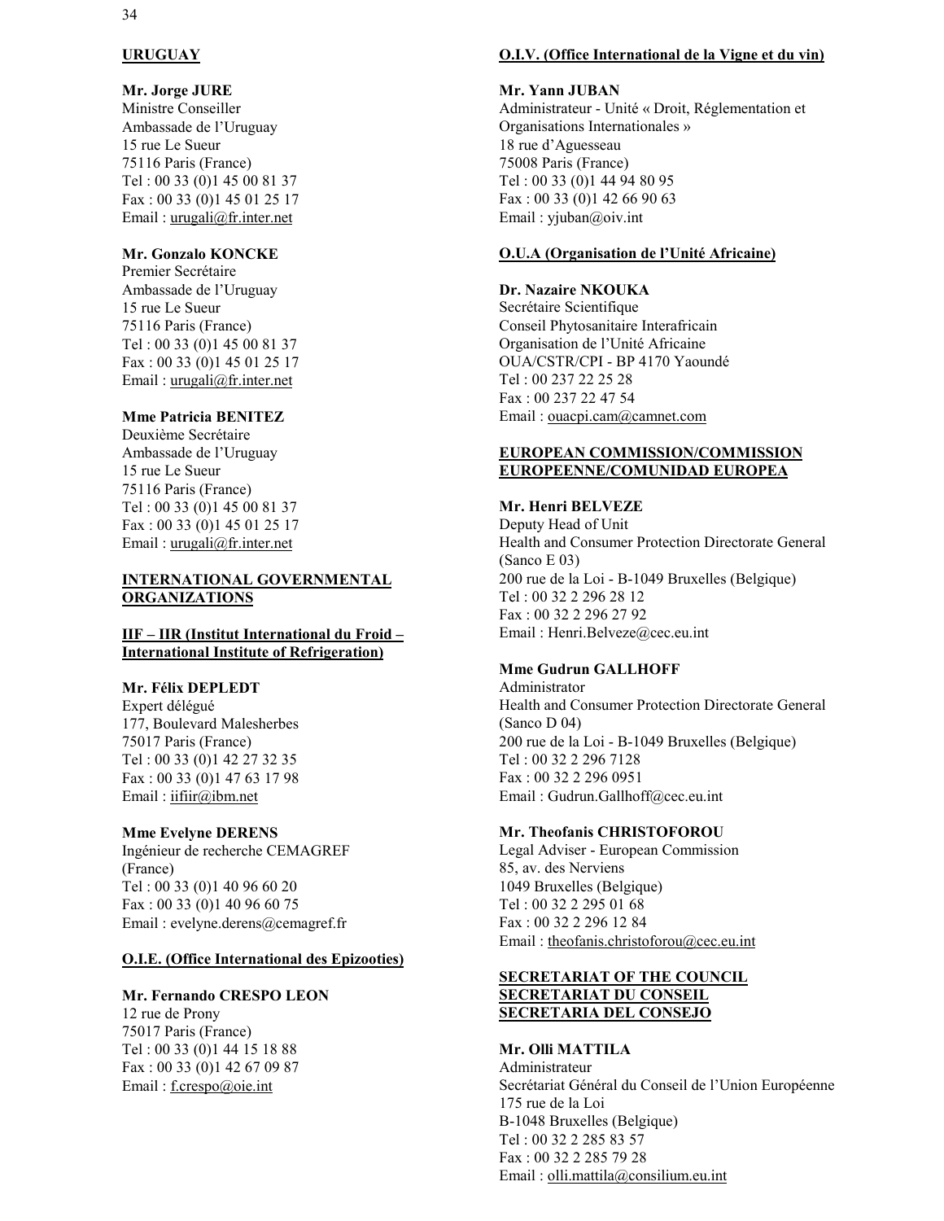## URUGUAY

**Mr. Jorge JURE**
Ministre Conseiller
Ambassade de l'Uruguay
15 rue Le Sueur
75116 Paris (France)
Tel : 00 33 (0)1 45 00 81 37
Fax : 00 33 (0)1 45 01 25 17
Email : urugali@fr.inter.net

**Mr. Gonzalo KONCKE**
Premier Secrétaire
Ambassade de l'Uruguay
15 rue Le Sueur
75116 Paris (France)
Tel : 00 33 (0)1 45 00 81 37
Fax : 00 33 (0)1 45 01 25 17
Email : urugali@fr.inter.net

**Mme Patricia BENITEZ**
Deuxième Secrétaire
Ambassade de l'Uruguay
15 rue Le Sueur
75116 Paris (France)
Tel : 00 33 (0)1 45 00 81 37
Fax : 00 33 (0)1 45 01 25 17
Email : urugali@fr.inter.net

## INTERNATIONAL GOVERNMENTAL ORGANIZATIONS

### IIF – IIR (Institut International du Froid – International Institute of Refrigeration)

**Mr. Félix DEPLEDT**
Expert délégué
177, Boulevard Malesherbes
75017 Paris (France)
Tel : 00 33 (0)1 42 27 32 35
Fax : 00 33 (0)1 47 63 17 98
Email : iifiir@ibm.net

**Mme Evelyne DERENS**
Ingénieur de recherche CEMAGREF
(France)
Tel : 00 33 (0)1 40 96 60 20
Fax : 00 33 (0)1 40 96 60 75
Email : evelyne.derens@cemagref.fr

### O.I.E. (Office International des Epizooties)

**Mr. Fernando CRESPO LEON**
12 rue de Prony
75017 Paris (France)
Tel : 00 33 (0)1 44 15 18 88
Fax : 00 33 (0)1 42 67 09 87
Email : f.crespo@oie.int

### O.I.V. (Office International de la Vigne et du vin)

**Mr. Yann JUBAN**
Administrateur - Unité « Droit, Réglementation et Organisations Internationales »
18 rue d'Aguesseau
75008 Paris (France)
Tel : 00 33 (0)1 44 94 80 95
Fax : 00 33 (0)1 42 66 90 63
Email : yjuban@oiv.int

### O.U.A (Organisation de l'Unité Africaine)

**Dr. Nazaire NKOUKA**
Secrétaire Scientifique
Conseil Phytosanitaire Interafricain
Organisation de l'Unité Africaine
OUA/CSTR/CPI - BP 4170 Yaoundé
Tel : 00 237 22 25 28
Fax : 00 237 22 47 54
Email : ouacpi.cam@camnet.com

### EUROPEAN COMMISSION/COMMISSION EUROPEENNE/COMUNIDAD EUROPEA

**Mr. Henri BELVEZE**
Deputy Head of Unit
Health and Consumer Protection Directorate General
(Sanco E 03)
200 rue de la Loi - B-1049 Bruxelles (Belgique)
Tel : 00 32 2 296 28 12
Fax : 00 32 2 296 27 92
Email : Henri.Belveze@cec.eu.int

**Mme Gudrun GALLHOFF**
Administrator
Health and Consumer Protection Directorate General
(Sanco D 04)
200 rue de la Loi - B-1049 Bruxelles (Belgique)
Tel : 00 32 2 296 7128
Fax : 00 32 2 296 0951
Email : Gudrun.Gallhoff@cec.eu.int

**Mr. Theofanis CHRISTOFOROU**
Legal Adviser - European Commission
85, av. des Nerviens
1049 Bruxelles (Belgique)
Tel : 00 32 2 295 01 68
Fax : 00 32 2 296 12 84
Email : theofanis.christoforou@cec.eu.int

### SECRETARIAT OF THE COUNCIL SECRETARIAT DU CONSEIL SECRETARIA DEL CONSEJO

**Mr. Olli MATTILA**
Administrateur
Secrétariat Général du Conseil de l'Union Européenne
175 rue de la Loi
B-1048 Bruxelles (Belgique)
Tel : 00 32 2 285 83 57
Fax : 00 32 2 285 79 28
Email : olli.mattila@consilium.eu.int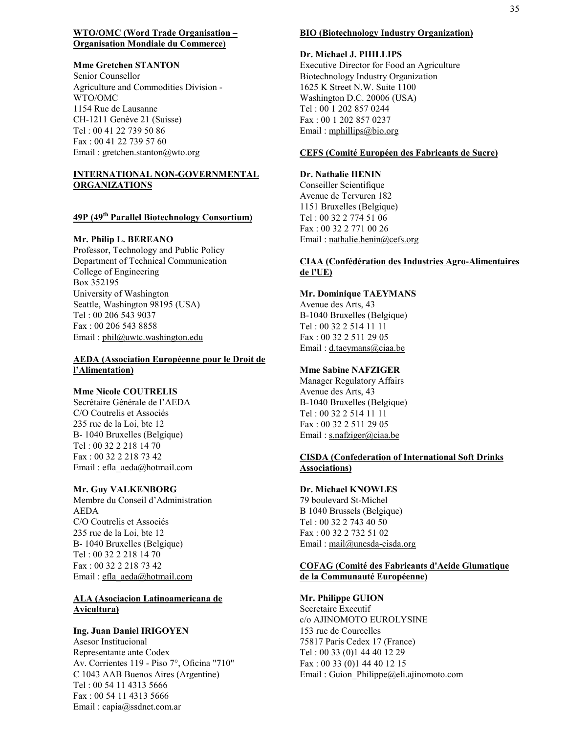**WTO/OMC (Word Trade Organisation – Organisation Mondiale du Commerce)**

**Mme Gretchen STANTON**
Senior Counsellor
Agriculture and Commodities Division - WTO/OMC
1154 Rue de Lausanne
CH-1211 Genève 21 (Suisse)
Tel : 00 41 22 739 50 86
Fax : 00 41 22 739 57 60
Email : gretchen.stanton@wto.org

**INTERNATIONAL NON-GOVERNMENTAL ORGANIZATIONS**

**49P (49th Parallel Biotechnology Consortium)**

**Mr. Philip L. BEREANO**
Professor, Technology and Public Policy
Department of Technical Communication
College of Engineering
Box 352195
University of Washington
Seattle, Washington 98195 (USA)
Tel : 00 206 543 9037
Fax : 00 206 543 8858
Email : phil@uwtc.washington.edu

**AEDA (Association Européenne pour le Droit de l'Alimentation)**

**Mme Nicole COUTRELIS**
Secrétaire Générale de l'AEDA
C/O Coutrelis et Associés
235 rue de la Loi, bte 12
B- 1040 Bruxelles (Belgique)
Tel : 00 32 2 218 14 70
Fax : 00 32 2 218 73 42
Email : efla_aeda@hotmail.com

**Mr. Guy VALKENBORG**
Membre du Conseil d'Administration
AEDA
C/O Coutrelis et Associés
235 rue de la Loi, bte 12
B- 1040 Bruxelles (Belgique)
Tel : 00 32 2 218 14 70
Fax : 00 32 2 218 73 42
Email : efla_aeda@hotmail.com

**ALA (Asociacion Latinoamericana de Avicultura)**

**Ing. Juan Daniel IRIGOYEN**
Asesor Institucional
Representante ante Codex
Av. Corrientes 119 - Piso 7°, Oficina "710"
C 1043 AAB Buenos Aires (Argentine)
Tel : 00 54 11 4313 5666
Fax : 00 54 11 4313 5666
Email : capia@ssdnet.com.ar

**BIO (Biotechnology Industry Organization)**

**Dr. Michael J. PHILLIPS**
Executive Director for Food an Agriculture
Biotechnology Industry Organization
1625 K Street N.W. Suite 1100
Washington D.C. 20006 (USA)
Tel : 00 1 202 857 0244
Fax : 00 1 202 857 0237
Email : mphillips@bio.org

**CEFS (Comité Européen des Fabricants de Sucre)**

**Dr. Nathalie HENIN**
Conseiller Scientifique
Avenue de Tervuren 182
1151 Bruxelles (Belgique)
Tel : 00 32 2 774 51 06
Fax : 00 32 2 771 00 26
Email : nathalie.henin@cefs.org

**CIAA (Confédération des Industries Agro-Alimentaires de l'UE)**

**Mr. Dominique TAEYMANS**
Avenue des Arts, 43
B-1040 Bruxelles (Belgique)
Tel : 00 32 2 514 11 11
Fax : 00 32 2 511 29 05
Email : d.taeymans@ciaa.be

**Mme Sabine NAFZIGER**
Manager Regulatory Affairs
Avenue des Arts, 43
B-1040 Bruxelles (Belgique)
Tel : 00 32 2 514 11 11
Fax : 00 32 2 511 29 05
Email : s.nafziger@ciaa.be

**CISDA (Confederation of International Soft Drinks Associations)**

**Dr. Michael KNOWLES**
79 boulevard St-Michel
B 1040 Brussels (Belgique)
Tel : 00 32 2 743 40 50
Fax : 00 32 2 732 51 02
Email : mail@unesda-cisda.org

**COFAG (Comité des Fabricants d'Acide Glumatique de la Communauté Européenne)**

**Mr. Philippe GUION**
Secretaire Executif
c/o AJINOMOTO EUROLYSINE
153 rue de Courcelles
75817 Paris Cedex 17 (France)
Tel : 00 33 (0)1 44 40 12 29
Fax : 00 33 (0)1 44 40 12 15
Email : Guion_Philippe@eli.ajinomoto.com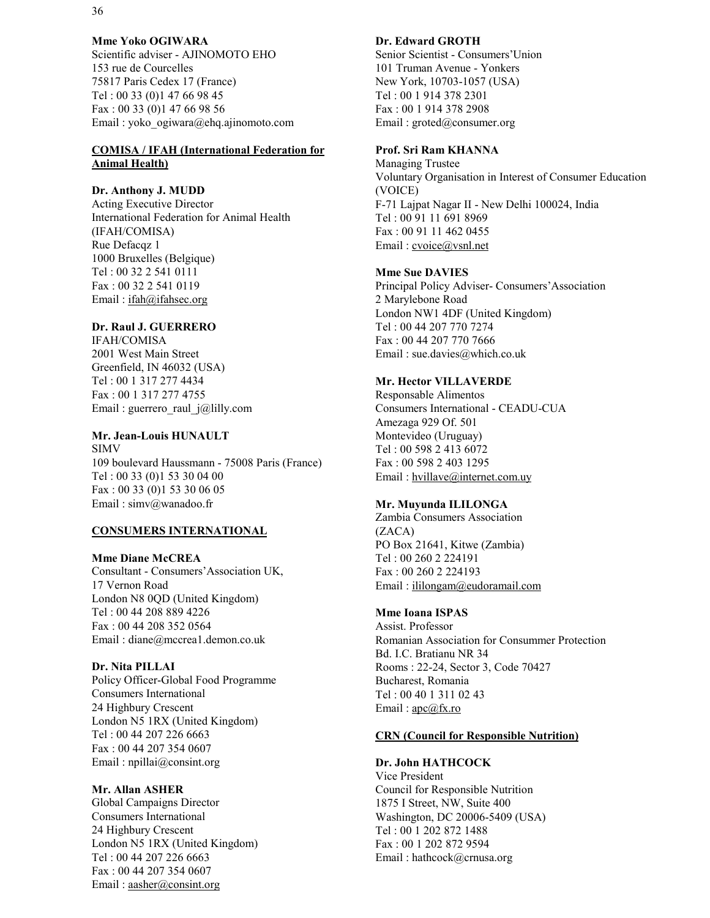**Mme Yoko OGIWARA**
Scientific adviser - AJINOMOTO EHO
153 rue de Courcelles
75817 Paris Cedex 17 (France)
Tel : 00 33 (0)1 47 66 98 45
Fax : 00 33 (0)1 47 66 98 56
Email : yoko_ogiwara@ehq.ajinomoto.com

**COMISA / IFAH (International Federation for Animal Health)**

**Dr. Anthony J. MUDD**
Acting Executive Director
International Federation for Animal Health (IFAH/COMISA)
Rue Defacqz 1
1000 Bruxelles (Belgique)
Tel : 00 32 2 541 0111
Fax : 00 32 2 541 0119
Email : ifah@ifahsec.org

**Dr. Raul J. GUERRERO**
IFAH/COMISA
2001 West Main Street
Greenfield, IN 46032 (USA)
Tel : 00 1 317 277 4434
Fax : 00 1 317 277 4755
Email : guerrero_raul_j@lilly.com

**Mr. Jean-Louis HUNAULT**
SIMV
109 boulevard Haussmann - 75008 Paris (France)
Tel : 00 33 (0)1 53 30 04 00
Fax : 00 33 (0)1 53 30 06 05
Email : simv@wanadoo.fr

**CONSUMERS INTERNATIONAL**

**Mme Diane McCREA**
Consultant - Consumers'Association UK,
17 Vernon Road
London N8 0QD (United Kingdom)
Tel : 00 44 208 889 4226
Fax : 00 44 208 352 0564
Email : diane@mccrea1.demon.co.uk

**Dr. Nita PILLAI**
Policy Officer-Global Food Programme
Consumers International
24 Highbury Crescent
London N5 1RX (United Kingdom)
Tel : 00 44 207 226 6663
Fax : 00 44 207 354 0607
Email : npillai@consint.org

**Mr. Allan ASHER**
Global Campaigns Director
Consumers International
24 Highbury Crescent
London N5 1RX (United Kingdom)
Tel : 00 44 207 226 6663
Fax : 00 44 207 354 0607
Email : aasher@consint.org

**Dr. Edward GROTH**
Senior Scientist - Consumers'Union
101 Truman Avenue - Yonkers
New York, 10703-1057 (USA)
Tel : 00 1 914 378 2301
Fax : 00 1 914 378 2908
Email : groted@consumer.org

**Prof. Sri Ram KHANNA**
Managing Trustee
Voluntary Organisation in Interest of Consumer Education (VOICE)
F-71 Lajpat Nagar II - New Delhi 100024, India
Tel : 00 91 11 691 8969
Fax : 00 91 11 462 0455
Email : cvoice@vsnl.net

**Mme Sue DAVIES**
Principal Policy Adviser- Consumers'Association
2 Marylebone Road
London NW1 4DF (United Kingdom)
Tel : 00 44 207 770 7274
Fax : 00 44 207 770 7666
Email : sue.davies@which.co.uk

**Mr. Hector VILLAVERDE**
Responsable Alimentos
Consumers International - CEADU-CUA
Amezaga 929 Of. 501
Montevideo (Uruguay)
Tel : 00 598 2 413 6072
Fax : 00 598 2 403 1295
Email : hvillave@internet.com.uy

**Mr. Muyunda ILILONGA**
Zambia Consumers Association (ZACA)
PO Box 21641, Kitwe (Zambia)
Tel : 00 260 2 224191
Fax : 00 260 2 224193
Email : ililongam@eudoramail.com

**Mme Ioana ISPAS**
Assist. Professor
Romanian Association for Consummer Protection
Bd. I.C. Bratianu NR 34
Rooms : 22-24, Sector 3, Code 70427
Bucharest, Romania
Tel : 00 40 1 311 02 43
Email : apc@fx.ro

**CRN (Council for Responsible Nutrition)**

**Dr. John HATHCOCK**
Vice President
Council for Responsible Nutrition
1875 I Street, NW, Suite 400
Washington, DC 20006-5409 (USA)
Tel : 00 1 202 872 1488
Fax : 00 1 202 872 9594
Email : hathcock@crnusa.org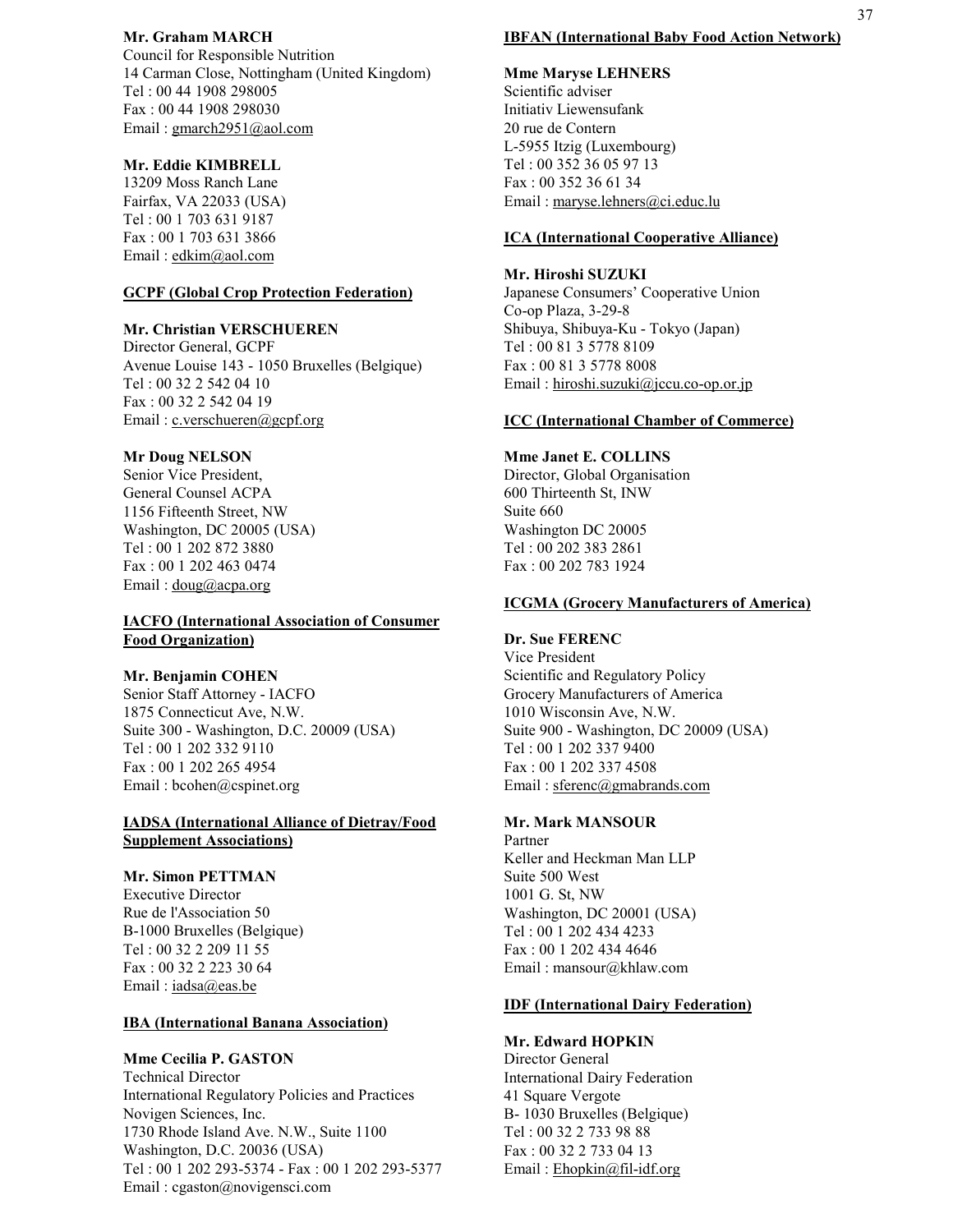**Mr. Graham MARCH**
Council for Responsible Nutrition
14 Carman Close, Nottingham (United Kingdom)
Tel : 00 44 1908 298005
Fax : 00 44 1908 298030
Email : gmarch2951@aol.com

**Mr. Eddie KIMBRELL**
13209 Moss Ranch Lane
Fairfax, VA 22033 (USA)
Tel : 00 1 703 631 9187
Fax : 00 1 703 631 3866
Email : edkim@aol.com

**GCPF (Global Crop Protection Federation)**

**Mr. Christian VERSCHUEREN**
Director General, GCPF
Avenue Louise 143 - 1050 Bruxelles (Belgique)
Tel : 00 32 2 542 04 10
Fax : 00 32 2 542 04 19
Email : c.verschueren@gcpf.org

**Mr Doug NELSON**
Senior Vice President,
General Counsel ACPA
1156 Fifteenth Street, NW
Washington, DC 20005 (USA)
Tel : 00 1 202 872 3880
Fax : 00 1 202 463 0474
Email : doug@acpa.org

**IACFO (International Association of Consumer Food Organization)**

**Mr. Benjamin COHEN**
Senior Staff Attorney - IACFO
1875 Connecticut Ave, N.W.
Suite 300 - Washington, D.C. 20009 (USA)
Tel : 00 1 202 332 9110
Fax : 00 1 202 265 4954
Email : bcohen@cspinet.org

**IADSA (International Alliance of Dietray/Food Supplement Associations)**

**Mr. Simon PETTMAN**
Executive Director
Rue de l'Association 50
B-1000 Bruxelles (Belgique)
Tel : 00 32 2 209 11 55
Fax : 00 32 2 223 30 64
Email : iadsa@eas.be

**IBA (International Banana Association)**

**Mme Cecilia P. GASTON**
Technical Director
International Regulatory Policies and Practices
Novigen Sciences, Inc.
1730 Rhode Island Ave. N.W., Suite 1100
Washington, D.C. 20036 (USA)
Tel : 00 1 202 293-5374 - Fax : 00 1 202 293-5377
Email : cgaston@novigensci.com

**IBFAN (International Baby Food Action Network)**

**Mme Maryse LEHNERS**
Scientific adviser
Initiativ Liewensufank
20 rue de Contern
L-5955 Itzig (Luxembourg)
Tel : 00 352 36 05 97 13
Fax : 00 352 36 61 34
Email : maryse.lehners@ci.educ.lu

**ICA (International Cooperative Alliance)**

**Mr. Hiroshi SUZUKI**
Japanese Consumers' Cooperative Union
Co-op Plaza, 3-29-8
Shibuya, Shibuya-Ku - Tokyo (Japan)
Tel : 00 81 3 5778 8109
Fax : 00 81 3 5778 8008
Email : hiroshi.suzuki@jccu.co-op.or.jp

**ICC (International Chamber of Commerce)**

**Mme Janet E. COLLINS**
Director, Global Organisation
600 Thirteenth St, INW
Suite 660
Washington DC 20005
Tel : 00 202 383 2861
Fax : 00 202 783 1924

**ICGMA (Grocery Manufacturers of America)**

**Dr. Sue FERENC**
Vice President
Scientific and Regulatory Policy
Grocery Manufacturers of America
1010 Wisconsin Ave, N.W.
Suite 900 - Washington, DC 20009 (USA)
Tel : 00 1 202 337 9400
Fax : 00 1 202 337 4508
Email : sferenc@gmabrands.com

**Mr. Mark MANSOUR**
Partner
Keller and Heckman Man LLP
Suite 500 West
1001 G. St, NW
Washington, DC 20001 (USA)
Tel : 00 1 202 434 4233
Fax : 00 1 202 434 4646
Email : mansour@khlaw.com

**IDF (International Dairy Federation)**

**Mr. Edward HOPKIN**
Director General
International Dairy Federation
41 Square Vergote
B- 1030 Bruxelles (Belgique)
Tel : 00 32 2 733 98 88
Fax : 00 32 2 733 04 13
Email : Ehopkin@fil-idf.org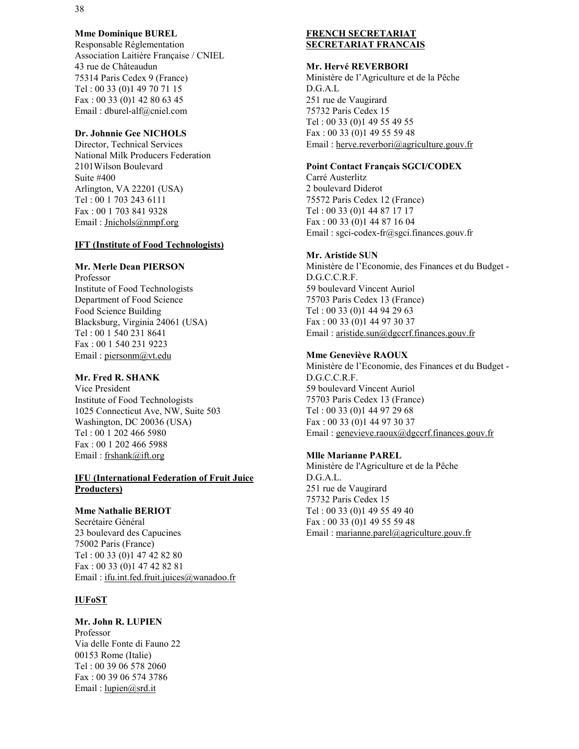**Mme Dominique BUREL**
Responsable Réglementation
Association Laitière Française / CNIEL
43 rue de Châteaudun
75314 Paris Cedex 9 (France)
Tel : 00 33 (0)1 49 70 71 15
Fax : 00 33 (0)1 42 80 63 45
Email : dburel-alf@cniel.com

**Dr. Johnnie Gee NICHOLS**
Director, Technical Services
National Milk Producers Federation
2101Wilson Boulevard
Suite #400
Arlington, VA 22201 (USA)
Tel : 00 1 703 243 6111
Fax : 00 1 703 841 9328
Email : Jnichols@nmpf.org

**IFT (Institute of Food Technologists)**

**Mr. Merle Dean PIERSON**
Professor
Institute of Food Technologists
Department of Food Science
Food Science Building
Blacksburg, Virginia 24061 (USA)
Tel : 00 1 540 231 8641
Fax : 00 1 540 231 9223
Email : piersonm@vt.edu

**Mr. Fred R. SHANK**
Vice President
Institute of Food Technologists
1025 Connecticut Ave, NW, Suite 503
Washington, DC 20036 (USA)
Tel : 00 1 202 466 5980
Fax : 00 1 202 466 5988
Email : frshank@ift.org

**IFU (International Federation of Fruit Juice Producters)**

**Mme Nathalie BERIOT**
Secrétaire Général
23 boulevard des Capucines
75002 Paris (France)
Tel : 00 33 (0)1 47 42 82 80
Fax : 00 33 (0)1 47 42 82 81
Email : ifu.int.fed.fruit.juices@wanadoo.fr

**IUFoST**

**Mr. John R. LUPIEN**
Professor
Via delle Fonte di Fauno 22
00153 Rome (Italie)
Tel : 00 39 06 578 2060
Fax : 00 39 06 574 3786
Email : lupien@srd.it

**FRENCH SECRETARIAT**
**SECRETARIAT FRANCAIS**

**Mr. Hervé REVERBORI**
Ministère de l'Agriculture et de la Pêche
D.G.A.L
251 rue de Vaugirard
75732 Paris Cedex 15
Tel : 00 33 (0)1 49 55 49 55
Fax : 00 33 (0)1 49 55 59 48
Email : herve.reverbori@agriculture.gouv.fr

**Point Contact Français SGCI/CODEX**
Carré Austerlitz
2 boulevard Diderot
75572 Paris Cedex 12 (France)
Tel : 00 33 (0)1 44 87 17 17
Fax : 00 33 (0)1 44 87 16 04
Email : sgci-codex-fr@sgci.finances.gouv.fr

**Mr. Aristide SUN**
Ministère de l'Economie, des Finances et du Budget - D.G.C.C.R.F.
59 boulevard Vincent Auriol
75703 Paris Cedex 13 (France)
Tel : 00 33 (0)1 44 94 29 63
Fax : 00 33 (0)1 44 97 30 37
Email : aristide.sun@dgccrf.finances.gouv.fr

**Mme Geneviève RAOUX**
Ministère de l'Economie, des Finances et du Budget - D.G.C.C.R.F.
59 boulevard Vincent Auriol
75703 Paris Cedex 13 (France)
Tel : 00 33 (0)1 44 97 29 68
Fax : 00 33 (0)1 44 97 30 37
Email : genevieve.raoux@dgccrf.finances.gouv.fr

**Mlle Marianne PAREL**
Ministère de l'Agriculture et de la Pêche
D.G.A.L.
251 rue de Vaugirard
75732 Paris Cedex 15
Tel : 00 33 (0)1 49 55 49 40
Fax : 00 33 (0)1 49 55 59 48
Email : marianne.parel@agriculture.gouv.fr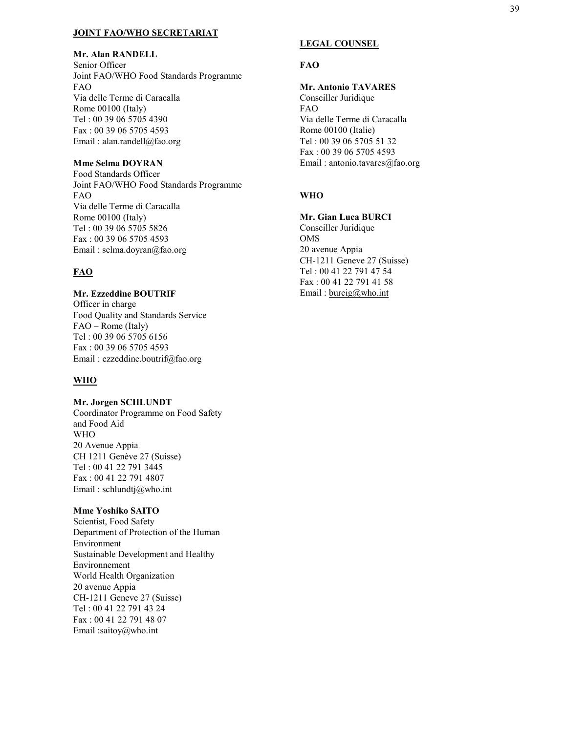**JOINT FAO/WHO SECRETARIAT**

**Mr. Alan RANDELL**
Senior Officer
Joint FAO/WHO Food Standards Programme
FAO
Via delle Terme di Caracalla
Rome 00100 (Italy)
Tel : 00 39 06 5705 4390
Fax : 00 39 06 5705 4593
Email : alan.randell@fao.org

**Mme Selma DOYRAN**
Food Standards Officer
Joint FAO/WHO Food Standards Programme
FAO
Via delle Terme di Caracalla
Rome 00100 (Italy)
Tel : 00 39 06 5705 5826
Fax : 00 39 06 5705 4593
Email : selma.doyran@fao.org

**FAO**

**Mr. Ezzeddine BOUTRIF**
Officer in charge
Food Quality and Standards Service
FAO – Rome (Italy)
Tel : 00 39 06 5705 6156
Fax : 00 39 06 5705 4593
Email : ezzeddine.boutrif@fao.org

**WHO**

**Mr. Jorgen SCHLUNDT**
Coordinator Programme on Food Safety
and Food Aid
WHO
20 Avenue Appia
CH 1211 Genève 27 (Suisse)
Tel : 00 41 22 791 3445
Fax : 00 41 22 791 4807
Email : schlundtj@who.int

**Mme Yoshiko SAITO**
Scientist, Food Safety
Department of Protection of the Human
Environment
Sustainable Development and Healthy
Environnement
World Health Organization
20 avenue Appia
CH-1211 Geneve 27 (Suisse)
Tel : 00 41 22 791 43 24
Fax : 00 41 22 791 48 07
Email :saitoy@who.int

**LEGAL COUNSEL**

**FAO**

**Mr. Antonio TAVARES**
Conseiller Juridique
FAO
Via delle Terme di Caracalla
Rome 00100 (Italie)
Tel : 00 39 06 5705 51 32
Fax : 00 39 06 5705 4593
Email : antonio.tavares@fao.org

**WHO**

**Mr. Gian Luca BURCI**
Conseiller Juridique
OMS
20 avenue Appia
CH-1211 Geneve 27 (Suisse)
Tel : 00 41 22 791 47 54
Fax : 00 41 22 791 41 58
Email : burcig@who.int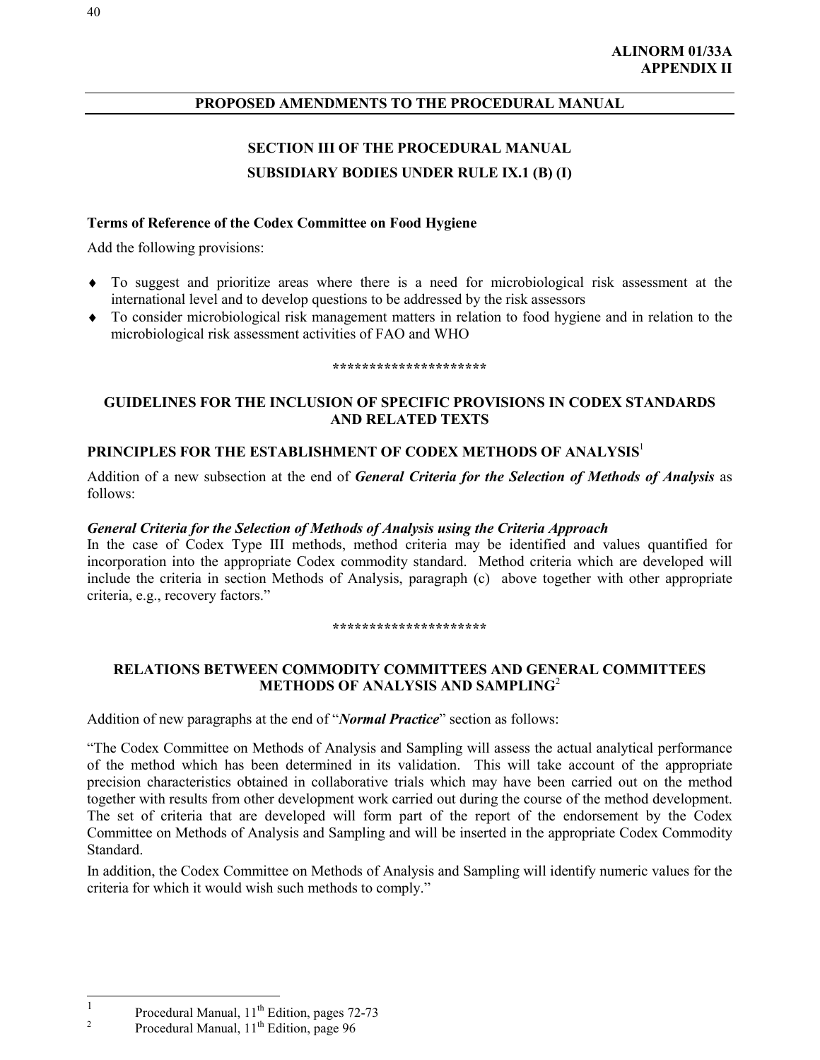**ALINORM 01/33A**
**APPENDIX II**

## PROPOSED AMENDMENTS TO THE PROCEDURAL MANUAL

### SECTION III OF THE PROCEDURAL MANUAL

### SUBSIDIARY BODIES UNDER RULE IX.1 (B) (I)

**Terms of Reference of the Codex Committee on Food Hygiene**

Add the following provisions:

- To suggest and prioritize areas where there is a need for microbiological risk assessment at the international level and to develop questions to be addressed by the risk assessors
- To consider microbiological risk management matters in relation to food hygiene and in relation to the microbiological risk assessment activities of FAO and WHO

********************

### GUIDELINES FOR THE INCLUSION OF SPECIFIC PROVISIONS IN CODEX STANDARDS AND RELATED TEXTS

### PRINCIPLES FOR THE ESTABLISHMENT OF CODEX METHODS OF ANALYSIS[1]

Addition of a new subsection at the end of ***General Criteria for the Selection of Methods of Analysis*** as follows:

***General Criteria for the Selection of Methods of Analysis using the Criteria Approach***
In the case of Codex Type III methods, method criteria may be identified and values quantified for incorporation into the appropriate Codex commodity standard. Method criteria which are developed will include the criteria in section Methods of Analysis, paragraph (c) above together with other appropriate criteria, e.g., recovery factors."

********************

### RELATIONS BETWEEN COMMODITY COMMITTEES AND GENERAL COMMITTEES METHODS OF ANALYSIS AND SAMPLING[2]

Addition of new paragraphs at the end of "***Normal Practice***" section as follows:

"The Codex Committee on Methods of Analysis and Sampling will assess the actual analytical performance of the method which has been determined in its validation. This will take account of the appropriate precision characteristics obtained in collaborative trials which may have been carried out on the method together with results from other development work carried out during the course of the method development. The set of criteria that are developed will form part of the report of the endorsement by the Codex Committee on Methods of Analysis and Sampling and will be inserted in the appropriate Codex Commodity Standard.

In addition, the Codex Committee on Methods of Analysis and Sampling will identify numeric values for the criteria for which it would wish such methods to comply."

---

[1] Procedural Manual, 11th Edition, pages 72-73

[2] Procedural Manual, 11th Edition, page 96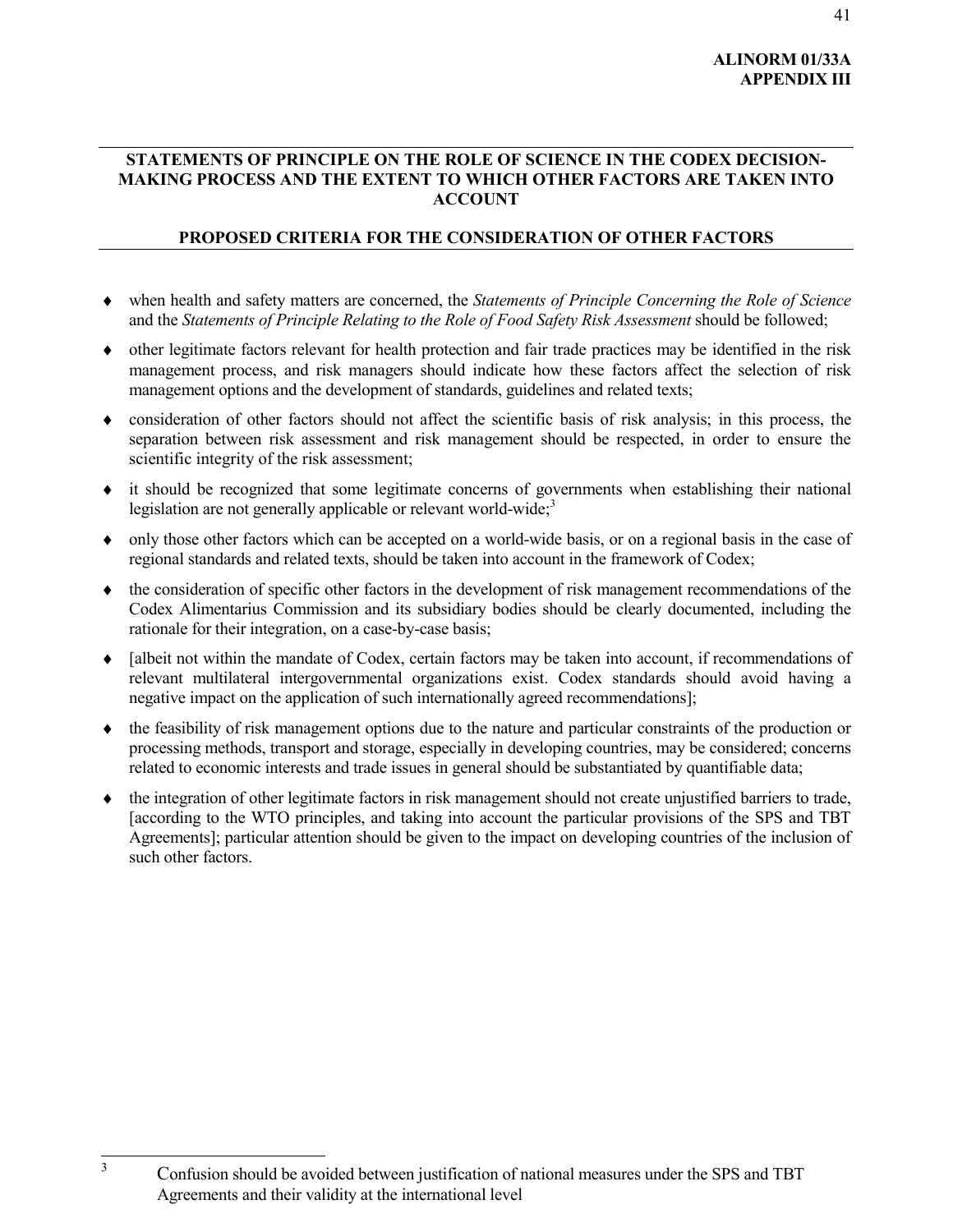**ALINORM 01/33A**
**APPENDIX III**

## STATEMENTS OF PRINCIPLE ON THE ROLE OF SCIENCE IN THE CODEX DECISION-MAKING PROCESS AND THE EXTENT TO WHICH OTHER FACTORS ARE TAKEN INTO ACCOUNT

## PROPOSED CRITERIA FOR THE CONSIDERATION OF OTHER FACTORS

- when health and safety matters are concerned, the *Statements of Principle Concerning the Role of Science* and the *Statements of Principle Relating to the Role of Food Safety Risk Assessment* should be followed;
- other legitimate factors relevant for health protection and fair trade practices may be identified in the risk management process, and risk managers should indicate how these factors affect the selection of risk management options and the development of standards, guidelines and related texts;
- consideration of other factors should not affect the scientific basis of risk analysis; in this process, the separation between risk assessment and risk management should be respected, in order to ensure the scientific integrity of the risk assessment;
- it should be recognized that some legitimate concerns of governments when establishing their national legislation are not generally applicable or relevant world-wide;[3]
- only those other factors which can be accepted on a world-wide basis, or on a regional basis in the case of regional standards and related texts, should be taken into account in the framework of Codex;
- the consideration of specific other factors in the development of risk management recommendations of the Codex Alimentarius Commission and its subsidiary bodies should be clearly documented, including the rationale for their integration, on a case-by-case basis;
- [albeit not within the mandate of Codex, certain factors may be taken into account, if recommendations of relevant multilateral intergovernmental organizations exist. Codex standards should avoid having a negative impact on the application of such internationally agreed recommendations];
- the feasibility of risk management options due to the nature and particular constraints of the production or processing methods, transport and storage, especially in developing countries, may be considered; concerns related to economic interests and trade issues in general should be substantiated by quantifiable data;
- the integration of other legitimate factors in risk management should not create unjustified barriers to trade, [according to the WTO principles, and taking into account the particular provisions of the SPS and TBT Agreements]; particular attention should be given to the impact on developing countries of the inclusion of such other factors.

---

[3] Confusion should be avoided between justification of national measures under the SPS and TBT Agreements and their validity at the international level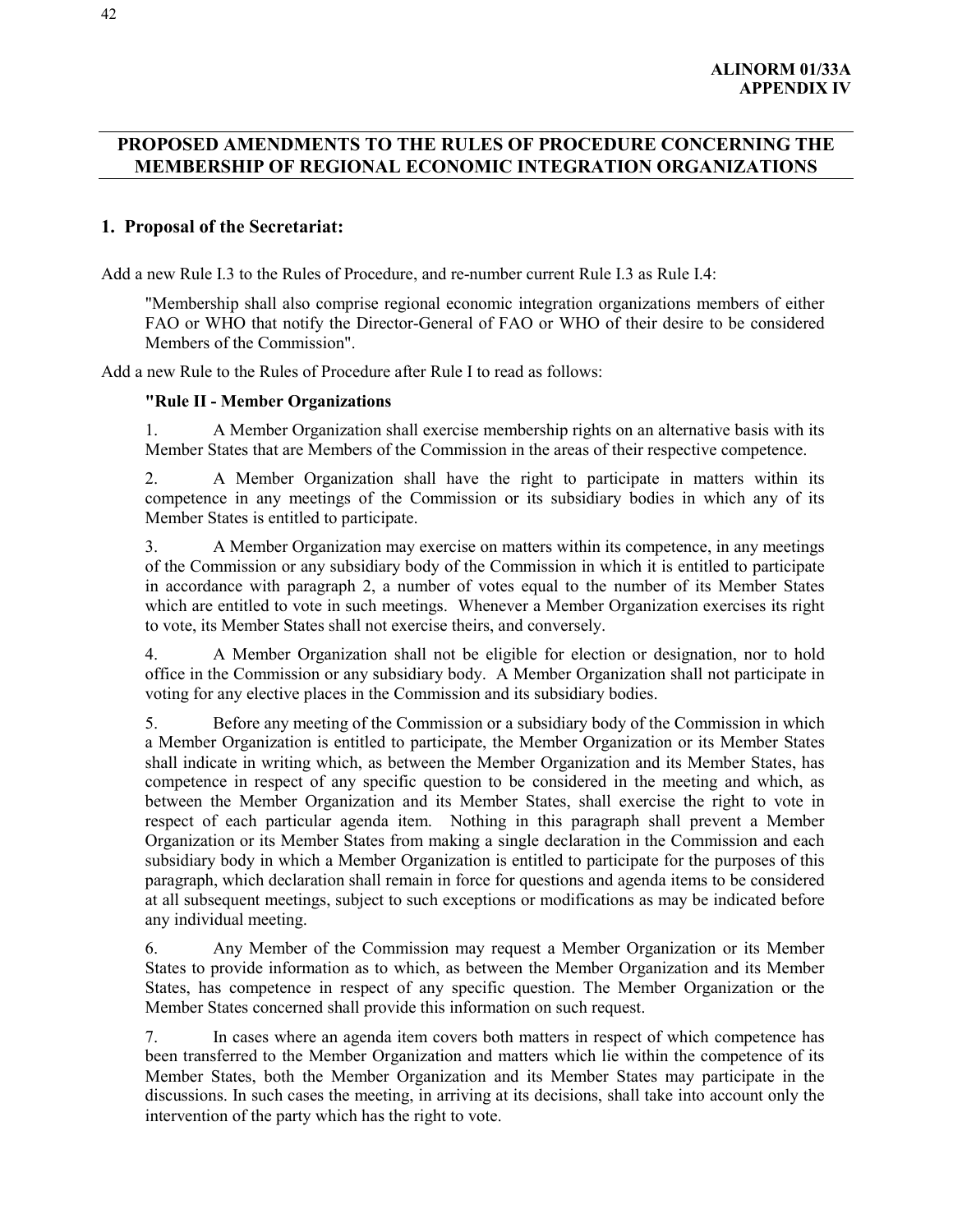**ALINORM 01/33A**
**APPENDIX IV**

## PROPOSED AMENDMENTS TO THE RULES OF PROCEDURE CONCERNING THE MEMBERSHIP OF REGIONAL ECONOMIC INTEGRATION ORGANIZATIONS

### 1. Proposal of the Secretariat:

Add a new Rule I.3 to the Rules of Procedure, and re-number current Rule I.3 as Rule I.4:

> "Membership shall also comprise regional economic integration organizations members of either FAO or WHO that notify the Director-General of FAO or WHO of their desire to be considered Members of the Commission".

Add a new Rule to the Rules of Procedure after Rule I to read as follows:

> **"Rule II - Member Organizations**
>
> 1. A Member Organization shall exercise membership rights on an alternative basis with its Member States that are Members of the Commission in the areas of their respective competence.
>
> 2. A Member Organization shall have the right to participate in matters within its competence in any meetings of the Commission or its subsidiary bodies in which any of its Member States is entitled to participate.
>
> 3. A Member Organization may exercise on matters within its competence, in any meetings of the Commission or any subsidiary body of the Commission in which it is entitled to participate in accordance with paragraph 2, a number of votes equal to the number of its Member States which are entitled to vote in such meetings. Whenever a Member Organization exercises its right to vote, its Member States shall not exercise theirs, and conversely.
>
> 4. A Member Organization shall not be eligible for election or designation, nor to hold office in the Commission or any subsidiary body. A Member Organization shall not participate in voting for any elective places in the Commission and its subsidiary bodies.
>
> 5. Before any meeting of the Commission or a subsidiary body of the Commission in which a Member Organization is entitled to participate, the Member Organization or its Member States shall indicate in writing which, as between the Member Organization and its Member States, has competence in respect of any specific question to be considered in the meeting and which, as between the Member Organization and its Member States, shall exercise the right to vote in respect of each particular agenda item. Nothing in this paragraph shall prevent a Member Organization or its Member States from making a single declaration in the Commission and each subsidiary body in which a Member Organization is entitled to participate for the purposes of this paragraph, which declaration shall remain in force for questions and agenda items to be considered at all subsequent meetings, subject to such exceptions or modifications as may be indicated before any individual meeting.
>
> 6. Any Member of the Commission may request a Member Organization or its Member States to provide information as to which, as between the Member Organization and its Member States, has competence in respect of any specific question. The Member Organization or the Member States concerned shall provide this information on such request.
>
> 7. In cases where an agenda item covers both matters in respect of which competence has been transferred to the Member Organization and matters which lie within the competence of its Member States, both the Member Organization and its Member States may participate in the discussions. In such cases the meeting, in arriving at its decisions, shall take into account only the intervention of the party which has the right to vote.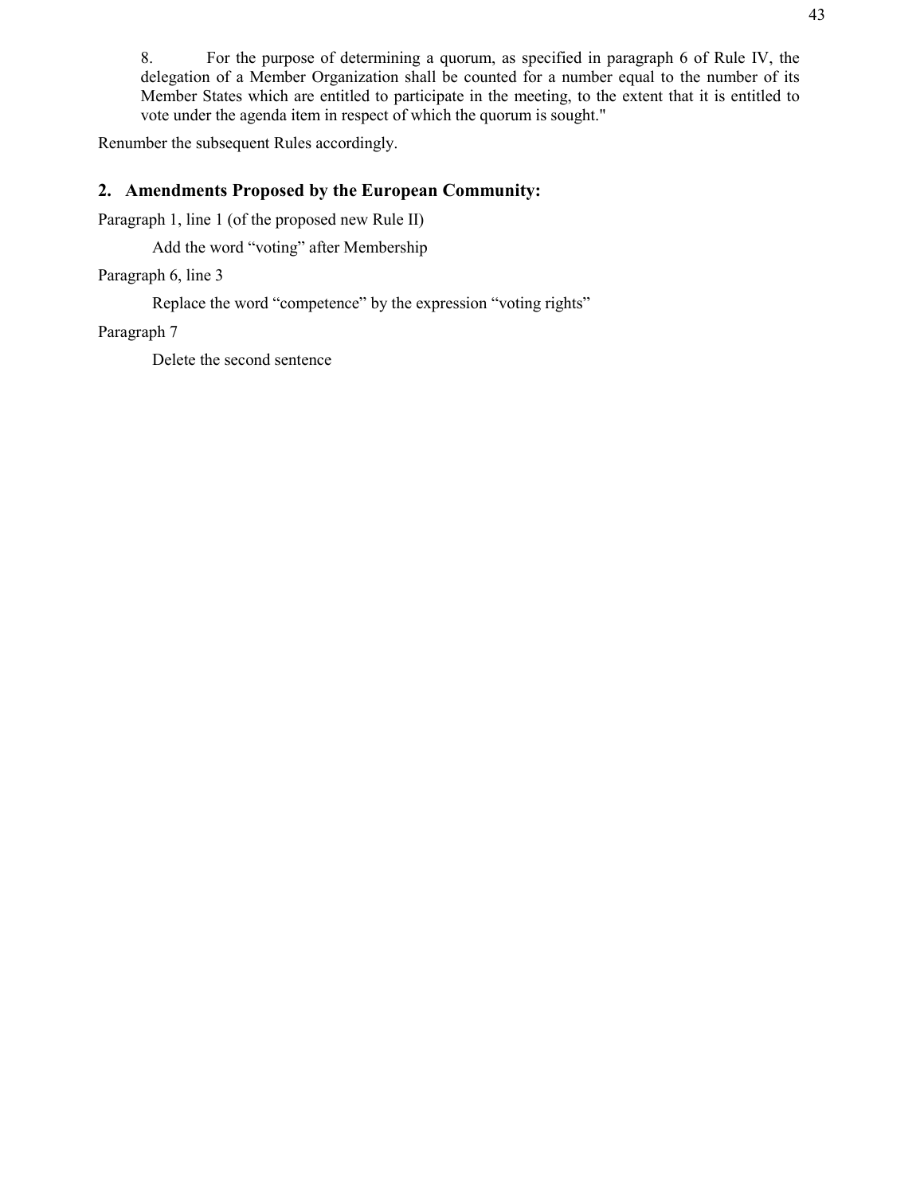8. For the purpose of determining a quorum, as specified in paragraph 6 of Rule IV, the delegation of a Member Organization shall be counted for a number equal to the number of its Member States which are entitled to participate in the meeting, to the extent that it is entitled to vote under the agenda item in respect of which the quorum is sought."

Renumber the subsequent Rules accordingly.

## 2. Amendments Proposed by the European Community:

Paragraph 1, line 1 (of the proposed new Rule II)

Add the word "voting" after Membership

Paragraph 6, line 3

Replace the word "competence" by the expression "voting rights"

Paragraph 7

Delete the second sentence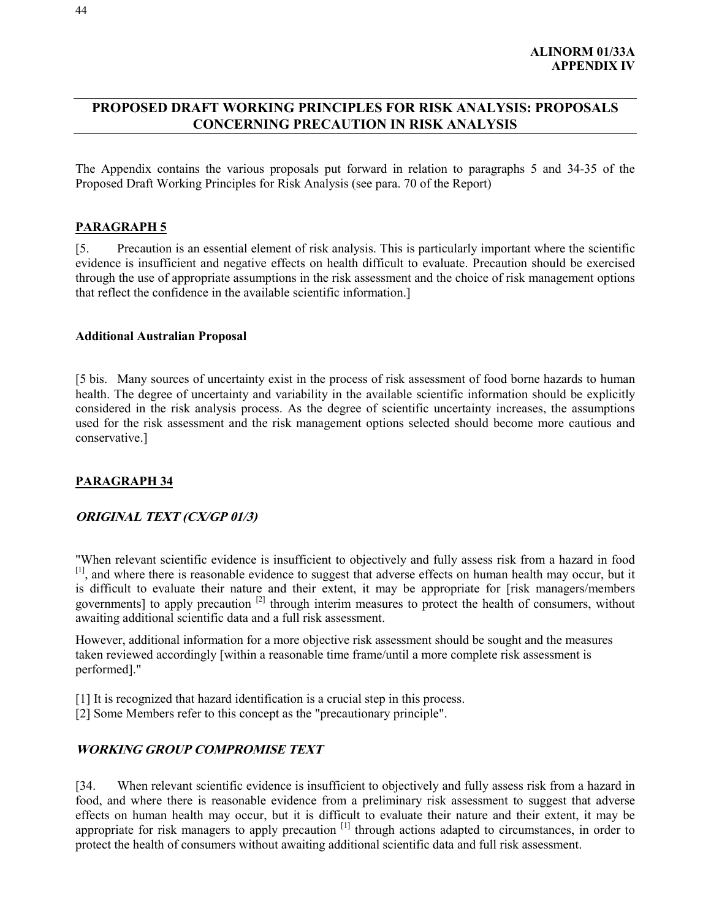**ALINORM 01/33A**
**APPENDIX IV**

## PROPOSED DRAFT WORKING PRINCIPLES FOR RISK ANALYSIS: PROPOSALS CONCERNING PRECAUTION IN RISK ANALYSIS

The Appendix contains the various proposals put forward in relation to paragraphs 5 and 34-35 of the Proposed Draft Working Principles for Risk Analysis (see para. 70 of the Report)

### PARAGRAPH 5

[5. Precaution is an essential element of risk analysis. This is particularly important where the scientific evidence is insufficient and negative effects on health difficult to evaluate. Precaution should be exercised through the use of appropriate assumptions in the risk assessment and the choice of risk management options that reflect the confidence in the available scientific information.]

#### Additional Australian Proposal

[5 bis. Many sources of uncertainty exist in the process of risk assessment of food borne hazards to human health. The degree of uncertainty and variability in the available scientific information should be explicitly considered in the risk analysis process. As the degree of scientific uncertainty increases, the assumptions used for the risk assessment and the risk management options selected should become more cautious and conservative.]

### PARAGRAPH 34

#### *ORIGINAL TEXT (CX/GP 01/3)*

"When relevant scientific evidence is insufficient to objectively and fully assess risk from a hazard in food [1], and where there is reasonable evidence to suggest that adverse effects on human health may occur, but it is difficult to evaluate their nature and their extent, it may be appropriate for [risk managers/members governments] to apply precaution [2] through interim measures to protect the health of consumers, without awaiting additional scientific data and a full risk assessment.

However, additional information for a more objective risk assessment should be sought and the measures taken reviewed accordingly [within a reasonable time frame/until a more complete risk assessment is performed]."

[1] It is recognized that hazard identification is a crucial step in this process.
[2] Some Members refer to this concept as the "precautionary principle".

#### *WORKING GROUP COMPROMISE TEXT*

[34. When relevant scientific evidence is insufficient to objectively and fully assess risk from a hazard in food, and where there is reasonable evidence from a preliminary risk assessment to suggest that adverse effects on human health may occur, but it is difficult to evaluate their nature and their extent, it may be appropriate for risk managers to apply precaution [1] through actions adapted to circumstances, in order to protect the health of consumers without awaiting additional scientific data and full risk assessment.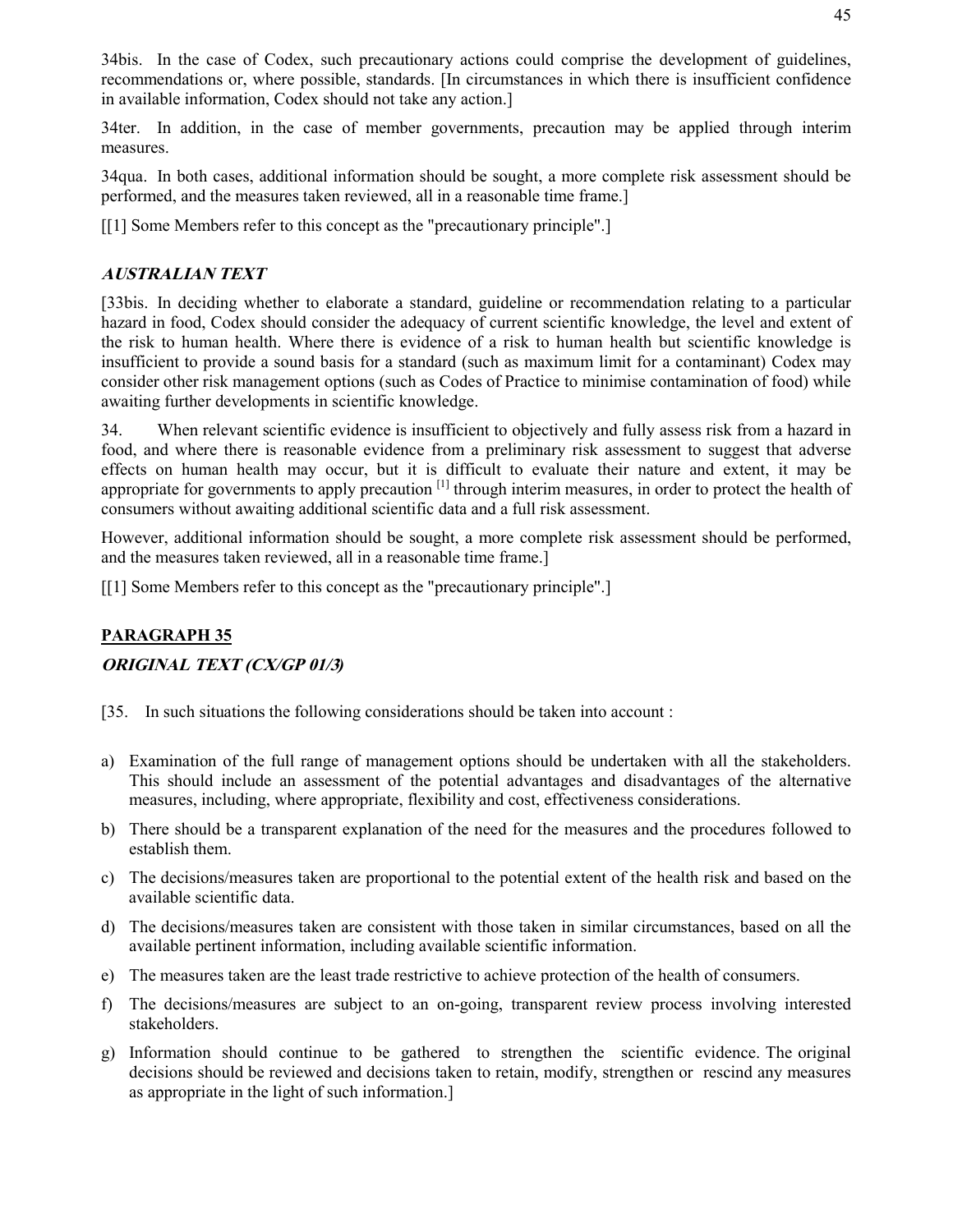34bis. In the case of Codex, such precautionary actions could comprise the development of guidelines, recommendations or, where possible, standards. [In circumstances in which there is insufficient confidence in available information, Codex should not take any action.]

34ter. In addition, in the case of member governments, precaution may be applied through interim measures.

34qua. In both cases, additional information should be sought, a more complete risk assessment should be performed, and the measures taken reviewed, all in a reasonable time frame.]

[[1] Some Members refer to this concept as the "precautionary principle".]

### *AUSTRALIAN TEXT*

[33bis. In deciding whether to elaborate a standard, guideline or recommendation relating to a particular hazard in food, Codex should consider the adequacy of current scientific knowledge, the level and extent of the risk to human health. Where there is evidence of a risk to human health but scientific knowledge is insufficient to provide a sound basis for a standard (such as maximum limit for a contaminant) Codex may consider other risk management options (such as Codes of Practice to minimise contamination of food) while awaiting further developments in scientific knowledge.

34. When relevant scientific evidence is insufficient to objectively and fully assess risk from a hazard in food, and where there is reasonable evidence from a preliminary risk assessment to suggest that adverse effects on human health may occur, but it is difficult to evaluate their nature and extent, it may be appropriate for governments to apply precaution [1] through interim measures, in order to protect the health of consumers without awaiting additional scientific data and a full risk assessment.

However, additional information should be sought, a more complete risk assessment should be performed, and the measures taken reviewed, all in a reasonable time frame.]

[[1] Some Members refer to this concept as the "precautionary principle".]

## PARAGRAPH 35

### *ORIGINAL TEXT (CX/GP 01/3)*

[35. In such situations the following considerations should be taken into account :

a) Examination of the full range of management options should be undertaken with all the stakeholders. This should include an assessment of the potential advantages and disadvantages of the alternative measures, including, where appropriate, flexibility and cost, effectiveness considerations.

b) There should be a transparent explanation of the need for the measures and the procedures followed to establish them.

c) The decisions/measures taken are proportional to the potential extent of the health risk and based on the available scientific data.

d) The decisions/measures taken are consistent with those taken in similar circumstances, based on all the available pertinent information, including available scientific information.

e) The measures taken are the least trade restrictive to achieve protection of the health of consumers.

f) The decisions/measures are subject to an on-going, transparent review process involving interested stakeholders.

g) Information should continue to be gathered to strengthen the scientific evidence. The original decisions should be reviewed and decisions taken to retain, modify, strengthen or rescind any measures as appropriate in the light of such information.]